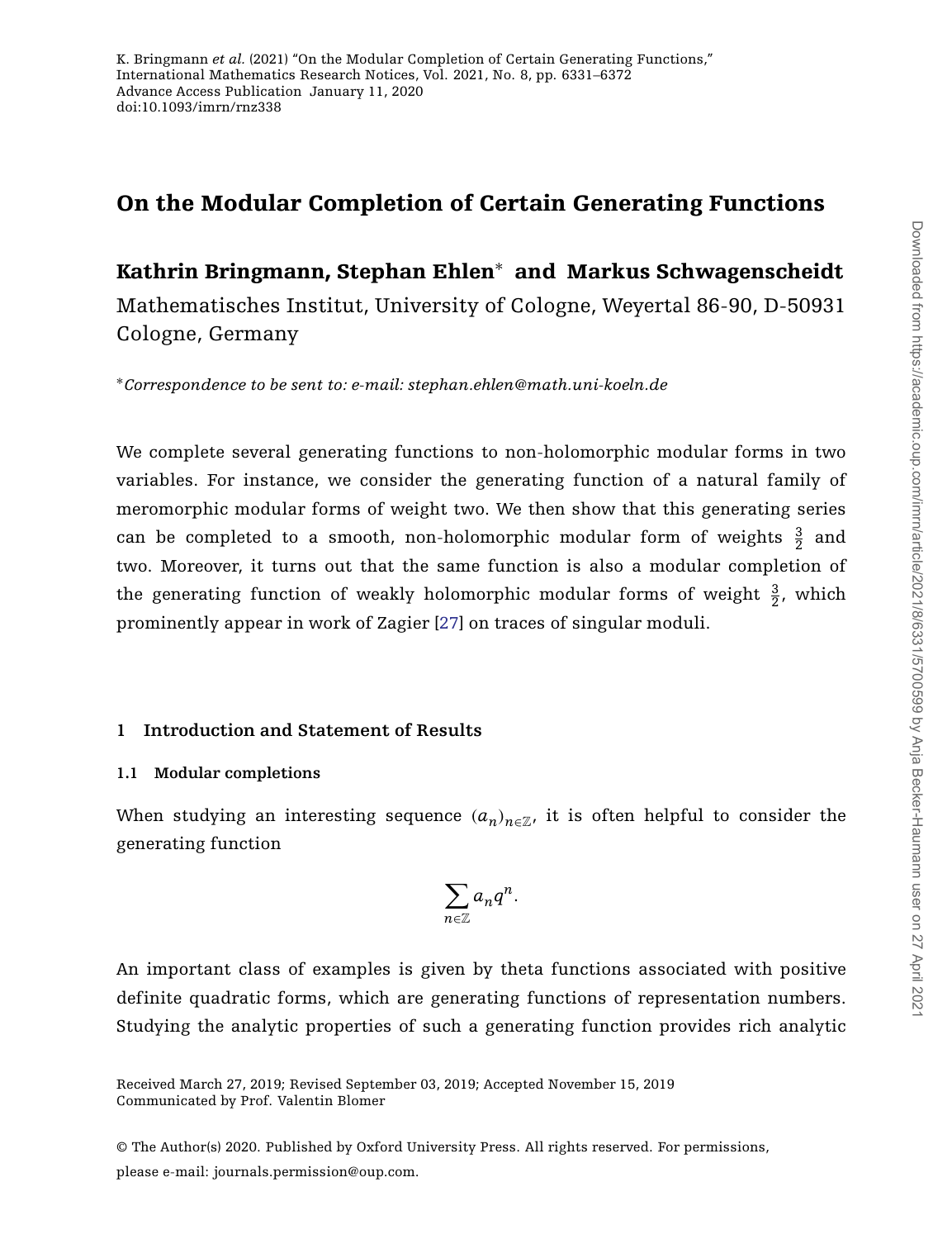# On the Modular Completion of Certain Generating Functions

## Kathrin Bringmann, Stephan Ehlen* and Markus Schwagenscheidt

Mathematisches Institut, University of Cologne, Weyertal 86-90, D-50931 Cologne, Germany

*Correspondence to be sent to: e-mail: stephan.ehlen@math.uni-koeln.de

We complete several generating functions to non-holomorphic modular forms in two variables. For instance, we consider the generating function of a natural family of meromorphic modular forms of weight two. We then show that this generating series can be completed to a smooth, non-holomorphic modular form of weights $\frac{3}{2}$ and two. Moreover, it turns out that the same function is also a modular completion of the generating function of weakly holomorphic modular forms of weight $\frac{3}{2}$, which prominently appear in work of Zagier [27] on traces of singular moduli.

## 1 Introduction and Statement of Results

### 1.1 Modular completions

When studying an interesting sequence $(a_n)_{n\in\mathbb{Z}}$, it is often helpful to consider the generating function

$$\sum_{n\in\mathbb{Z}} a_n q^n.$$

An important class of examples is given by theta functions associated with positive definite quadratic forms, which are generating functions of representation numbers. Studying the analytic properties of such a generating function provides rich analytic

Received March 27, 2019; Revised September 03, 2019; Accepted November 15, 2019
Communicated by Prof. Valentin Blomer

© The Author(s) 2020. Published by Oxford University Press. All rights reserved. For permissions, please e-mail: journals.permission@oup.com.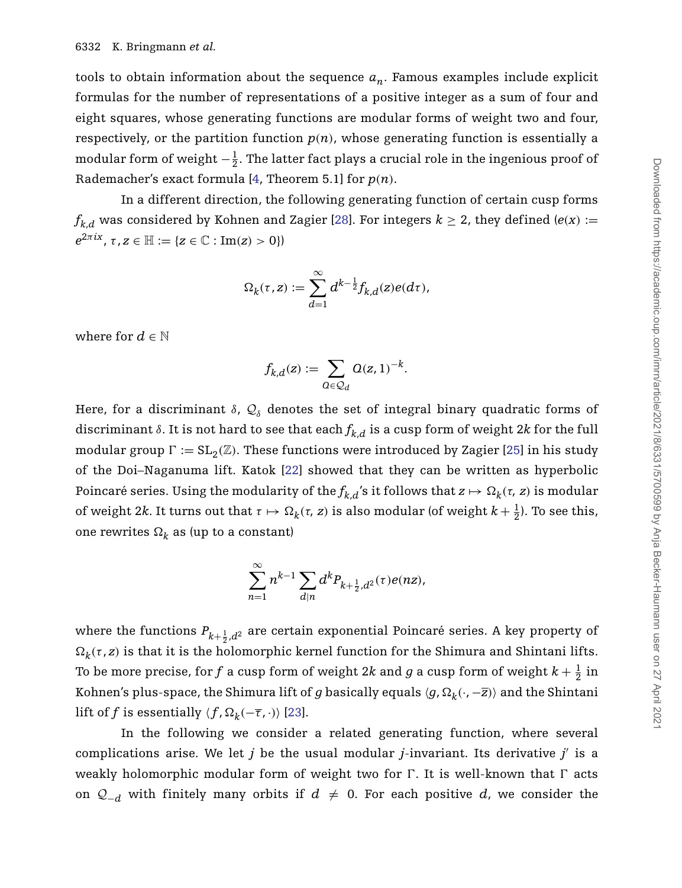tools to obtain information about the sequence $a_n$. Famous examples include explicit formulas for the number of representations of a positive integer as a sum of four and eight squares, whose generating functions are modular forms of weight two and four, respectively, or the partition function $p(n)$, whose generating function is essentially a modular form of weight $-\frac{1}{2}$. The latter fact plays a crucial role in the ingenious proof of Rademacher's exact formula [4, Theorem 5.1] for $p(n)$.

In a different direction, the following generating function of certain cusp forms $f_{k,d}$ was considered by Kohnen and Zagier [28]. For integers $k \geq 2$, they defined ($e(x) := e^{2\pi i x}$, $\tau, z \in \mathbb{H} := \{z \in \mathbb{C} : \mathrm{Im}(z) > 0\}$)

$$\Omega_k(\tau, z) := \sum_{d=1}^{\infty} d^{k-\frac{1}{2}} f_{k,d}(z) e(d\tau),$$

where for $d \in \mathbb{N}$

$$f_{k,d}(z) := \sum_{Q \in \mathcal{Q}_d} Q(z,1)^{-k}.$$

Here, for a discriminant $\delta$, $\mathcal{Q}_\delta$ denotes the set of integral binary quadratic forms of discriminant $\delta$. It is not hard to see that each $f_{k,d}$ is a cusp form of weight $2k$ for the full modular group $\Gamma := \mathrm{SL}_2(\mathbb{Z})$. These functions were introduced by Zagier [25] in his study of the Doi–Naganuma lift. Katok [22] showed that they can be written as hyperbolic Poincaré series. Using the modularity of the $f_{k,d}$'s it follows that $z \mapsto \Omega_k(\tau, z)$ is modular of weight $2k$. It turns out that $\tau \mapsto \Omega_k(\tau, z)$ is also modular (of weight $k + \frac{1}{2}$). To see this, one rewrites $\Omega_k$ as (up to a constant)

$$\sum_{n=1}^{\infty} n^{k-1} \sum_{d|n} d^k P_{k+\frac{1}{2}, d^2}(\tau) e(nz),$$

where the functions $P_{k+\frac{1}{2}, d^2}$ are certain exponential Poincaré series. A key property of $\Omega_k(\tau, z)$ is that it is the holomorphic kernel function for the Shimura and Shintani lifts. To be more precise, for $f$ a cusp form of weight $2k$ and $g$ a cusp form of weight $k + \frac{1}{2}$ in Kohnen's plus-space, the Shimura lift of $g$ basically equals $\langle g, \Omega_k(\cdot, -\overline{z})\rangle$ and the Shintani lift of $f$ is essentially $\langle f, \Omega_k(-\overline{\tau}, \cdot)\rangle$ [23].

In the following we consider a related generating function, where several complications arise. We let $j$ be the usual modular $j$-invariant. Its derivative $j'$ is a weakly holomorphic modular form of weight two for $\Gamma$. It is well-known that $\Gamma$ acts on $\mathcal{Q}_{-d}$ with finitely many orbits if $d \neq 0$. For each positive $d$, we consider the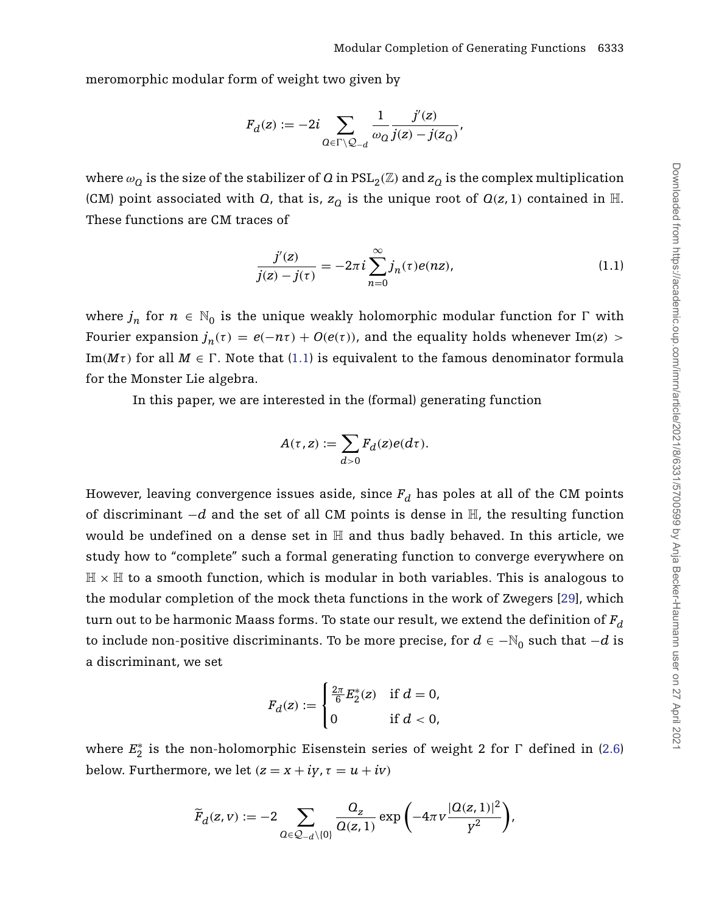meromorphic modular form of weight two given by

$$F_d(z) := -2i \sum_{Q \in \Gamma \backslash \mathcal{Q}_{-d}} \frac{1}{\omega_Q} \frac{j'(z)}{j(z) - j(z_Q)},$$

where $\omega_Q$ is the size of the stabilizer of $Q$ in $\mathrm{PSL}_2(\mathbb{Z})$ and $z_Q$ is the complex multiplication (CM) point associated with $Q$, that is, $z_Q$ is the unique root of $Q(z,1)$ contained in $\mathbb{H}$. These functions are CM traces of

$$\frac{j'(z)}{j(z) - j(\tau)} = -2\pi i \sum_{n=0}^{\infty} j_n(\tau) e(nz), \tag{1.1}$$

where $j_n$ for $n \in \mathbb{N}_0$ is the unique weakly holomorphic modular function for $\Gamma$ with Fourier expansion $j_n(\tau) = e(-n\tau) + O(e(\tau))$, and the equality holds whenever $\mathrm{Im}(z) > \mathrm{Im}(M\tau)$ for all $M \in \Gamma$. Note that (1.1) is equivalent to the famous denominator formula for the Monster Lie algebra.

In this paper, we are interested in the (formal) generating function

$$A(\tau, z) := \sum_{d>0} F_d(z) e(d\tau).$$

However, leaving convergence issues aside, since $F_d$ has poles at all of the CM points of discriminant $-d$ and the set of all CM points is dense in $\mathbb{H}$, the resulting function would be undefined on a dense set in $\mathbb{H}$ and thus badly behaved. In this article, we study how to "complete" such a formal generating function to converge everywhere on $\mathbb{H} \times \mathbb{H}$ to a smooth function, which is modular in both variables. This is analogous to the modular completion of the mock theta functions in the work of Zwegers [29], which turn out to be harmonic Maass forms. To state our result, we extend the definition of $F_d$ to include non-positive discriminants. To be more precise, for $d \in -\mathbb{N}_0$ such that $-d$ is a discriminant, we set

$$F_d(z) := \begin{cases} \frac{2\pi}{6} E_2^*(z) & \text{if } d = 0, \\ 0 & \text{if } d < 0, \end{cases}$$

where $E_2^*$ is the non-holomorphic Eisenstein series of weight 2 for $\Gamma$ defined in (2.6) below. Furthermore, we let $(z = x + iy, \tau = u + iv)$

$$\widetilde{F}_d(z, v) := -2 \sum_{Q \in \mathcal{Q}_{-d} \setminus \{0\}} \frac{Q_z}{Q(z,1)} \exp\left(-4\pi v \frac{|Q(z,1)|^2}{y^2}\right),$$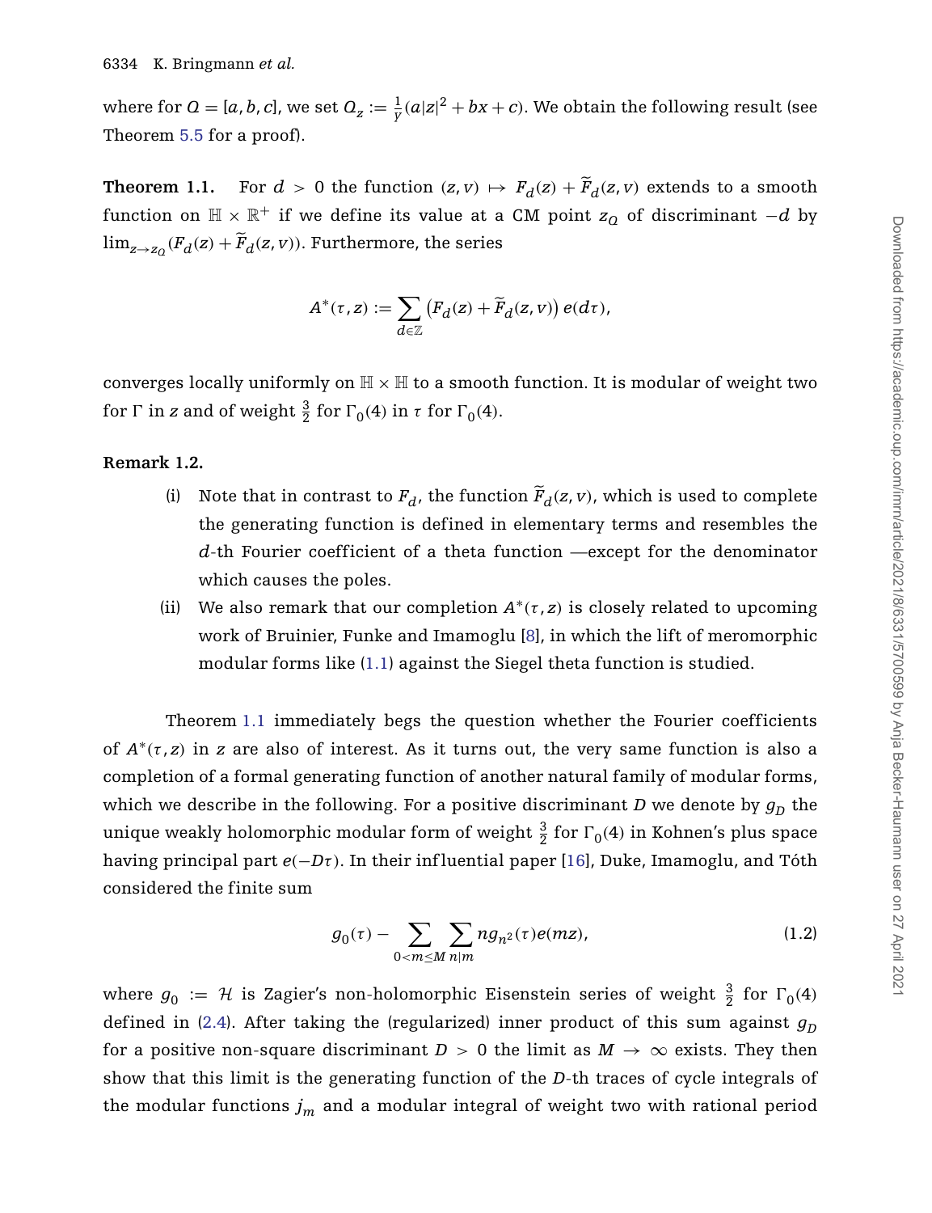where for $Q = [a, b, c]$, we set $Q_z := \frac{1}{y}(a|z|^2 + bx + c)$. We obtain the following result (see Theorem 5.5 for a proof).

**Theorem 1.1.** For $d > 0$ the function $(z, v) \mapsto F_d(z) + \widetilde{F}_d(z, v)$ extends to a smooth function on $\mathbb{H} \times \mathbb{R}^+$ if we define its value at a CM point $z_Q$ of discriminant $-d$ by $\lim_{z \to z_Q}(F_d(z) + \widetilde{F}_d(z, v))$. Furthermore, the series

$$A^*(\tau, z) := \sum_{d \in \mathbb{Z}} \left(F_d(z) + \widetilde{F}_d(z, v)\right) e(d\tau),$$

converges locally uniformly on $\mathbb{H} \times \mathbb{H}$ to a smooth function. It is modular of weight two for $\Gamma$ in $z$ and of weight $\frac{3}{2}$ for $\Gamma_0(4)$ in $\tau$ for $\Gamma_0(4)$.

**Remark 1.2.**

- (i) Note that in contrast to $F_d$, the function $\widetilde{F}_d(z, v)$, which is used to complete the generating function is defined in elementary terms and resembles the $d$-th Fourier coefficient of a theta function —except for the denominator which causes the poles.
- (ii) We also remark that our completion $A^*(\tau, z)$ is closely related to upcoming work of Bruinier, Funke and Imamoglu [8], in which the lift of meromorphic modular forms like (1.1) against the Siegel theta function is studied.

Theorem 1.1 immediately begs the question whether the Fourier coefficients of $A^*(\tau, z)$ in $z$ are also of interest. As it turns out, the very same function is also a completion of a formal generating function of another natural family of modular forms, which we describe in the following. For a positive discriminant $D$ we denote by $g_D$ the unique weakly holomorphic modular form of weight $\frac{3}{2}$ for $\Gamma_0(4)$ in Kohnen's plus space having principal part $e(-D\tau)$. In their influential paper [16], Duke, Imamoglu, and Tóth considered the finite sum

$$g_0(\tau) - \sum_{0 < m \leq M} \sum_{n | m} n g_{n^2}(\tau) e(mz), \tag{1.2}$$

where $g_0 := \mathcal{H}$ is Zagier's non-holomorphic Eisenstein series of weight $\frac{3}{2}$ for $\Gamma_0(4)$ defined in (2.4). After taking the (regularized) inner product of this sum against $g_D$ for a positive non-square discriminant $D > 0$ the limit as $M \to \infty$ exists. They then show that this limit is the generating function of the $D$-th traces of cycle integrals of the modular functions $j_m$ and a modular integral of weight two with rational period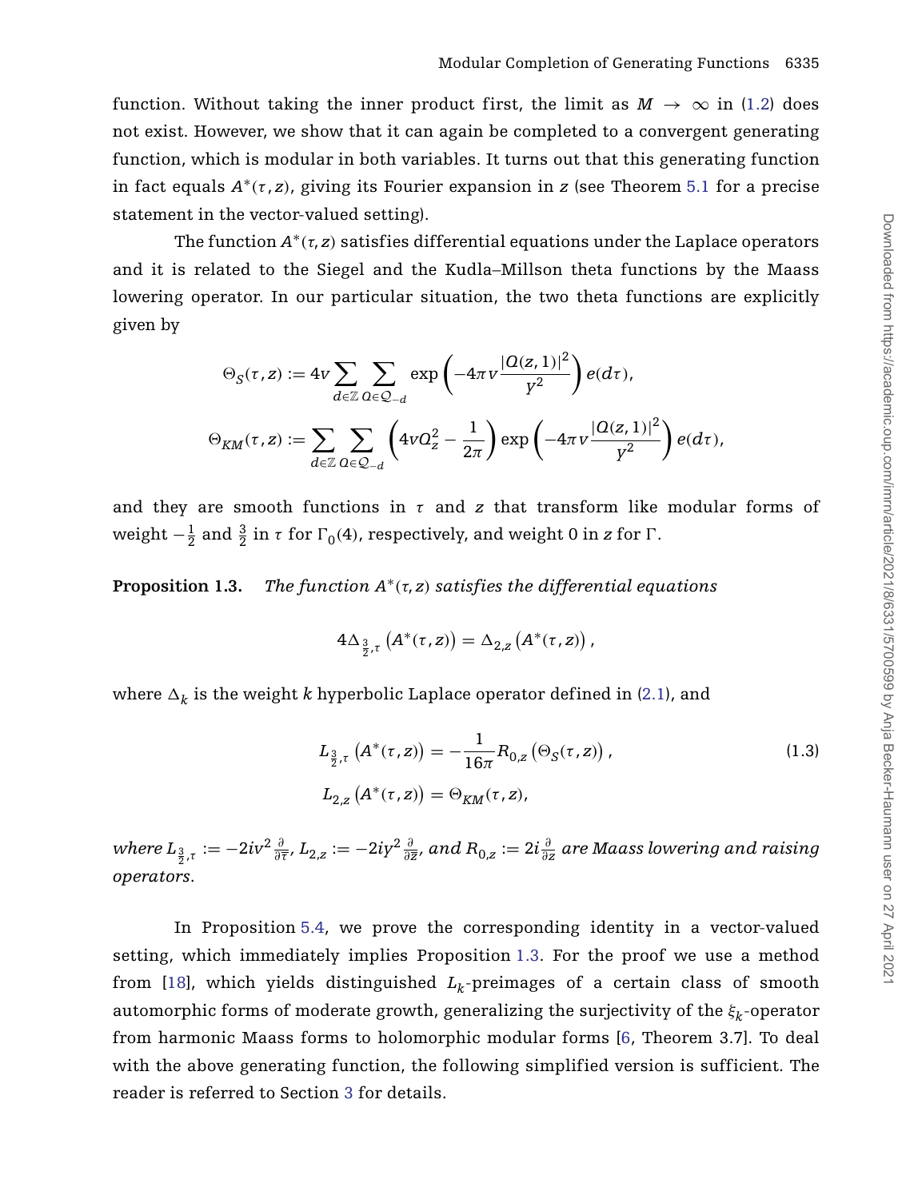function. Without taking the inner product first, the limit as $M \to \infty$ in (1.2) does not exist. However, we show that it can again be completed to a convergent generating function, which is modular in both variables. It turns out that this generating function in fact equals $A^*(\tau, z)$, giving its Fourier expansion in $z$ (see Theorem 5.1 for a precise statement in the vector-valued setting).

The function $A^*(\tau, z)$ satisfies differential equations under the Laplace operators and it is related to the Siegel and the Kudla–Millson theta functions by the Maass lowering operator. In our particular situation, the two theta functions are explicitly given by

$$\Theta_S(\tau, z) := 4v \sum_{d\in\mathbb{Z}} \sum_{Q\in\mathcal{Q}_{-d}} \exp\left(-4\pi v \frac{|Q(z,1)|^2}{y^2}\right) e(d\tau),$$

$$\Theta_{KM}(\tau, z) := \sum_{d\in\mathbb{Z}} \sum_{Q\in\mathcal{Q}_{-d}} \left(4vQ_z^2 - \frac{1}{2\pi}\right) \exp\left(-4\pi v \frac{|Q(z,1)|^2}{y^2}\right) e(d\tau),$$

and they are smooth functions in $\tau$ and $z$ that transform like modular forms of weight $-\frac{1}{2}$ and $\frac{3}{2}$ in $\tau$ for $\Gamma_0(4)$, respectively, and weight 0 in $z$ for $\Gamma$.

**Proposition 1.3.** *The function $A^*(\tau, z)$ satisfies the differential equations*

$$4\Delta_{\frac{3}{2},\tau}\left(A^*(\tau, z)\right) = \Delta_{2,z}\left(A^*(\tau, z)\right),$$

*where $\Delta_k$ is the weight $k$ hyperbolic Laplace operator defined in (2.1), and*

$$L_{\frac{3}{2},\tau}\left(A^*(\tau, z)\right) = -\frac{1}{16\pi} R_{0,z}\left(\Theta_S(\tau, z)\right), \tag{1.3}$$

$$L_{2,z}\left(A^*(\tau, z)\right) = \Theta_{KM}(\tau, z),$$

*where $L_{\frac{3}{2},\tau} := -2iv^2 \frac{\partial}{\partial \overline{\tau}}$, $L_{2,z} := -2iy^2 \frac{\partial}{\partial \overline{z}}$, and $R_{0,z} := 2i \frac{\partial}{\partial z}$ are Maass lowering and raising operators.*

In Proposition 5.4, we prove the corresponding identity in a vector-valued setting, which immediately implies Proposition 1.3. For the proof we use a method from [18], which yields distinguished $L_k$-preimages of a certain class of smooth automorphic forms of moderate growth, generalizing the surjectivity of the $\xi_k$-operator from harmonic Maass forms to holomorphic modular forms [6, Theorem 3.7]. To deal with the above generating function, the following simplified version is sufficient. The reader is referred to Section 3 for details.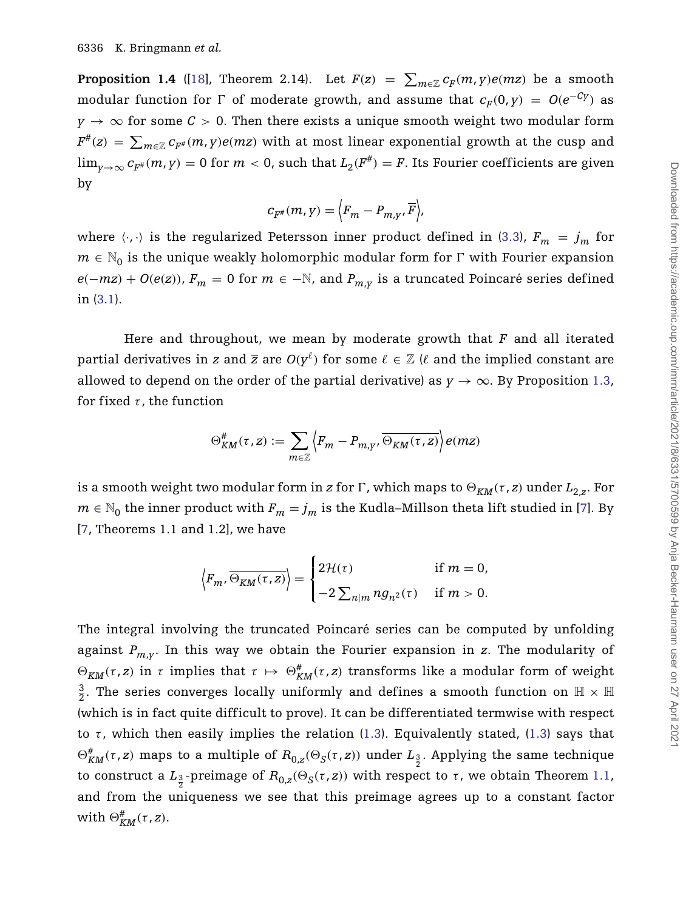**Proposition 1.4** ([18], Theorem 2.14). Let $F(z) = \sum_{m\in\mathbb{Z}} c_F(m,y)e(mz)$ be a smooth modular function for $\Gamma$ of moderate growth, and assume that $c_F(0,y) = O(e^{-Cy})$ as $y \to \infty$ for some $C > 0$. Then there exists a unique smooth weight two modular form $F^\#(z) = \sum_{m\in\mathbb{Z}} c_{F^\#}(m,y)e(mz)$ with at most linear exponential growth at the cusp and $\lim_{y\to\infty} c_{F^\#}(m,y) = 0$ for $m < 0$, such that $L_2(F^\#) = F$. Its Fourier coefficients are given by

$$c_{F^\#}(m,y) = \left\langle F_m - P_{m,y}, \overline{F}\right\rangle,$$

where $\langle\cdot,\cdot\rangle$ is the regularized Petersson inner product defined in (3.3), $F_m = j_m$ for $m \in \mathbb{N}_0$ is the unique weakly holomorphic modular form for $\Gamma$ with Fourier expansion $e(-mz) + O(e(z))$, $F_m = 0$ for $m \in -\mathbb{N}$, and $P_{m,y}$ is a truncated Poincaré series defined in (3.1).

Here and throughout, we mean by moderate growth that $F$ and all iterated partial derivatives in $z$ and $\overline{z}$ are $O(y^\ell)$ for some $\ell \in \mathbb{Z}$ ($\ell$ and the implied constant are allowed to depend on the order of the partial derivative) as $y \to \infty$. By Proposition 1.3, for fixed $\tau$, the function

$$\Theta^\#_{KM}(\tau,z) := \sum_{m\in\mathbb{Z}} \left\langle F_m - P_{m,y}, \overline{\Theta_{KM}(\tau,z)}\right\rangle e(mz)$$

is a smooth weight two modular form in $z$ for $\Gamma$, which maps to $\Theta_{KM}(\tau,z)$ under $L_{2,z}$. For $m \in \mathbb{N}_0$ the inner product with $F_m = j_m$ is the Kudla–Millson theta lift studied in [7]. By [7, Theorems 1.1 and 1.2], we have

$$\left\langle F_m, \overline{\Theta_{KM}(\tau,z)}\right\rangle = \begin{cases} 2\mathcal{H}(\tau) & \text{if } m = 0, \\ -2\sum_{n|m} n g_{n^2}(\tau) & \text{if } m > 0. \end{cases}$$

The integral involving the truncated Poincaré series can be computed by unfolding against $P_{m,y}$. In this way we obtain the Fourier expansion in $z$. The modularity of $\Theta_{KM}(\tau,z)$ in $\tau$ implies that $\tau \mapsto \Theta^\#_{KM}(\tau,z)$ transforms like a modular form of weight $\frac{3}{2}$. The series converges locally uniformly and defines a smooth function on $\mathbb{H}\times\mathbb{H}$ (which is in fact quite difficult to prove). It can be differentiated termwise with respect to $\tau$, which then easily implies the relation (1.3). Equivalently stated, (1.3) says that $\Theta^\#_{KM}(\tau,z)$ maps to a multiple of $R_{0,z}(\Theta_S(\tau,z))$ under $L_{\frac{3}{2}}$. Applying the same technique to construct a $L_{\frac{3}{2}}$-preimage of $R_{0,z}(\Theta_S(\tau,z))$ with respect to $\tau$, we obtain Theorem 1.1, and from the uniqueness we see that this preimage agrees up to a constant factor with $\Theta^\#_{KM}(\tau,z)$.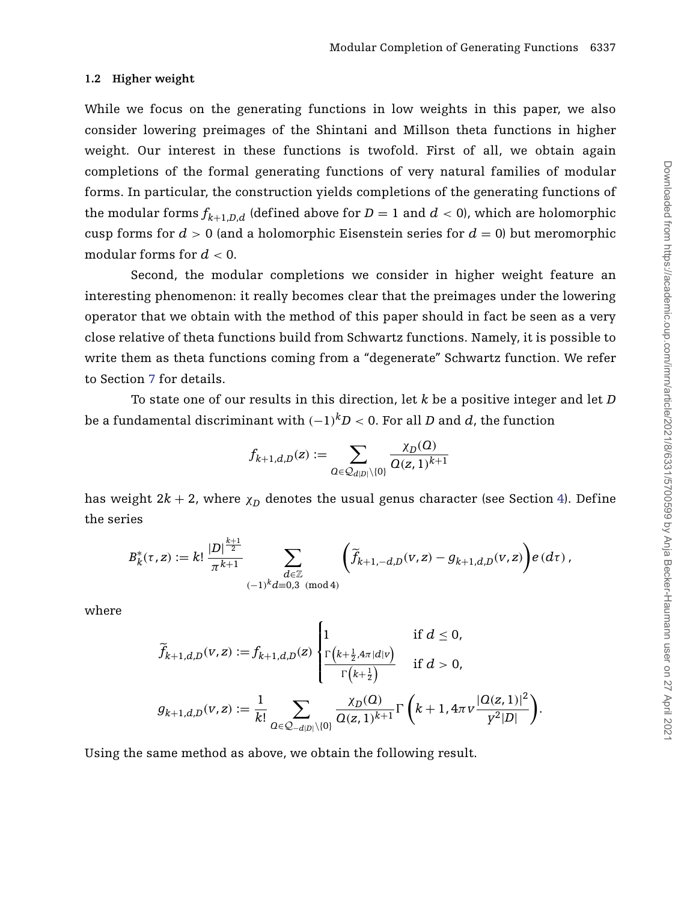### 1.2 Higher weight

While we focus on the generating functions in low weights in this paper, we also consider lowering preimages of the Shintani and Millson theta functions in higher weight. Our interest in these functions is twofold. First of all, we obtain again completions of the formal generating functions of very natural families of modular forms. In particular, the construction yields completions of the generating functions of the modular forms $f_{k+1,D,d}$ (defined above for $D=1$ and $d<0$), which are holomorphic cusp forms for $d>0$ (and a holomorphic Eisenstein series for $d=0$) but meromorphic modular forms for $d<0$.

Second, the modular completions we consider in higher weight feature an interesting phenomenon: it really becomes clear that the preimages under the lowering operator that we obtain with the method of this paper should in fact be seen as a very close relative of theta functions build from Schwartz functions. Namely, it is possible to write them as theta functions coming from a "degenerate" Schwartz function. We refer to Section 7 for details.

To state one of our results in this direction, let $k$ be a positive integer and let $D$ be a fundamental discriminant with $(-1)^k D < 0$. For all $D$ and $d$, the function

$$f_{k+1,d,D}(z) := \sum_{Q \in \mathcal{Q}_{d|D|}\setminus\{0\}} \frac{\chi_D(Q)}{Q(z,1)^{k+1}}$$

has weight $2k+2$, where $\chi_D$ denotes the usual genus character (see Section 4). Define the series

$$B_k^*(\tau,z) := k!\,\frac{|D|^{\frac{k+1}{2}}}{\pi^{k+1}} \sum_{\substack{d\in\mathbb{Z} \\ (-1)^k d \equiv 0,3 \pmod 4}} \left(\widetilde{f}_{k+1,-d,D}(v,z) - g_{k+1,d,D}(v,z)\right) e\left(d\tau\right),$$

where

$$\widetilde{f}_{k+1,d,D}(v,z) := f_{k+1,d,D}(z) \begin{cases} 1 & \text{if } d \le 0, \\ \frac{\Gamma\left(k+\frac{1}{2}, 4\pi |d| v\right)}{\Gamma\left(k+\frac{1}{2}\right)} & \text{if } d > 0, \end{cases}$$

$$g_{k+1,d,D}(v,z) := \frac{1}{k!} \sum_{Q \in \mathcal{Q}_{-d|D|}\setminus\{0\}} \frac{\chi_D(Q)}{Q(z,1)^{k+1}} \Gamma\left(k+1, 4\pi v \frac{|Q(z,1)|^2}{y^2|D|}\right).$$

Using the same method as above, we obtain the following result.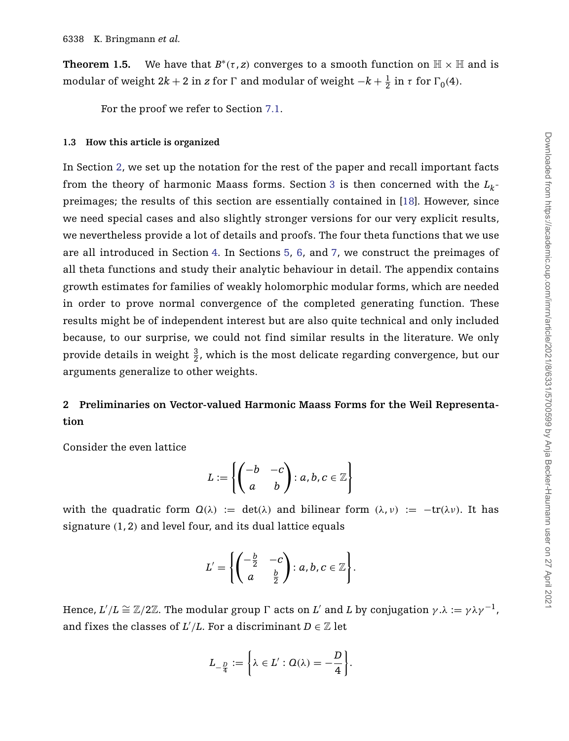**Theorem 1.5.** We have that $B^*(\tau, z)$ converges to a smooth function on $\mathbb{H} \times \mathbb{H}$ and is modular of weight $2k+2$ in $z$ for $\Gamma$ and modular of weight $-k+\frac{1}{2}$ in $\tau$ for $\Gamma_0(4)$.

For the proof we refer to Section 7.1.

### 1.3 How this article is organized

In Section 2, we set up the notation for the rest of the paper and recall important facts from the theory of harmonic Maass forms. Section 3 is then concerned with the $L_k$-preimages; the results of this section are essentially contained in [18]. However, since we need special cases and also slightly stronger versions for our very explicit results, we nevertheless provide a lot of details and proofs. The four theta functions that we use are all introduced in Section 4. In Sections 5, 6, and 7, we construct the preimages of all theta functions and study their analytic behaviour in detail. The appendix contains growth estimates for families of weakly holomorphic modular forms, which are needed in order to prove normal convergence of the completed generating function. These results might be of independent interest but are also quite technical and only included because, to our surprise, we could not find similar results in the literature. We only provide details in weight $\frac{3}{2}$, which is the most delicate regarding convergence, but our arguments generalize to other weights.

## 2 Preliminaries on Vector-valued Harmonic Maass Forms for the Weil Representation

Consider the even lattice

$$L := \left\{ \begin{pmatrix} -b & -c \\ a & b \end{pmatrix} : a, b, c \in \mathbb{Z} \right\}$$

with the quadratic form $Q(\lambda) := \det(\lambda)$ and bilinear form $(\lambda, \nu) := -\operatorname{tr}(\lambda\nu)$. It has signature $(1,2)$ and level four, and its dual lattice equals

$$L' = \left\{ \begin{pmatrix} -\frac{b}{2} & -c \\ a & \frac{b}{2} \end{pmatrix} : a, b, c \in \mathbb{Z} \right\}.$$

Hence, $L'/L \cong \mathbb{Z}/2\mathbb{Z}$. The modular group $\Gamma$ acts on $L'$ and $L$ by conjugation $\gamma.\lambda := \gamma\lambda\gamma^{-1}$, and fixes the classes of $L'/L$. For a discriminant $D \in \mathbb{Z}$ let

$$L_{-\frac{D}{4}} := \left\{ \lambda \in L' : Q(\lambda) = -\frac{D}{4} \right\}.$$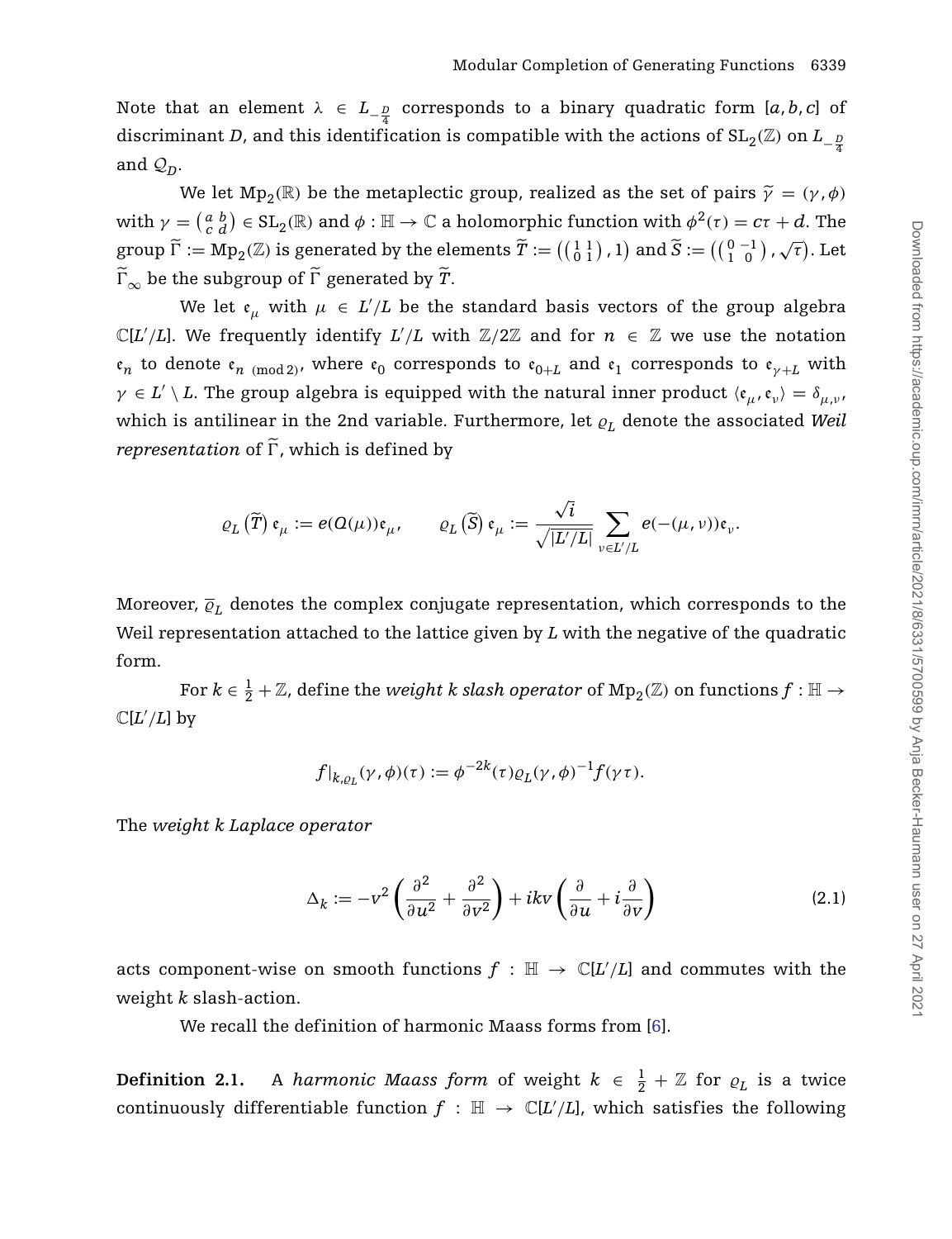Note that an element $\lambda \in L_{-\frac{D}{4}}$ corresponds to a binary quadratic form $[a,b,c]$ of discriminant $D$, and this identification is compatible with the actions of $\mathrm{SL}_2(\mathbb{Z})$ on $L_{-\frac{D}{4}}$ and $\mathcal{Q}_D$.

We let $\mathrm{Mp}_2(\mathbb{R})$ be the metaplectic group, realized as the set of pairs $\widetilde{\gamma} = (\gamma, \phi)$ with $\gamma = \left(\begin{smallmatrix} a & b \\ c & d \end{smallmatrix}\right) \in \mathrm{SL}_2(\mathbb{R})$ and $\phi : \mathbb{H} \to \mathbb{C}$ a holomorphic function with $\phi^2(\tau) = c\tau + d$. The group $\widetilde{\Gamma} := \mathrm{Mp}_2(\mathbb{Z})$ is generated by the elements $\widetilde{T} := \left(\left(\begin{smallmatrix} 1 & 1 \\ 0 & 1 \end{smallmatrix}\right), 1\right)$ and $\widetilde{S} := \left(\left(\begin{smallmatrix} 0 & -1 \\ 1 & 0 \end{smallmatrix}\right), \sqrt{\tau}\right)$. Let $\widetilde{\Gamma}_\infty$ be the subgroup of $\widetilde{\Gamma}$ generated by $\widetilde{T}$.

We let $\mathfrak{e}_\mu$ with $\mu \in L'/L$ be the standard basis vectors of the group algebra $\mathbb{C}[L'/L]$. We frequently identify $L'/L$ with $\mathbb{Z}/2\mathbb{Z}$ and for $n \in \mathbb{Z}$ we use the notation $\mathfrak{e}_n$ to denote $\mathfrak{e}_{n \pmod 2}$, where $\mathfrak{e}_0$ corresponds to $\mathfrak{e}_{0+L}$ and $\mathfrak{e}_1$ corresponds to $\mathfrak{e}_{\gamma+L}$ with $\gamma \in L' \setminus L$. The group algebra is equipped with the natural inner product $\langle \mathfrak{e}_\mu, \mathfrak{e}_\nu \rangle = \delta_{\mu,\nu}$, which is antilinear in the 2nd variable. Furthermore, let $\varrho_L$ denote the associated *Weil representation* of $\widetilde{\Gamma}$, which is defined by

$$\varrho_L\left(\widetilde{T}\right)\mathfrak{e}_\mu := e(Q(\mu))\mathfrak{e}_\mu, \qquad \varrho_L\left(\widetilde{S}\right)\mathfrak{e}_\mu := \frac{\sqrt{i}}{\sqrt{|L'/L|}} \sum_{\nu \in L'/L} e(-(\mu,\nu))\mathfrak{e}_\nu.$$

Moreover, $\overline{\varrho}_L$ denotes the complex conjugate representation, which corresponds to the Weil representation attached to the lattice given by $L$ with the negative of the quadratic form.

For $k \in \frac{1}{2} + \mathbb{Z}$, define the *weight k slash operator* of $\mathrm{Mp}_2(\mathbb{Z})$ on functions $f : \mathbb{H} \to \mathbb{C}[L'/L]$ by

$$f|_{k,\varrho_L}(\gamma,\phi)(\tau) := \phi^{-2k}(\tau)\varrho_L(\gamma,\phi)^{-1}f(\gamma\tau).$$

The *weight k Laplace operator*

$$\Delta_k := -v^2\left(\frac{\partial^2}{\partial u^2} + \frac{\partial^2}{\partial v^2}\right) + ikv\left(\frac{\partial}{\partial u} + i\frac{\partial}{\partial v}\right) \tag{2.1}$$

acts component-wise on smooth functions $f : \mathbb{H} \to \mathbb{C}[L'/L]$ and commutes with the weight $k$ slash-action.

We recall the definition of harmonic Maass forms from [6].

**Definition 2.1.** A *harmonic Maass form* of weight $k \in \frac{1}{2} + \mathbb{Z}$ for $\varrho_L$ is a twice continuously differentiable function $f : \mathbb{H} \to \mathbb{C}[L'/L]$, which satisfies the following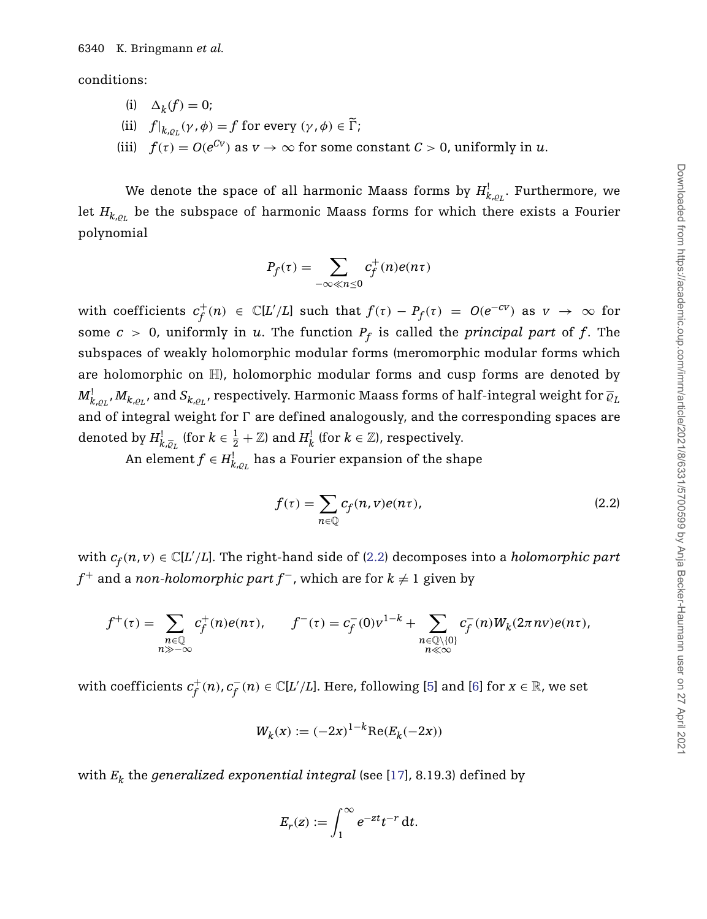conditions:

(i) $\Delta_k(f) = 0$;

(ii) $f|_{k,\varrho_L}(\gamma, \phi) = f$ for every $(\gamma, \phi) \in \widetilde{\Gamma}$;

(iii) $f(\tau) = O(e^{Cv})$ as $v \to \infty$ for some constant $C > 0$, uniformly in $u$.

We denote the space of all harmonic Maass forms by $H^!_{k,\varrho_L}$. Furthermore, we let $H_{k,\varrho_L}$ be the subspace of harmonic Maass forms for which there exists a Fourier polynomial

$$P_f(\tau) = \sum_{-\infty \ll n \leq 0} c_f^+(n) e(n\tau)$$

with coefficients $c_f^+(n) \in \mathbb{C}[L'/L]$ such that $f(\tau) - P_f(\tau) = O(e^{-cv})$ as $v \to \infty$ for some $c > 0$, uniformly in $u$. The function $P_f$ is called the *principal part* of $f$. The subspaces of weakly holomorphic modular forms (meromorphic modular forms which are holomorphic on $\mathbb{H}$), holomorphic modular forms and cusp forms are denoted by $M^!_{k,\varrho_L}, M_{k,\varrho_L}$, and $S_{k,\varrho_L}$, respectively. Harmonic Maass forms of half-integral weight for $\overline{\varrho}_L$ and of integral weight for $\Gamma$ are defined analogously, and the corresponding spaces are denoted by $H^!_{k,\overline{\varrho}_L}$ (for $k \in \frac{1}{2} + \mathbb{Z}$) and $H^!_k$ (for $k \in \mathbb{Z}$), respectively.

An element $f \in H^!_{k,\varrho_L}$ has a Fourier expansion of the shape

$$f(\tau) = \sum_{n \in \mathbb{Q}} c_f(n, v) e(n\tau), \tag{2.2}$$

with $c_f(n, v) \in \mathbb{C}[L'/L]$. The right-hand side of (2.2) decomposes into a *holomorphic part* $f^+$ and a *non-holomorphic part* $f^-$, which are for $k \neq 1$ given by

$$f^+(\tau) = \sum_{\substack{n \in \mathbb{Q} \\ n \gg -\infty}} c_f^+(n) e(n\tau), \qquad f^-(\tau) = c_f^-(0) v^{1-k} + \sum_{\substack{n \in \mathbb{Q} \setminus \{0\} \\ n \ll \infty}} c_f^-(n) W_k(2\pi n v) e(n\tau),$$

with coefficients $c_f^+(n), c_f^-(n) \in \mathbb{C}[L'/L]$. Here, following [5] and [6] for $x \in \mathbb{R}$, we set

$$W_k(x) := (-2x)^{1-k} \mathrm{Re}(E_k(-2x))$$

with $E_k$ the *generalized exponential integral* (see [17], 8.19.3) defined by

$$E_r(z) := \int_1^\infty e^{-zt} t^{-r} \, \mathrm{d}t.$$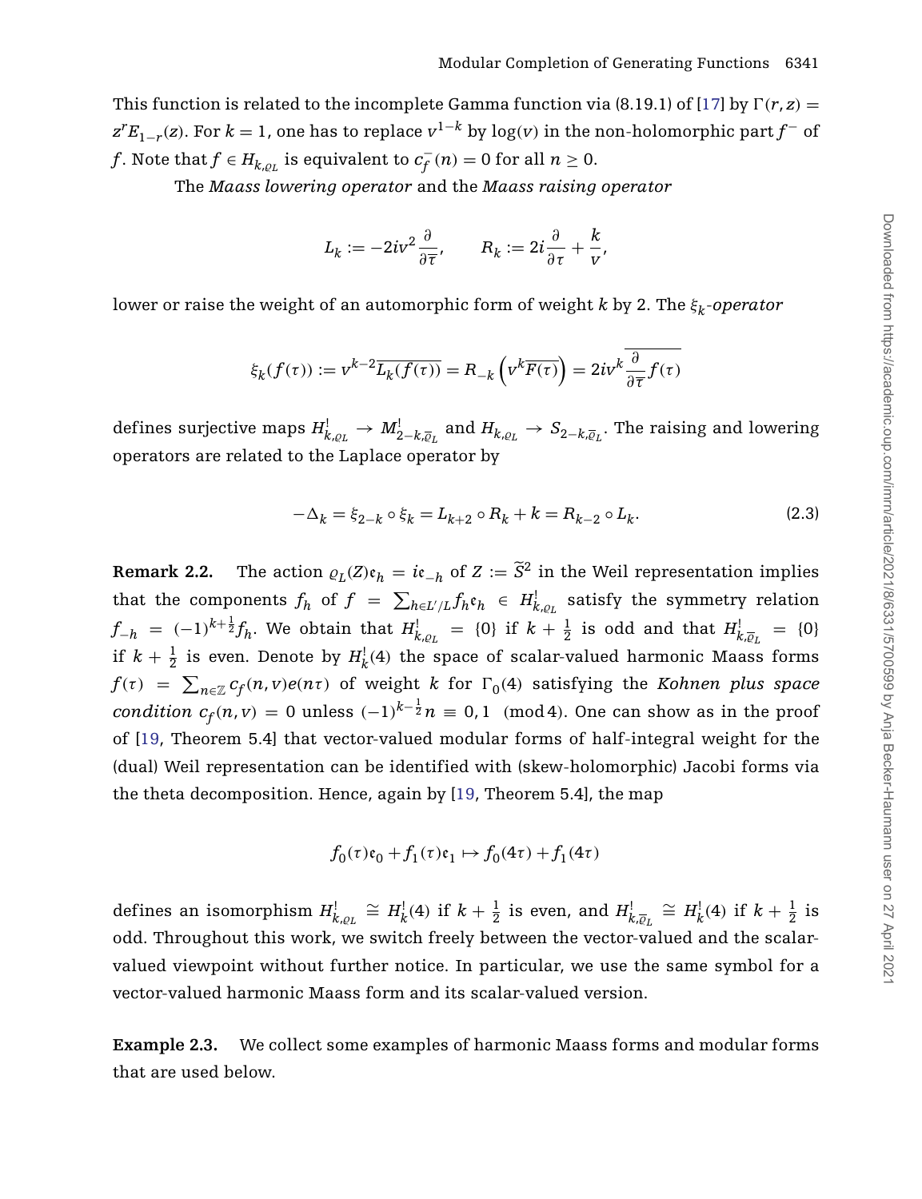This function is related to the incomplete Gamma function via (8.19.1) of [17] by $\Gamma(r,z) = z^r E_{1-r}(z)$. For $k=1$, one has to replace $v^{1-k}$ by $\log(v)$ in the non-holomorphic part $f^-$ of $f$. Note that $f \in H_{k,\varrho_L}$ is equivalent to $c_f^-(n) = 0$ for all $n \geq 0$.

The *Maass lowering operator* and the *Maass raising operator*

$$L_k := -2iv^2 \frac{\partial}{\partial \overline{\tau}}, \qquad R_k := 2i\frac{\partial}{\partial \tau} + \frac{k}{v},$$

lower or raise the weight of an automorphic form of weight $k$ by 2. The $\xi_k$*-operator*

$$\xi_k(f(\tau)) := v^{k-2}\overline{L_k(f(\tau))} = R_{-k}\left(v^k \overline{F(\tau)}\right) = 2iv^k \overline{\frac{\partial}{\partial \overline{\tau}} f(\tau)}$$

defines surjective maps $H^!_{k,\varrho_L} \to M^!_{2-k,\overline{\varrho}_L}$ and $H_{k,\varrho_L} \to S_{2-k,\overline{\varrho}_L}$. The raising and lowering operators are related to the Laplace operator by

$$-\Delta_k = \xi_{2-k} \circ \xi_k = L_{k+2} \circ R_k + k = R_{k-2} \circ L_k. \tag{2.3}$$

**Remark 2.2.** The action $\varrho_L(Z)\mathfrak{e}_h = i\mathfrak{e}_{-h}$ of $Z := \widetilde{S}^2$ in the Weil representation implies that the components $f_h$ of $f = \sum_{h\in L'/L} f_h \mathfrak{e}_h \in H^!_{k,\varrho_L}$ satisfy the symmetry relation $f_{-h} = (-1)^{k+\frac{1}{2}} f_h$. We obtain that $H^!_{k,\varrho_L} = \{0\}$ if $k + \frac{1}{2}$ is odd and that $H^!_{k,\overline{\varrho}_L} = \{0\}$ if $k+\frac{1}{2}$ is even. Denote by $H^!_k(4)$ the space of scalar-valued harmonic Maass forms $f(\tau) = \sum_{n\in\mathbb{Z}} c_f(n,v)e(n\tau)$ of weight $k$ for $\Gamma_0(4)$ satisfying the *Kohnen plus space condition* $c_f(n,v) = 0$ unless $(-1)^{k-\frac{1}{2}} n \equiv 0,1 \pmod 4$. One can show as in the proof of [19, Theorem 5.4] that vector-valued modular forms of half-integral weight for the (dual) Weil representation can be identified with (skew-holomorphic) Jacobi forms via the theta decomposition. Hence, again by [19, Theorem 5.4], the map

$$f_0(\tau)\mathfrak{e}_0 + f_1(\tau)\mathfrak{e}_1 \mapsto f_0(4\tau) + f_1(4\tau)$$

defines an isomorphism $H^!_{k,\varrho_L} \cong H^!_k(4)$ if $k+\frac{1}{2}$ is even, and $H^!_{k,\overline{\varrho}_L} \cong H^!_k(4)$ if $k+\frac{1}{2}$ is odd. Throughout this work, we switch freely between the vector-valued and the scalar-valued viewpoint without further notice. In particular, we use the same symbol for a vector-valued harmonic Maass form and its scalar-valued version.

**Example 2.3.** We collect some examples of harmonic Maass forms and modular forms that are used below.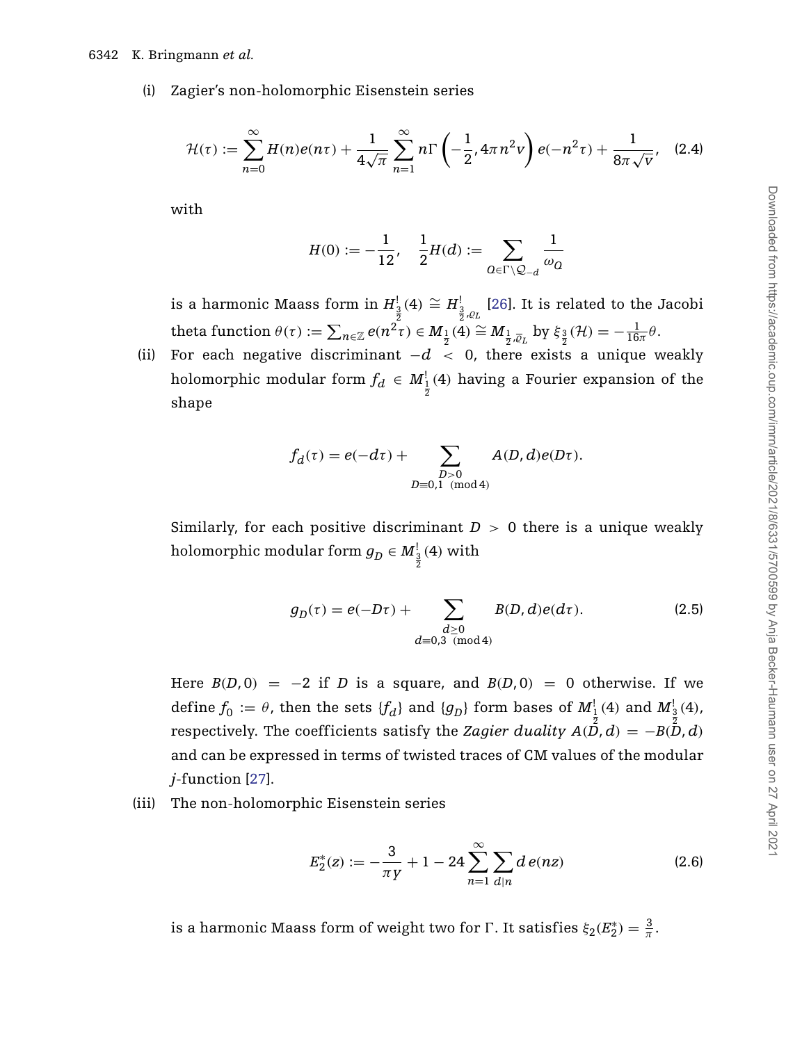(i) Zagier's non-holomorphic Eisenstein series

$$\mathcal{H}(\tau) := \sum_{n=0}^{\infty} H(n)e(n\tau) + \frac{1}{4\sqrt{\pi}} \sum_{n=1}^{\infty} n\Gamma\left(-\frac{1}{2}, 4\pi n^2 v\right) e(-n^2\tau) + \frac{1}{8\pi\sqrt{v}}, \quad (2.4)$$

with

$$H(0) := -\frac{1}{12}, \quad \frac{1}{2}H(d) := \sum_{Q \in \Gamma \backslash \mathcal{Q}_{-d}} \frac{1}{\omega_Q}$$

is a harmonic Maass form in $H^!_{\frac{3}{2}}(4) \cong H^!_{\frac{3}{2},\varrho_L}$ [26]. It is related to the Jacobi theta function $\theta(\tau) := \sum_{n\in\mathbb{Z}} e(n^2\tau) \in M_{\frac{1}{2}}(4) \cong M_{\frac{1}{2},\overline{\varrho}_L}$ by $\xi_{\frac{3}{2}}(\mathcal{H}) = -\frac{1}{16\pi}\theta$.

(ii) For each negative discriminant $-d < 0$, there exists a unique weakly holomorphic modular form $f_d \in M^!_{\frac{1}{2}}(4)$ having a Fourier expansion of the shape

$$f_d(\tau) = e(-d\tau) + \sum_{\substack{D>0 \\ D\equiv 0,1 \pmod 4}} A(D,d)e(D\tau).$$

Similarly, for each positive discriminant $D > 0$ there is a unique weakly holomorphic modular form $g_D \in M^!_{\frac{3}{2}}(4)$ with

$$g_D(\tau) = e(-D\tau) + \sum_{\substack{d\geq 0 \\ d\equiv 0,3 \pmod 4}} B(D,d)e(d\tau). \quad (2.5)$$

Here $B(D,0) = -2$ if $D$ is a square, and $B(D,0) = 0$ otherwise. If we define $f_0 := \theta$, then the sets $\{f_d\}$ and $\{g_D\}$ form bases of $M^!_{\frac{1}{2}}(4)$ and $M^!_{\frac{3}{2}}(4)$, respectively. The coefficients satisfy the *Zagier duality* $A(D,d) = -B(D,d)$ and can be expressed in terms of twisted traces of CM values of the modular $j$-function [27].

(iii) The non-holomorphic Eisenstein series

$$E_2^*(z) := -\frac{3}{\pi Y} + 1 - 24\sum_{n=1}^{\infty}\sum_{d|n} d\, e(nz) \quad (2.6)$$

is a harmonic Maass form of weight two for $\Gamma$. It satisfies $\xi_2(E_2^*) = \frac{3}{\pi}$.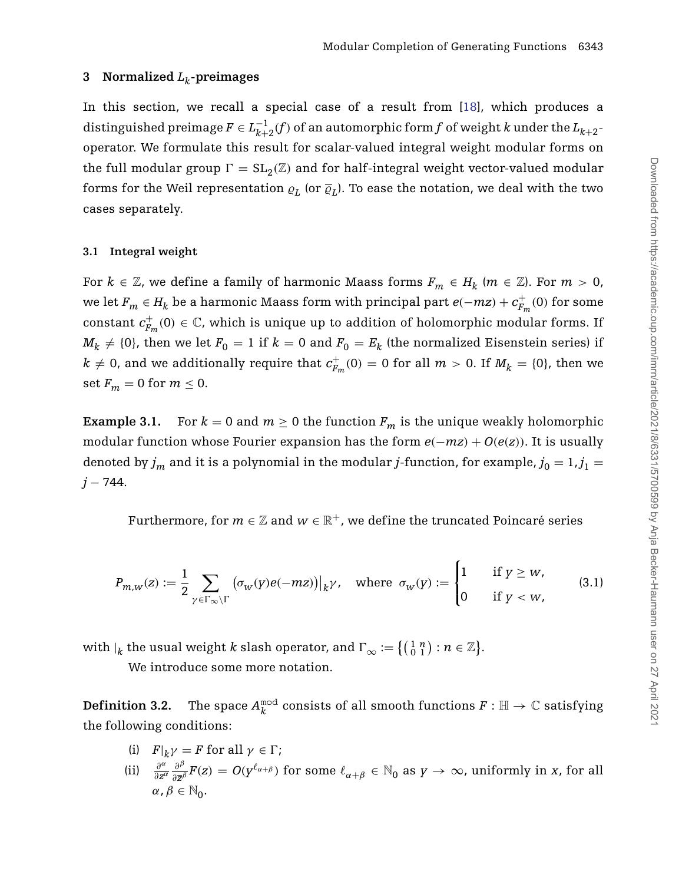## 3 Normalized $L_k$-preimages

In this section, we recall a special case of a result from [18], which produces a distinguished preimage $F \in L_{k+2}^{-1}(f)$ of an automorphic form $f$ of weight $k$ under the $L_{k+2}$-operator. We formulate this result for scalar-valued integral weight modular forms on the full modular group $\Gamma = \mathrm{SL}_2(\mathbb{Z})$ and for half-integral weight vector-valued modular forms for the Weil representation $\varrho_L$ (or $\overline{\varrho}_L$). To ease the notation, we deal with the two cases separately.

### 3.1 Integral weight

For $k \in \mathbb{Z}$, we define a family of harmonic Maass forms $F_m \in H_k$ ($m \in \mathbb{Z}$). For $m > 0$, we let $F_m \in H_k$ be a harmonic Maass form with principal part $e(-mz) + c_{F_m}^+(0)$ for some constant $c_{F_m}^+(0) \in \mathbb{C}$, which is unique up to addition of holomorphic modular forms. If $M_k \neq \{0\}$, then we let $F_0 = 1$ if $k = 0$ and $F_0 = E_k$ (the normalized Eisenstein series) if $k \neq 0$, and we additionally require that $c_{F_m}^+(0) = 0$ for all $m > 0$. If $M_k = \{0\}$, then we set $F_m = 0$ for $m \leq 0$.

**Example 3.1.** For $k = 0$ and $m \geq 0$ the function $F_m$ is the unique weakly holomorphic modular function whose Fourier expansion has the form $e(-mz) + O(e(z))$. It is usually denoted by $j_m$ and it is a polynomial in the modular $j$-function, for example, $j_0 = 1, j_1 = j - 744$.

Furthermore, for $m \in \mathbb{Z}$ and $w \in \mathbb{R}^+$, we define the truncated Poincaré series

$$P_{m,w}(z) := \frac{1}{2} \sum_{\gamma \in \Gamma_\infty \backslash \Gamma} \left(\sigma_w(y) e(-mz)\right)\big|_k \gamma, \quad \text{where } \sigma_w(y) := \begin{cases} 1 & \text{if } y \geq w, \\ 0 & \text{if } y < w, \end{cases} \tag{3.1}$$

with $|_k$ the usual weight $k$ slash operator, and $\Gamma_\infty := \left\{ \left( \begin{smallmatrix} 1 & n \\ 0 & 1 \end{smallmatrix} \right) : n \in \mathbb{Z} \right\}$.

We introduce some more notation.

**Definition 3.2.** The space $A_k^{\mathrm{mod}}$ consists of all smooth functions $F : \mathbb{H} \to \mathbb{C}$ satisfying the following conditions:

(i) $F|_k \gamma = F$ for all $\gamma \in \Gamma$;

(ii) $\frac{\partial^\alpha}{\partial z^\alpha} \frac{\partial^\beta}{\partial \overline{z}^\beta} F(z) = O(y^{\ell_{\alpha+\beta}})$ for some $\ell_{\alpha+\beta} \in \mathbb{N}_0$ as $y \to \infty$, uniformly in $x$, for all $\alpha, \beta \in \mathbb{N}_0$.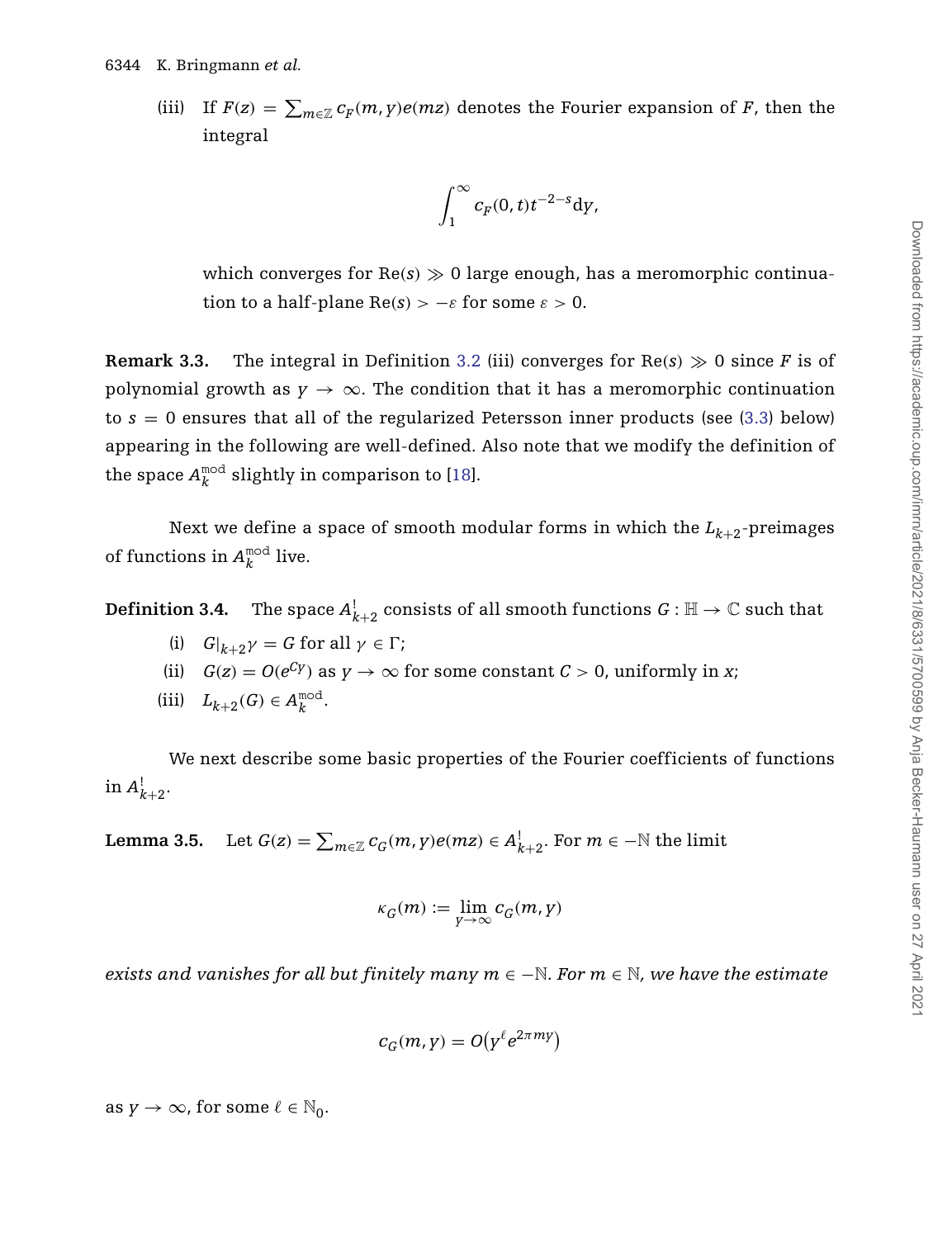(iii) If $F(z) = \sum_{m\in\mathbb{Z}} c_F(m, y)e(mz)$ denotes the Fourier expansion of $F$, then the integral

$$\int_1^\infty c_F(0, t)t^{-2-s}\mathrm{d}y,$$

which converges for $\mathrm{Re}(s) \gg 0$ large enough, has a meromorphic continuation to a half-plane $\mathrm{Re}(s) > -\varepsilon$ for some $\varepsilon > 0$.

**Remark 3.3.** The integral in Definition 3.2 (iii) converges for $\mathrm{Re}(s) \gg 0$ since $F$ is of polynomial growth as $y \to \infty$. The condition that it has a meromorphic continuation to $s = 0$ ensures that all of the regularized Petersson inner products (see (3.3) below) appearing in the following are well-defined. Also note that we modify the definition of the space $A_k^{\mathrm{mod}}$ slightly in comparison to [18].

Next we define a space of smooth modular forms in which the $L_{k+2}$-preimages of functions in $A_k^{\mathrm{mod}}$ live.

**Definition 3.4.** The space $A_{k+2}^!$ consists of all smooth functions $G : \mathbb{H} \to \mathbb{C}$ such that

(i) $G|_{k+2}\gamma = G$ for all $\gamma \in \Gamma$;

(ii) $G(z) = O(e^{Cy})$ as $y \to \infty$ for some constant $C > 0$, uniformly in $x$;

(iii) $L_{k+2}(G) \in A_k^{\mathrm{mod}}$.

We next describe some basic properties of the Fourier coefficients of functions in $A_{k+2}^!$.

**Lemma 3.5.** Let $G(z) = \sum_{m\in\mathbb{Z}} c_G(m, y)e(mz) \in A_{k+2}^!$. For $m \in -\mathbb{N}$ the limit

$$\kappa_G(m) := \lim_{y\to\infty} c_G(m, y)$$

*exists and vanishes for all but finitely many $m \in -\mathbb{N}$. For $m \in \mathbb{N}$, we have the estimate*

$$c_G(m, y) = O\big(y^\ell e^{2\pi my}\big)$$

as $y \to \infty$, for some $\ell \in \mathbb{N}_0$.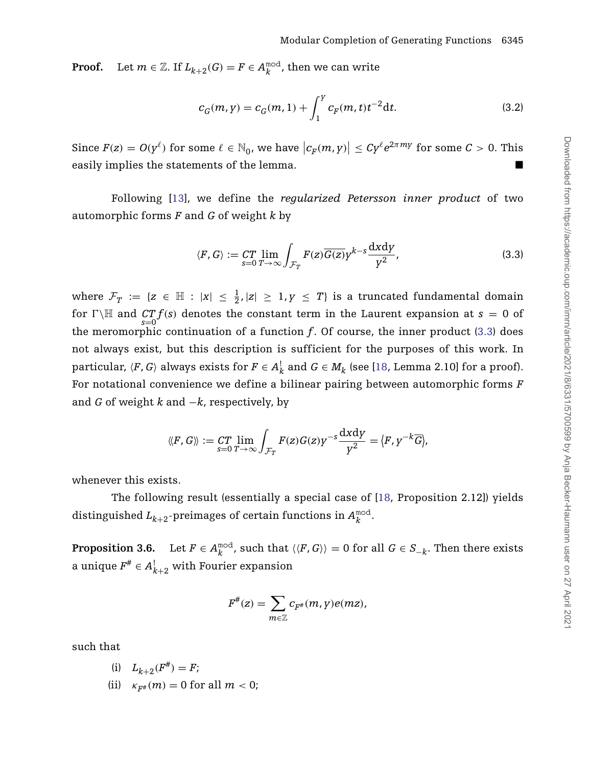**Proof.** Let $m \in \mathbb{Z}$. If $L_{k+2}(G) = F \in A_k^{\text{mod}}$, then we can write

$$c_G(m, y) = c_G(m, 1) + \int_1^y c_F(m, t) t^{-2} \mathrm{d}t. \tag{3.2}$$

Since $F(z) = O(y^\ell)$ for some $\ell \in \mathbb{N}_0$, we have $\left|c_F(m, y)\right| \leq C y^\ell e^{2\pi m y}$ for some $C > 0$. This easily implies the statements of the lemma. ∎

Following [13], we define the *regularized Petersson inner product* of two automorphic forms $F$ and $G$ of weight $k$ by

$$\langle F, G \rangle := \underset{s=0}{CT} \lim_{T \to \infty} \int_{\mathcal{F}_T} F(z) \overline{G(z)} y^{k-s} \frac{\mathrm{d}x \mathrm{d}y}{y^2}, \tag{3.3}$$

where $\mathcal{F}_T := \{z \in \mathbb{H} : |x| \leq \frac{1}{2}, |z| \geq 1, y \leq T\}$ is a truncated fundamental domain for $\Gamma \backslash \mathbb{H}$ and $\underset{s=0}{CT} f(s)$ denotes the constant term in the Laurent expansion at $s = 0$ of the meromorphic continuation of a function $f$. Of course, the inner product (3.3) does not always exist, but this description is sufficient for the purposes of this work. In particular, $\langle F, G \rangle$ always exists for $F \in A_k^!$ and $G \in M_k$ (see [18, Lemma 2.10] for a proof). For notational convenience we define a bilinear pairing between automorphic forms $F$ and $G$ of weight $k$ and $-k$, respectively, by

$$\langle\!\langle F, G \rangle\!\rangle := \underset{s=0}{CT} \lim_{T \to \infty} \int_{\mathcal{F}_T} F(z) G(z) y^{-s} \frac{\mathrm{d}x \mathrm{d}y}{y^2} = \langle F, y^{-k} \overline{G} \rangle,$$

whenever this exists.

The following result (essentially a special case of [18, Proposition 2.12]) yields distinguished $L_{k+2}$-preimages of certain functions in $A_k^{\text{mod}}$.

**Proposition 3.6.** Let $F \in A_k^{\text{mod}}$, such that $\langle\!\langle F, G \rangle\!\rangle = 0$ for all $G \in S_{-k}$. Then there exists a unique $F^\# \in A_{k+2}^!$ with Fourier expansion

$$F^\#(z) = \sum_{m \in \mathbb{Z}} c_{F^\#}(m, y) e(mz),$$

such that

(i) $L_{k+2}(F^\#) = F$;

(ii) $\kappa_{F^\#}(m) = 0$ for all $m < 0$;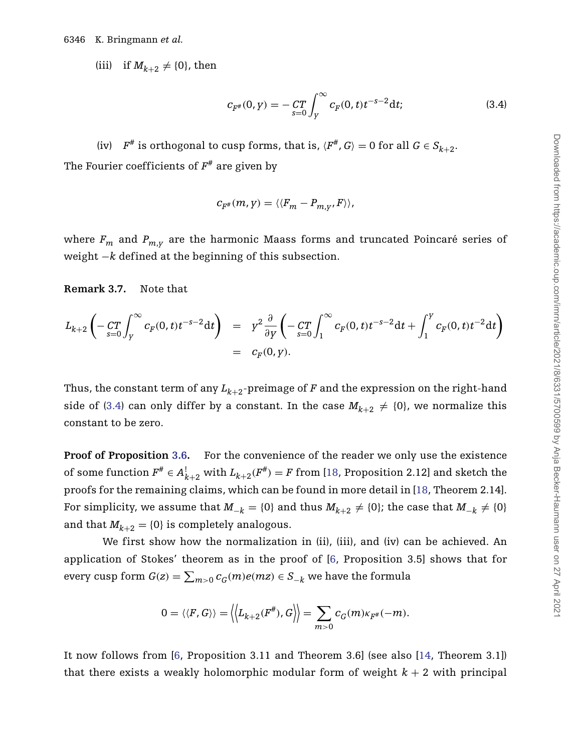(iii) if $M_{k+2} \neq \{0\}$, then

$$c_{F^\#}(0,y) = -\underset{s=0}{CT}\int_y^\infty c_F(0,t)t^{-s-2}\mathrm{d}t; \tag{3.4}$$

(iv) $F^\#$ is orthogonal to cusp forms, that is, $\langle F^\#, G\rangle = 0$ for all $G \in S_{k+2}$.

The Fourier coefficients of $F^\#$ are given by

$$c_{F^\#}(m,y) = \langle\langle F_m - P_{m,y}, F\rangle\rangle,$$

where $F_m$ and $P_{m,y}$ are the harmonic Maass forms and truncated Poincaré series of weight $-k$ defined at the beginning of this subsection.

**Remark 3.7.** Note that

$$\begin{aligned} L_{k+2}\left(-\underset{s=0}{CT}\int_y^\infty c_F(0,t)t^{-s-2}\mathrm{d}t\right) &= y^2\frac{\partial}{\partial y}\left(-\underset{s=0}{CT}\int_1^\infty c_F(0,t)t^{-s-2}\mathrm{d}t + \int_1^y c_F(0,t)t^{-2}\mathrm{d}t\right) \\ &= c_F(0,y). \end{aligned}$$

Thus, the constant term of any $L_{k+2}$-preimage of $F$ and the expression on the right-hand side of (3.4) can only differ by a constant. In the case $M_{k+2} \neq \{0\}$, we normalize this constant to be zero.

**Proof of Proposition 3.6.** For the convenience of the reader we only use the existence of some function $F^\# \in A^!_{k+2}$ with $L_{k+2}(F^\#) = F$ from [18, Proposition 2.12] and sketch the proofs for the remaining claims, which can be found in more detail in [18, Theorem 2.14]. For simplicity, we assume that $M_{-k} = \{0\}$ and thus $M_{k+2} \neq \{0\}$; the case that $M_{-k} \neq \{0\}$ and that $M_{k+2} = \{0\}$ is completely analogous.

We first show how the normalization in (ii), (iii), and (iv) can be achieved. An application of Stokes' theorem as in the proof of [6, Proposition 3.5] shows that for every cusp form $G(z) = \sum_{m>0} c_G(m)e(mz) \in S_{-k}$ we have the formula

$$0 = \langle\langle F, G\rangle\rangle = \left\langle\left\langle L_{k+2}(F^\#), G\right\rangle\right\rangle = \sum_{m>0} c_G(m)\kappa_{F^\#}(-m).$$

It now follows from [6, Proposition 3.11 and Theorem 3.6] (see also [14, Theorem 3.1]) that there exists a weakly holomorphic modular form of weight $k+2$ with principal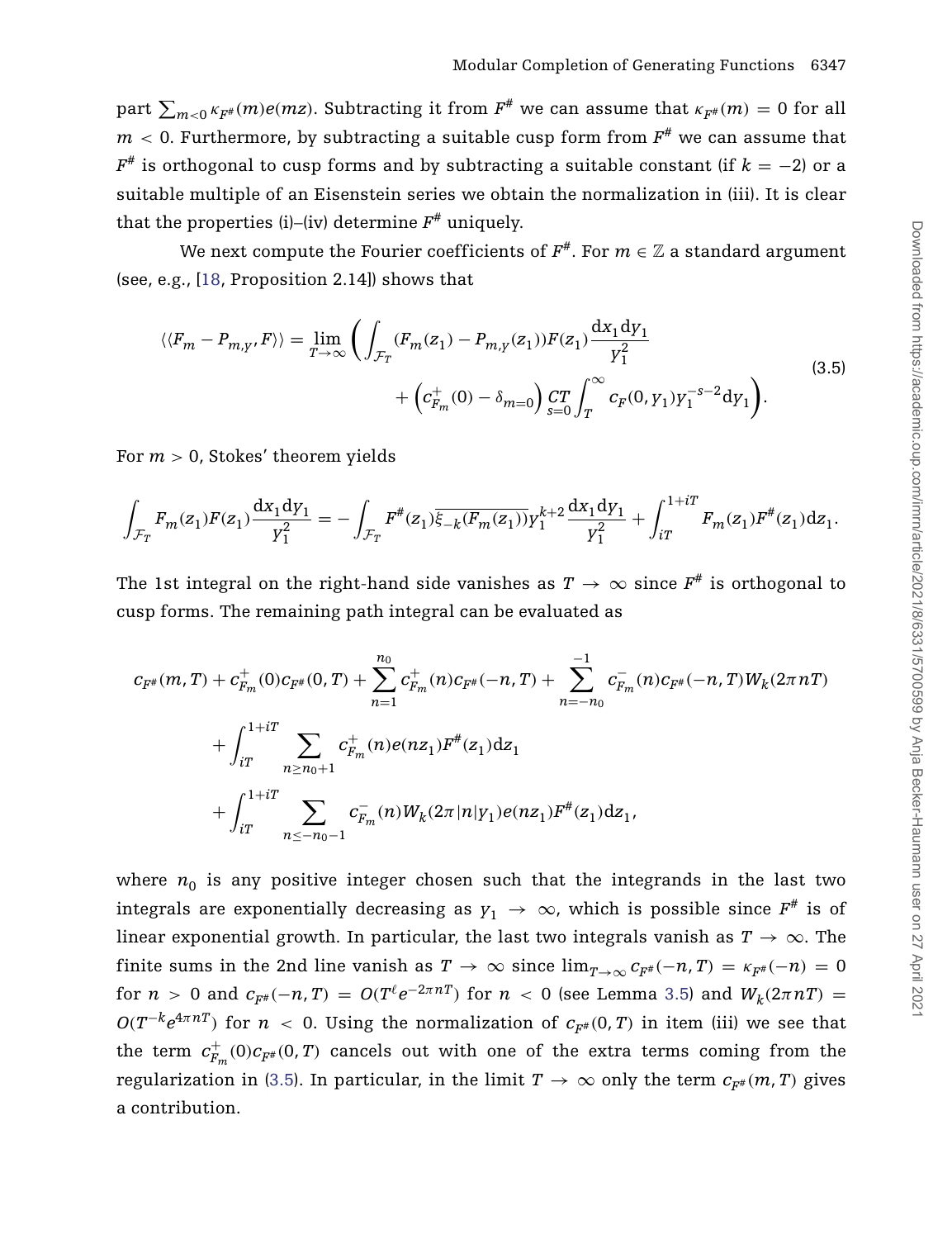part $\sum_{m<0} \kappa_{F^\#}(m)e(mz)$. Subtracting it from $F^\#$ we can assume that $\kappa_{F^\#}(m) = 0$ for all $m < 0$. Furthermore, by subtracting a suitable cusp form from $F^\#$ we can assume that $F^\#$ is orthogonal to cusp forms and by subtracting a suitable constant (if $k = -2$) or a suitable multiple of an Eisenstein series we obtain the normalization in (iii). It is clear that the properties (i)–(iv) determine $F^\#$ uniquely.

We next compute the Fourier coefficients of $F^\#$. For $m \in \mathbb{Z}$ a standard argument (see, e.g., [18, Proposition 2.14]) shows that

$$
\langle\langle F_m - P_{m,y}, F\rangle\rangle = \lim_{T\to\infty} \left( \int_{\mathcal{F}_T} (F_m(z_1) - P_{m,y}(z_1))F(z_1)\frac{\mathrm{d}x_1\mathrm{d}y_1}{y_1^2} + \left(c^+_{F_m}(0) - \delta_{m=0}\right) \underset{s=0}{\mathrm{CT}} \int_T^\infty c_F(0,y_1)y_1^{-s-2}\mathrm{d}y_1 \right). \tag{3.5}
$$

For $m > 0$, Stokes' theorem yields

$$
\int_{\mathcal{F}_T} F_m(z_1)F(z_1)\frac{\mathrm{d}x_1\mathrm{d}y_1}{y_1^2} = -\int_{\mathcal{F}_T} F^\#(z_1)\overline{\xi_{-k}(F_m(z_1))}y_1^{k+2}\frac{\mathrm{d}x_1\mathrm{d}y_1}{y_1^2} + \int_{iT}^{1+iT} F_m(z_1)F^\#(z_1)\mathrm{d}z_1.
$$

The 1st integral on the right-hand side vanishes as $T \to \infty$ since $F^\#$ is orthogonal to cusp forms. The remaining path integral can be evaluated as

$$
\begin{aligned}
&c_{F^\#}(m,T) + c^+_{F_m}(0)c_{F^\#}(0,T) + \sum_{n=1}^{n_0} c^+_{F_m}(n)c_{F^\#}(-n,T) + \sum_{n=-n_0}^{-1} c^-_{F_m}(n)c_{F^\#}(-n,T)W_k(2\pi nT) \\
&\quad + \int_{iT}^{1+iT} \sum_{n\geq n_0+1} c^+_{F_m}(n)e(nz_1)F^\#(z_1)\mathrm{d}z_1 \\
&\quad + \int_{iT}^{1+iT} \sum_{n\leq -n_0-1} c^-_{F_m}(n)W_k(2\pi|n|y_1)e(nz_1)F^\#(z_1)\mathrm{d}z_1,
\end{aligned}
$$

where $n_0$ is any positive integer chosen such that the integrands in the last two integrals are exponentially decreasing as $y_1 \to \infty$, which is possible since $F^\#$ is of linear exponential growth. In particular, the last two integrals vanish as $T \to \infty$. The finite sums in the 2nd line vanish as $T \to \infty$ since $\lim_{T\to\infty} c_{F^\#}(-n,T) = \kappa_{F^\#}(-n) = 0$ for $n > 0$ and $c_{F^\#}(-n,T) = O(T^\ell e^{-2\pi nT})$ for $n < 0$ (see Lemma 3.5) and $W_k(2\pi nT) = O(T^{-k}e^{4\pi nT})$ for $n < 0$. Using the normalization of $c_{F^\#}(0,T)$ in item (iii) we see that the term $c^+_{F_m}(0)c_{F^\#}(0,T)$ cancels out with one of the extra terms coming from the regularization in (3.5). In particular, in the limit $T \to \infty$ only the term $c_{F^\#}(m,T)$ gives a contribution.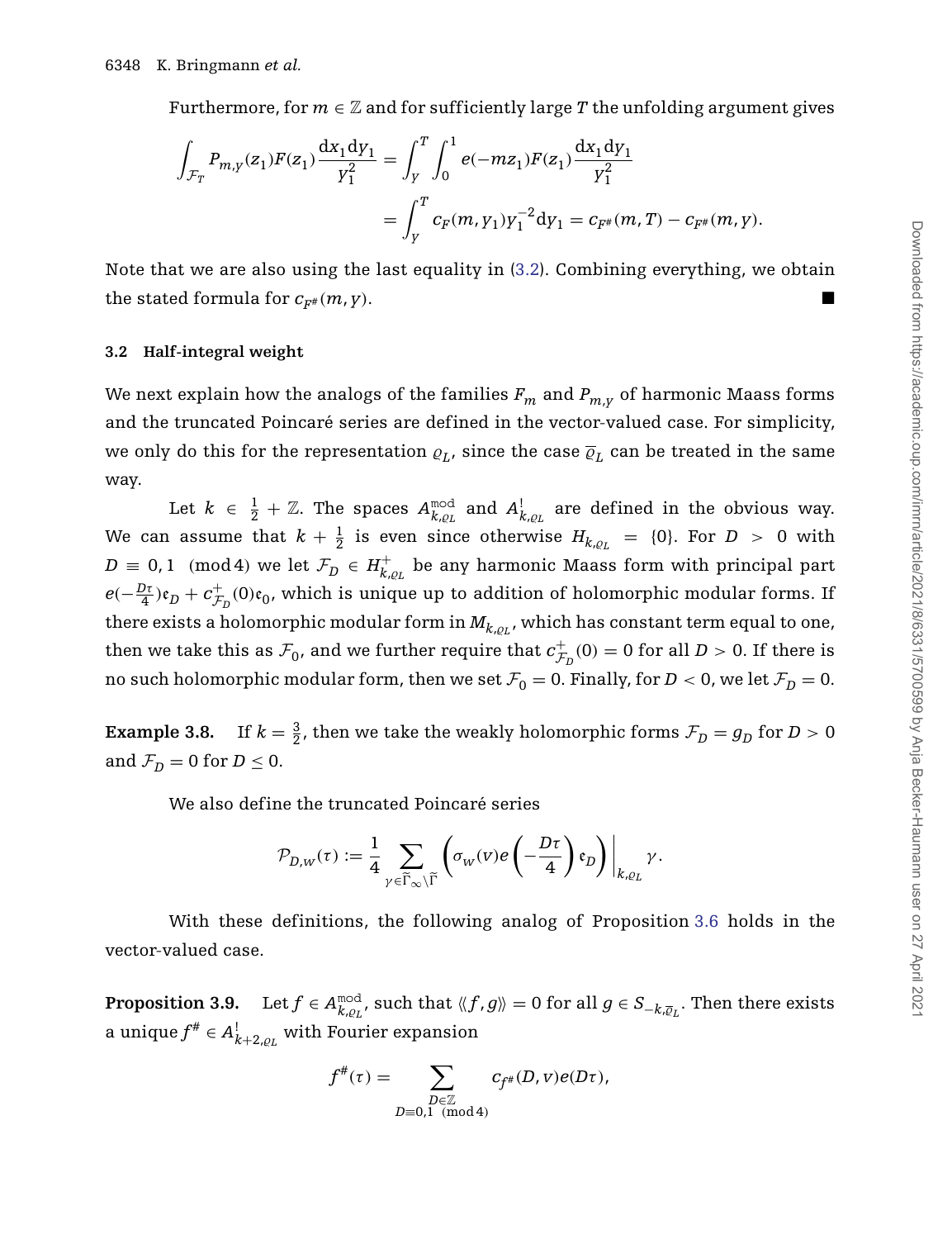Furthermore, for $m \in \mathbb{Z}$ and for sufficiently large $T$ the unfolding argument gives

$$\int_{\mathcal{F}_T} P_{m,y}(z_1) F(z_1) \frac{\mathrm{d}x_1 \mathrm{d}y_1}{y_1^2} = \int_y^T \int_0^1 e(-mz_1) F(z_1) \frac{\mathrm{d}x_1 \mathrm{d}y_1}{y_1^2}$$

$$= \int_y^T c_F(m, y_1) y_1^{-2} \mathrm{d}y_1 = c_{F^\#}(m, T) - c_{F^\#}(m, y).$$

Note that we are also using the last equality in (3.2). Combining everything, we obtain the stated formula for $c_{F^\#}(m, y)$. ■

### 3.2 Half-integral weight

We next explain how the analogs of the families $F_m$ and $P_{m,y}$ of harmonic Maass forms and the truncated Poincaré series are defined in the vector-valued case. For simplicity, we only do this for the representation $\varrho_L$, since the case $\overline{\varrho}_L$ can be treated in the same way.

Let $k \in \frac{1}{2} + \mathbb{Z}$. The spaces $A^{\mathrm{mod}}_{k,\varrho_L}$ and $A^!_{k,\varrho_L}$ are defined in the obvious way. We can assume that $k + \frac{1}{2}$ is even since otherwise $H_{k,\varrho_L} = \{0\}$. For $D > 0$ with $D \equiv 0, 1 \pmod 4$ we let $\mathcal{F}_D \in H^+_{k,\varrho_L}$ be any harmonic Maass form with principal part $e(-\frac{D\tau}{4})\mathfrak{e}_D + c^+_{\mathcal{F}_D}(0)\mathfrak{e}_0$, which is unique up to addition of holomorphic modular forms. If there exists a holomorphic modular form in $M_{k,\varrho_L}$, which has constant term equal to one, then we take this as $\mathcal{F}_0$, and we further require that $c^+_{\mathcal{F}_D}(0) = 0$ for all $D > 0$. If there is no such holomorphic modular form, then we set $\mathcal{F}_0 = 0$. Finally, for $D < 0$, we let $\mathcal{F}_D = 0$.

**Example 3.8.** If $k = \frac{3}{2}$, then we take the weakly holomorphic forms $\mathcal{F}_D = g_D$ for $D > 0$ and $\mathcal{F}_D = 0$ for $D \leq 0$.

We also define the truncated Poincaré series

$$\mathcal{P}_{D,w}(\tau) := \frac{1}{4} \sum_{\gamma \in \widetilde{\Gamma}_\infty \backslash \widetilde{\Gamma}} \left( \sigma_w(v) e\left(-\frac{D\tau}{4}\right) \mathfrak{e}_D \right)\bigg|_{k,\varrho_L} \gamma.$$

With these definitions, the following analog of Proposition 3.6 holds in the vector-valued case.

**Proposition 3.9.** Let $f \in A^{\mathrm{mod}}_{k,\varrho_L}$, such that $\langle\langle f, g \rangle\rangle = 0$ for all $g \in S_{-k,\overline{\varrho}_L}$. Then there exists a unique $f^\# \in A^!_{k+2,\varrho_L}$ with Fourier expansion

$$f^\#(\tau) = \sum_{\substack{D \in \mathbb{Z} \\ D \equiv 0,1 \pmod 4}} c_{f^\#}(D, v) e(D\tau),$$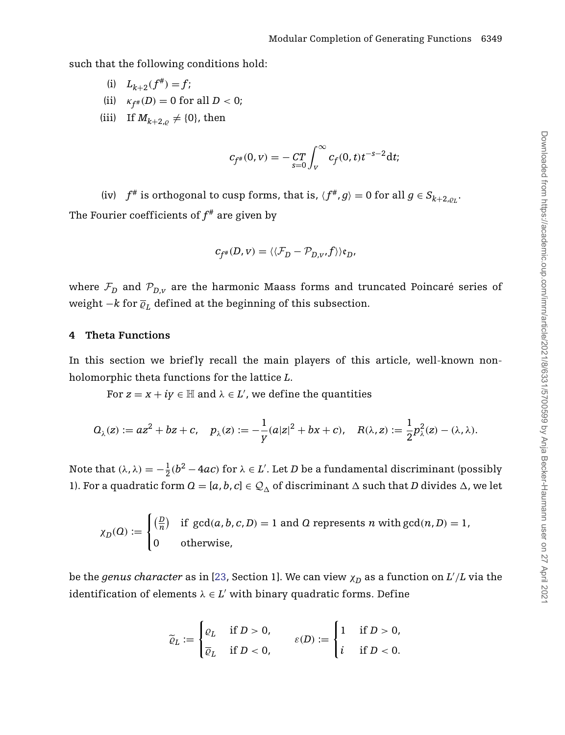such that the following conditions hold:

(i) $L_{k+2}(f^{\#}) = f$;

(ii) $\kappa_{f^{\#}}(D) = 0$ for all $D < 0$;

(iii) If $M_{k+2,\varrho} \neq \{0\}$, then

$$c_{f^{\#}}(0, v) = -\operatorname*{CT}_{s=0} \int_{v}^{\infty} c_f(0,t) t^{-s-2} \mathrm{d}t;$$

(iv) $f^{\#}$ is orthogonal to cusp forms, that is, $\langle f^{\#}, g \rangle = 0$ for all $g \in S_{k+2,\varrho_L}$.

The Fourier coefficients of $f^{\#}$ are given by

$$c_{f^{\#}}(D, v) = \langle\langle \mathcal{F}_D - \mathcal{P}_{D,v}, f \rangle\rangle \mathfrak{e}_D,$$

where $\mathcal{F}_D$ and $\mathcal{P}_{D,v}$ are the harmonic Maass forms and truncated Poincaré series of weight $-k$ for $\overline{\varrho}_L$ defined at the beginning of this subsection.

## 4 Theta Functions

In this section we briefly recall the main players of this article, well-known non-holomorphic theta functions for the lattice $L$.

For $z = x + iy \in \mathbb{H}$ and $\lambda \in L'$, we define the quantities

$$Q_\lambda(z) := az^2 + bz + c, \quad p_\lambda(z) := -\frac{1}{y}(a|z|^2 + bx + c), \quad R(\lambda, z) := \frac{1}{2} p_\lambda^2(z) - (\lambda, \lambda).$$

Note that $(\lambda, \lambda) = -\frac{1}{2}(b^2 - 4ac)$ for $\lambda \in L'$. Let $D$ be a fundamental discriminant (possibly 1). For a quadratic form $Q = [a, b, c] \in \mathcal{Q}_\Delta$ of discriminant $\Delta$ such that $D$ divides $\Delta$, we let

$$\chi_D(Q) := \begin{cases} \left(\frac{D}{n}\right) & \text{if } \gcd(a,b,c,D) = 1 \text{ and } Q \text{ represents } n \text{ with} \gcd(n, D) = 1, \\ 0 & \text{otherwise,} \end{cases}$$

be the *genus character* as in [23, Section 1]. We can view $\chi_D$ as a function on $L'/L$ via the identification of elements $\lambda \in L'$ with binary quadratic forms. Define

$$\widetilde{\varrho}_L := \begin{cases} \varrho_L & \text{if } D > 0, \\ \overline{\varrho}_L & \text{if } D < 0, \end{cases} \qquad \varepsilon(D) := \begin{cases} 1 & \text{if } D > 0, \\ i & \text{if } D < 0. \end{cases}$$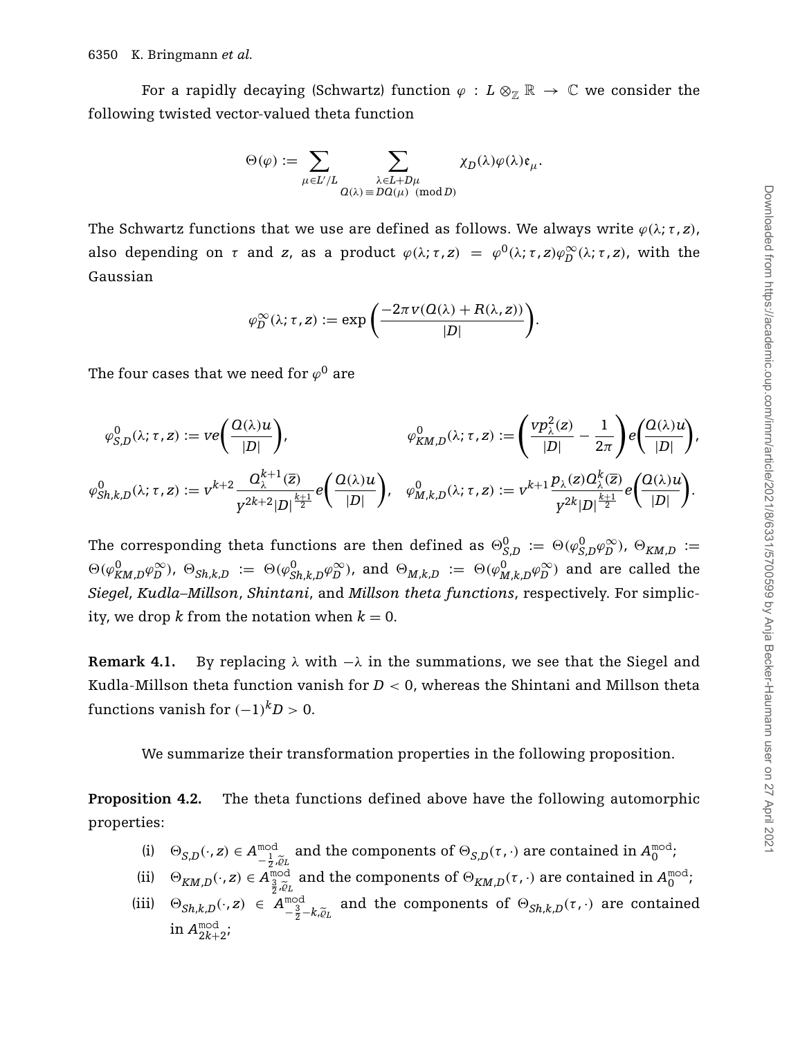For a rapidly decaying (Schwartz) function $\varphi : L \otimes_{\mathbb{Z}} \mathbb{R} \to \mathbb{C}$ we consider the following twisted vector-valued theta function

$$\Theta(\varphi) := \sum_{\mu \in L'/L} \sum_{\substack{\lambda \in L + D\mu \\ Q(\lambda) \equiv DQ(\mu) \pmod{D}}} \chi_D(\lambda)\varphi(\lambda)\mathfrak{e}_\mu.$$

The Schwartz functions that we use are defined as follows. We always write $\varphi(\lambda; \tau, z)$, also depending on $\tau$ and $z$, as a product $\varphi(\lambda; \tau, z) = \varphi^0(\lambda; \tau, z)\varphi_D^\infty(\lambda; \tau, z)$, with the Gaussian

$$\varphi_D^\infty(\lambda; \tau, z) := \exp\left(\frac{-2\pi v(Q(\lambda) + R(\lambda, z))}{|D|}\right).$$

The four cases that we need for $\varphi^0$ are

$$\varphi_{S,D}^0(\lambda; \tau, z) := ve\left(\frac{Q(\lambda)u}{|D|}\right), \qquad \varphi_{KM,D}^0(\lambda; \tau, z) := \left(\frac{vp_\lambda^2(z)}{|D|} - \frac{1}{2\pi}\right)e\left(\frac{Q(\lambda)u}{|D|}\right),$$

$$\varphi_{Sh,k,D}^0(\lambda; \tau, z) := v^{k+2}\frac{Q_\lambda^{k+1}(\overline{z})}{y^{2k+2}|D|^{\frac{k+1}{2}}}e\left(\frac{Q(\lambda)u}{|D|}\right), \quad \varphi_{M,k,D}^0(\lambda; \tau, z) := v^{k+1}\frac{p_\lambda(z)Q_\lambda^k(\overline{z})}{y^{2k}|D|^{\frac{k+1}{2}}}e\left(\frac{Q(\lambda)u}{|D|}\right).$$

The corresponding theta functions are then defined as $\Theta_{S,D}^0 := \Theta(\varphi_{S,D}^0\varphi_D^\infty)$, $\Theta_{KM,D} := \Theta(\varphi_{KM,D}^0\varphi_D^\infty)$, $\Theta_{Sh,k,D} := \Theta(\varphi_{Sh,k,D}^0\varphi_D^\infty)$, and $\Theta_{M,k,D} := \Theta(\varphi_{M,k,D}^0\varphi_D^\infty)$ and are called the *Siegel*, *Kudla–Millson*, *Shintani*, and *Millson theta functions*, respectively. For simplicity, we drop $k$ from the notation when $k = 0$.

**Remark 4.1.** By replacing $\lambda$ with $-\lambda$ in the summations, we see that the Siegel and Kudla-Millson theta function vanish for $D < 0$, whereas the Shintani and Millson theta functions vanish for $(-1)^k D > 0$.

We summarize their transformation properties in the following proposition.

**Proposition 4.2.** The theta functions defined above have the following automorphic properties:

(i) $\Theta_{S,D}(\cdot, z) \in A_{-\frac{1}{2},\widetilde{\varrho}_L}^{\mathrm{mod}}$ and the components of $\Theta_{S,D}(\tau, \cdot)$ are contained in $A_0^{\mathrm{mod}}$;

(ii) $\Theta_{KM,D}(\cdot, z) \in A_{\frac{3}{2},\widetilde{\varrho}_L}^{\mathrm{mod}}$ and the components of $\Theta_{KM,D}(\tau, \cdot)$ are contained in $A_0^{\mathrm{mod}}$;

(iii) $\Theta_{Sh,k,D}(\cdot, z) \in A_{-\frac{3}{2}-k,\widetilde{\varrho}_L}^{\mathrm{mod}}$ and the components of $\Theta_{Sh,k,D}(\tau, \cdot)$ are contained in $A_{2k+2}^{\mathrm{mod}}$;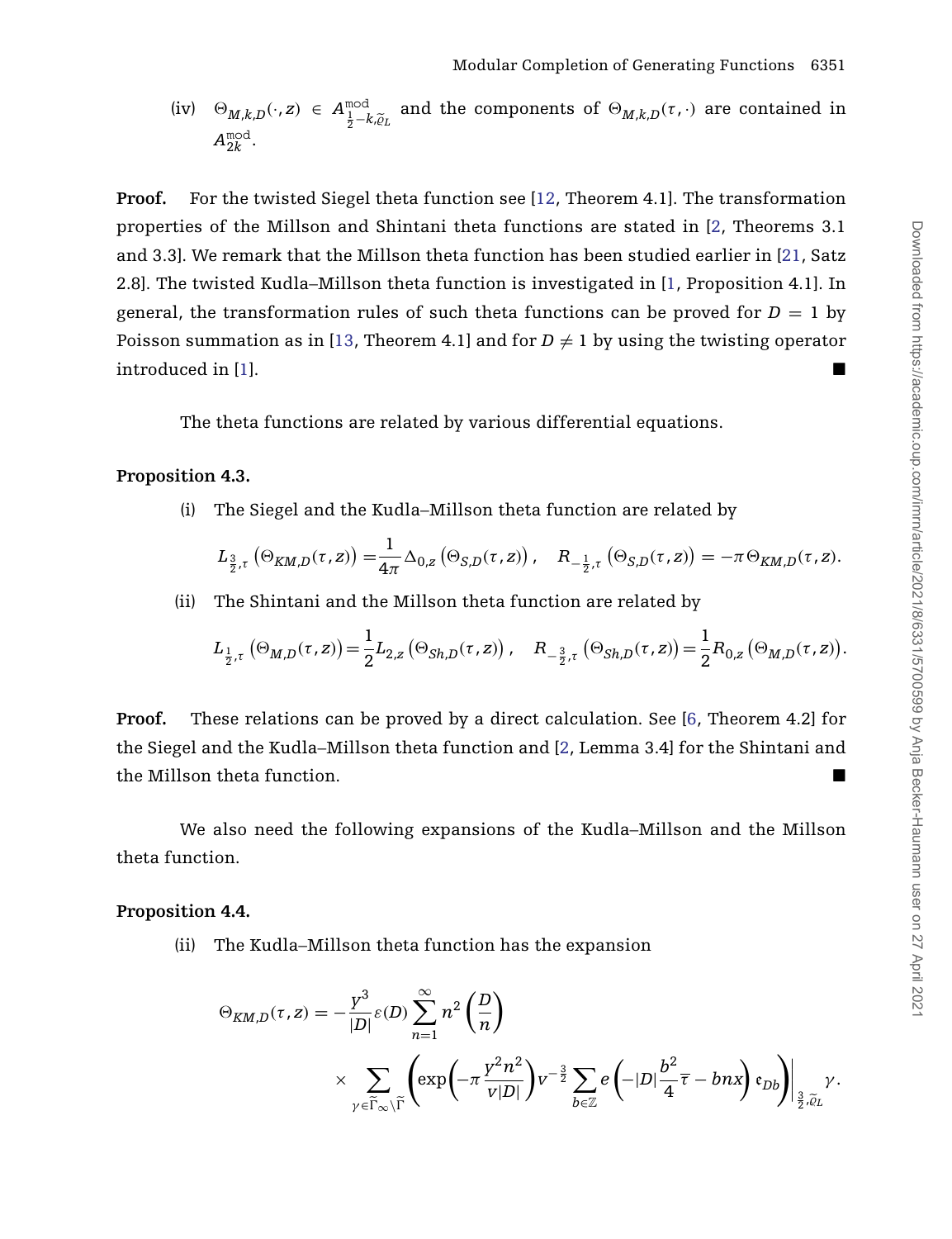(iv) $\Theta_{M,k,D}(\cdot, z) \in A^{\mathrm{mod}}_{\frac{1}{2}-k,\widetilde{\varrho}_L}$ and the components of $\Theta_{M,k,D}(\tau,\cdot)$ are contained in $A^{\mathrm{mod}}_{2k}$.

**Proof.** For the twisted Siegel theta function see [12, Theorem 4.1]. The transformation properties of the Millson and Shintani theta functions are stated in [2, Theorems 3.1 and 3.3]. We remark that the Millson theta function has been studied earlier in [21, Satz 2.8]. The twisted Kudla–Millson theta function is investigated in [1, Proposition 4.1]. In general, the transformation rules of such theta functions can be proved for $D = 1$ by Poisson summation as in [13, Theorem 4.1] and for $D \neq 1$ by using the twisting operator introduced in [1]. ■

The theta functions are related by various differential equations.

**Proposition 4.3.**

(i) The Siegel and the Kudla–Millson theta function are related by

$$L_{\frac{3}{2},\tau}\left(\Theta_{KM,D}(\tau,z)\right) = \frac{1}{4\pi}\Delta_{0,z}\left(\Theta_{S,D}(\tau,z)\right), \quad R_{-\frac{1}{2},\tau}\left(\Theta_{S,D}(\tau,z)\right) = -\pi\Theta_{KM,D}(\tau,z).$$

(ii) The Shintani and the Millson theta function are related by

$$L_{\frac{1}{2},\tau}\left(\Theta_{M,D}(\tau,z)\right) = \frac{1}{2}L_{2,z}\left(\Theta_{Sh,D}(\tau,z)\right), \quad R_{-\frac{3}{2},\tau}\left(\Theta_{Sh,D}(\tau,z)\right) = \frac{1}{2}R_{0,z}\left(\Theta_{M,D}(\tau,z)\right).$$

**Proof.** These relations can be proved by a direct calculation. See [6, Theorem 4.2] for the Siegel and the Kudla–Millson theta function and [2, Lemma 3.4] for the Shintani and the Millson theta function. ■

We also need the following expansions of the Kudla–Millson and the Millson theta function.

**Proposition 4.4.**

(ii) The Kudla–Millson theta function has the expansion

$$\Theta_{KM,D}(\tau,z) = -\frac{y^3}{|D|}\varepsilon(D)\sum_{n=1}^{\infty} n^2\left(\frac{D}{n}\right) \times \sum_{\gamma\in\widetilde{\Gamma}_\infty\backslash\widetilde{\Gamma}}\left(\exp\left(-\pi\frac{y^2n^2}{v|D|}\right)v^{-\frac{3}{2}}\sum_{b\in\mathbb{Z}} e\left(-|D|\frac{b^2}{4}\overline{\tau} - bnx\right)\mathfrak{e}_{Db}\right)\Bigg|_{\frac{3}{2},\widetilde{\varrho}_L}\gamma.$$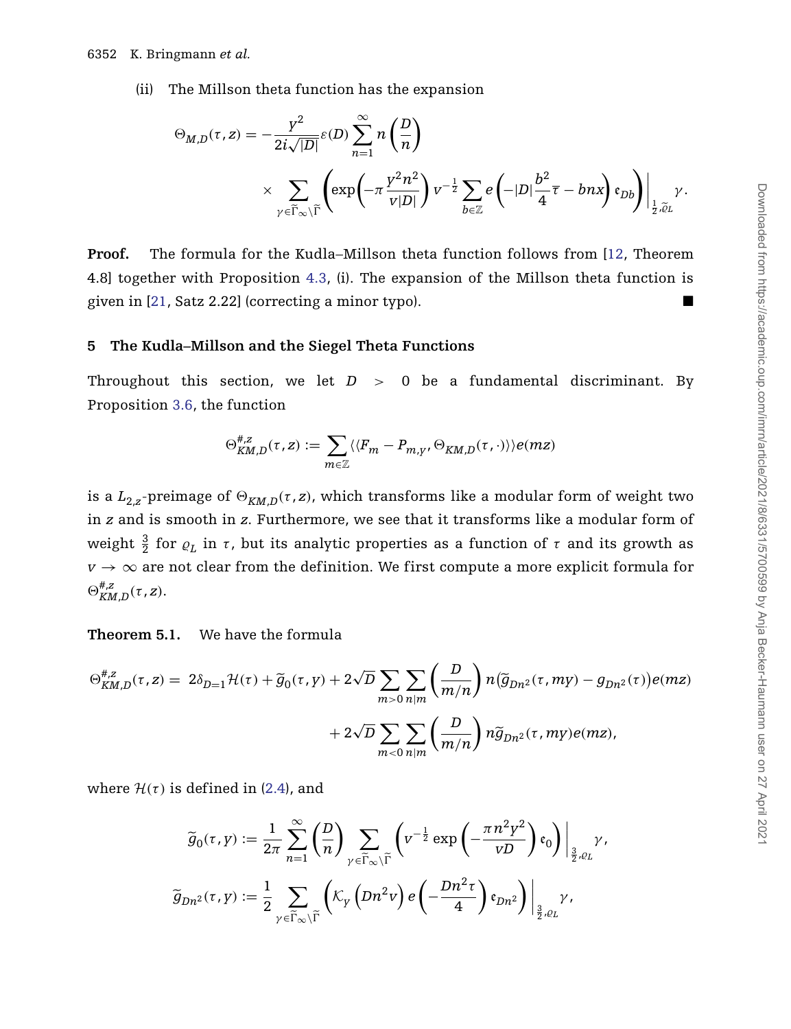(ii) The Millson theta function has the expansion

$$\Theta_{M,D}(\tau,z) = -\frac{y^2}{2i\sqrt{|D|}}\varepsilon(D)\sum_{n=1}^{\infty} n\left(\frac{D}{n}\right) \times \sum_{\gamma\in\widetilde{\Gamma}_\infty\backslash\widetilde{\Gamma}} \left(\exp\left(-\pi\frac{y^2n^2}{v|D|}\right)v^{-\frac{1}{2}}\sum_{b\in\mathbb{Z}} e\left(-|D|\frac{b^2}{4}\overline{\tau} - bnx\right)\mathfrak{e}_{Db}\right)\Bigg|_{\frac{1}{2},\widetilde{\varrho}_L}\gamma.$$

**Proof.** The formula for the Kudla–Millson theta function follows from [12, Theorem 4.8] together with Proposition 4.3, (i). The expansion of the Millson theta function is given in [21, Satz 2.22] (correcting a minor typo). ■

## 5 The Kudla–Millson and the Siegel Theta Functions

Throughout this section, we let $D > 0$ be a fundamental discriminant. By Proposition 3.6, the function

$$\Theta^{\#,z}_{KM,D}(\tau,z) := \sum_{m\in\mathbb{Z}} \langle\langle F_m - P_{m,y}, \Theta_{KM,D}(\tau,\cdot)\rangle\rangle e(mz)$$

is a $L_{2,z}$-preimage of $\Theta_{KM,D}(\tau,z)$, which transforms like a modular form of weight two in $z$ and is smooth in $z$. Furthermore, we see that it transforms like a modular form of weight $\frac{3}{2}$ for $\varrho_L$ in $\tau$, but its analytic properties as a function of $\tau$ and its growth as $v\to\infty$ are not clear from the definition. We first compute a more explicit formula for $\Theta^{\#,z}_{KM,D}(\tau,z)$.

**Theorem 5.1.** We have the formula

$$\Theta^{\#,z}_{KM,D}(\tau,z) = 2\delta_{D=1}\mathcal{H}(\tau) + \widetilde{g}_0(\tau,y) + 2\sqrt{D}\sum_{m>0}\sum_{n\mid m}\left(\frac{D}{m/n}\right)n\left(\widetilde{g}_{Dn^2}(\tau,my) - g_{Dn^2}(\tau)\right)e(mz) + 2\sqrt{D}\sum_{m<0}\sum_{n\mid m}\left(\frac{D}{m/n}\right)n\widetilde{g}_{Dn^2}(\tau,my)e(mz),$$

where $\mathcal{H}(\tau)$ is defined in (2.4), and

$$\widetilde{g}_0(\tau,y) := \frac{1}{2\pi}\sum_{n=1}^{\infty}\left(\frac{D}{n}\right)\sum_{\gamma\in\widetilde{\Gamma}_\infty\backslash\widetilde{\Gamma}}\left(v^{-\frac{1}{2}}\exp\left(-\frac{\pi n^2y^2}{vD}\right)\mathfrak{e}_0\right)\Bigg|_{\frac{3}{2},\varrho_L}\gamma,$$

$$\widetilde{g}_{Dn^2}(\tau,y) := \frac{1}{2}\sum_{\gamma\in\widetilde{\Gamma}_\infty\backslash\widetilde{\Gamma}}\left(\mathcal{K}_y\left(Dn^2v\right)e\left(-\frac{Dn^2\tau}{4}\right)\mathfrak{e}_{Dn^2}\right)\Bigg|_{\frac{3}{2},\varrho_L}\gamma,$$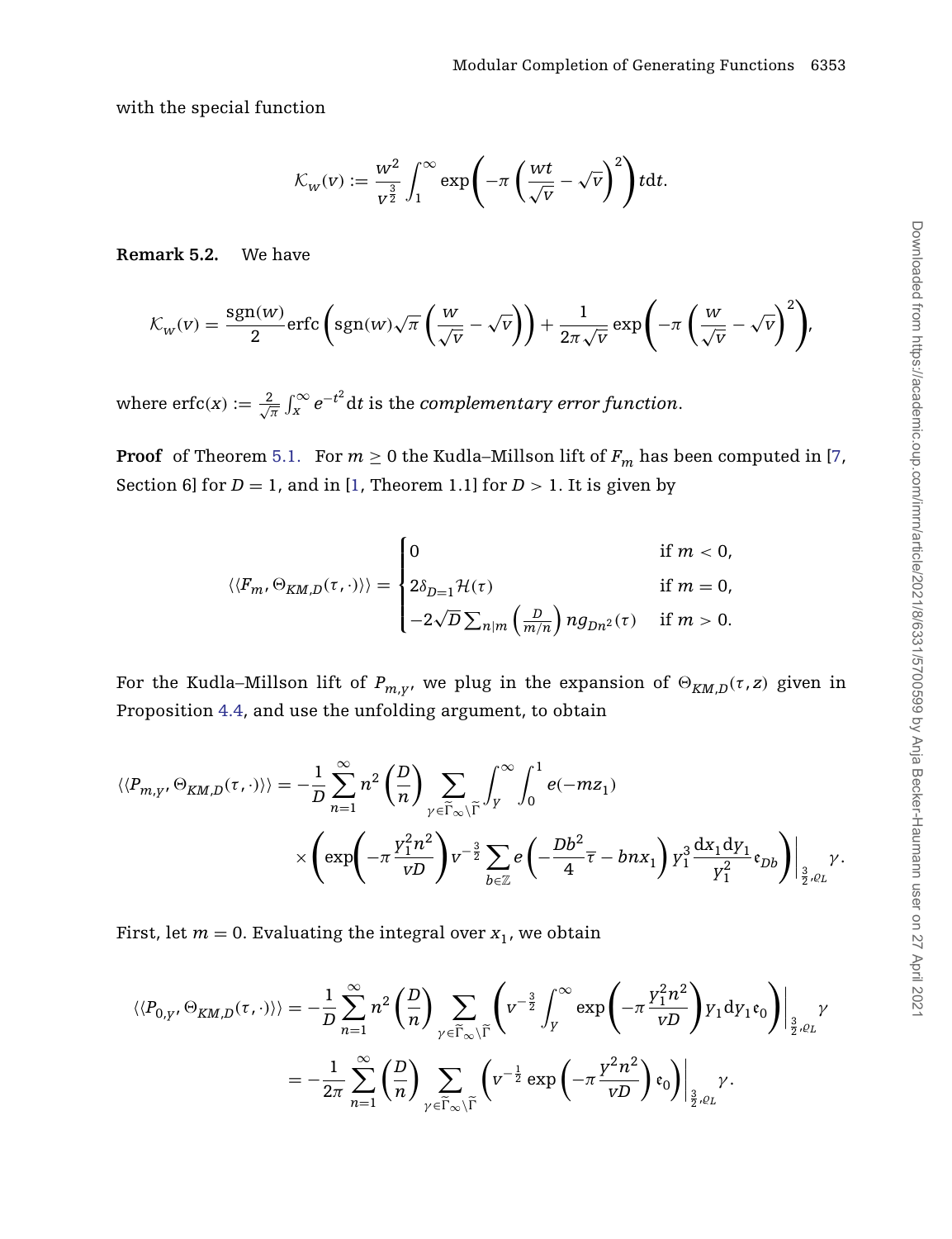with the special function

$$\mathcal{K}_w(v) := \frac{w^2}{v^{\frac{3}{2}}} \int_1^\infty \exp\left(-\pi\left(\frac{wt}{\sqrt{v}} - \sqrt{v}\right)^2\right) t\mathrm{d}t.$$

**Remark 5.2.** We have

$$\mathcal{K}_w(v) = \frac{\operatorname{sgn}(w)}{2}\operatorname{erfc}\left(\operatorname{sgn}(w)\sqrt{\pi}\left(\frac{w}{\sqrt{v}} - \sqrt{v}\right)\right) + \frac{1}{2\pi\sqrt{v}}\exp\left(-\pi\left(\frac{w}{\sqrt{v}} - \sqrt{v}\right)^2\right),$$

where $\operatorname{erfc}(x) := \frac{2}{\sqrt{\pi}}\int_x^\infty e^{-t^2}\mathrm{d}t$ is the *complementary error function*.

**Proof** of Theorem 5.1. For $m \geq 0$ the Kudla–Millson lift of $F_m$ has been computed in [7, Section 6] for $D = 1$, and in [1, Theorem 1.1] for $D > 1$. It is given by

$$\langle\langle F_m, \Theta_{KM,D}(\tau, \cdot)\rangle\rangle = \begin{cases} 0 & \text{if } m < 0, \\ 2\delta_{D=1}\mathcal{H}(\tau) & \text{if } m = 0, \\ -2\sqrt{D}\sum_{n|m}\left(\frac{D}{m/n}\right) n g_{Dn^2}(\tau) & \text{if } m > 0. \end{cases}$$

For the Kudla–Millson lift of $P_{m,Y}$, we plug in the expansion of $\Theta_{KM,D}(\tau, z)$ given in Proposition 4.4, and use the unfolding argument, to obtain

$$\langle\langle P_{m,Y}, \Theta_{KM,D}(\tau, \cdot)\rangle\rangle = -\frac{1}{D}\sum_{n=1}^\infty n^2\left(\frac{D}{n}\right)\sum_{\gamma\in\widetilde{\Gamma}_\infty\backslash\widetilde{\Gamma}}\int_Y^\infty\int_0^1 e(-mz_1)$$
$$\times\left(\exp\left(-\pi\frac{y_1^2n^2}{vD}\right)v^{-\frac{3}{2}}\sum_{b\in\mathbb{Z}} e\left(-\frac{Db^2}{4}\overline{\tau} - bnx_1\right)y_1^3\frac{\mathrm{d}x_1\mathrm{d}y_1}{y_1^2}\mathfrak{e}_{Db}\right)\bigg|_{\frac{3}{2},\varrho_L}\gamma.$$

First, let $m = 0$. Evaluating the integral over $x_1$, we obtain

$$\langle\langle P_{0,Y}, \Theta_{KM,D}(\tau, \cdot)\rangle\rangle = -\frac{1}{D}\sum_{n=1}^\infty n^2\left(\frac{D}{n}\right)\sum_{\gamma\in\widetilde{\Gamma}_\infty\backslash\widetilde{\Gamma}}\left(v^{-\frac{3}{2}}\int_Y^\infty\exp\left(-\pi\frac{y_1^2n^2}{vD}\right)y_1\mathrm{d}y_1\mathfrak{e}_0\right)\bigg|_{\frac{3}{2},\varrho_L}\gamma$$
$$= -\frac{1}{2\pi}\sum_{n=1}^\infty\left(\frac{D}{n}\right)\sum_{\gamma\in\widetilde{\Gamma}_\infty\backslash\widetilde{\Gamma}}\left(v^{-\frac{1}{2}}\exp\left(-\pi\frac{Y^2n^2}{vD}\right)\mathfrak{e}_0\right)\bigg|_{\frac{3}{2},\varrho_L}\gamma.$$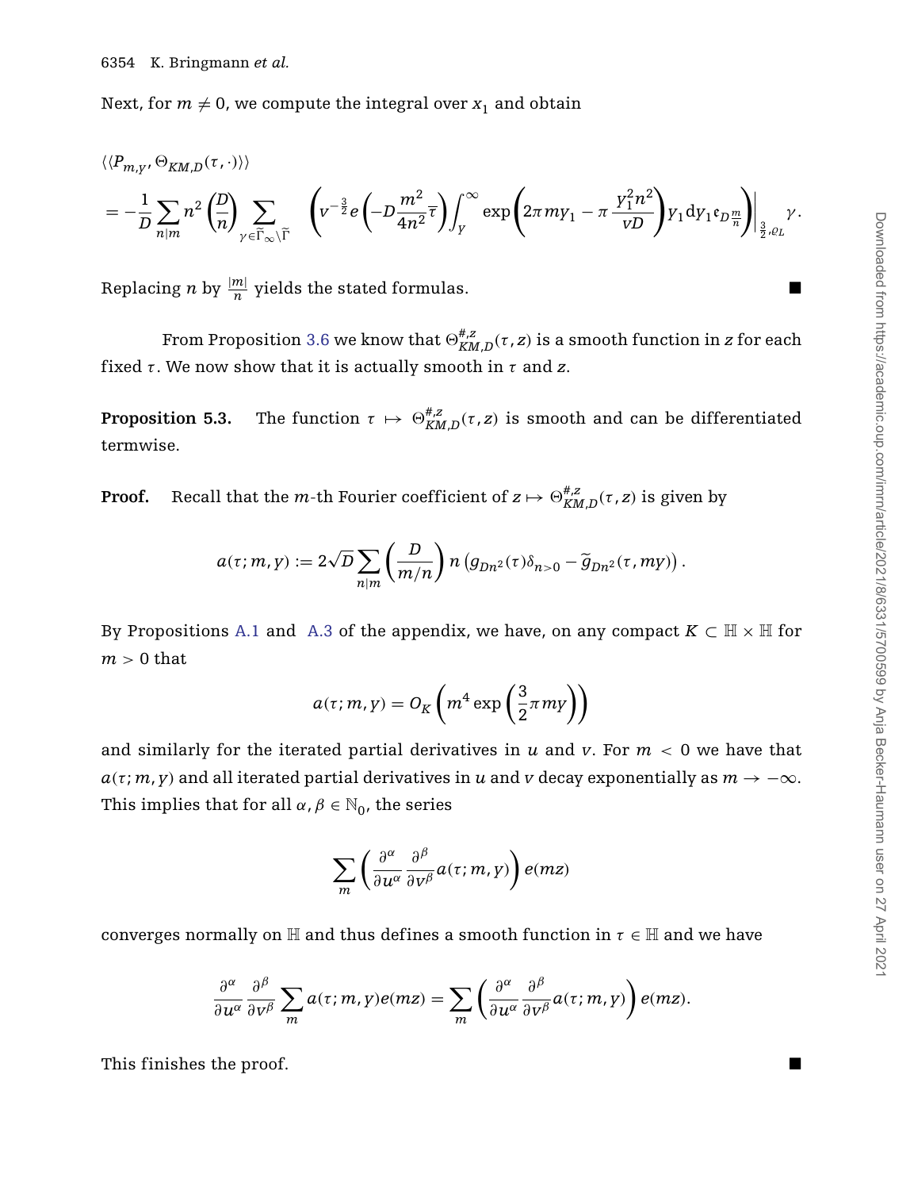Next, for $m \neq 0$, we compute the integral over $x_1$ and obtain

$$
\begin{aligned}
&\langle\langle P_{m,y}, \Theta_{KM,D}(\tau,\cdot)\rangle\rangle \\
&= -\frac{1}{D}\sum_{n|m} n^2 \left(\frac{D}{n}\right) \sum_{\gamma\in\widetilde{\Gamma}_\infty\backslash\widetilde{\Gamma}} \left( v^{-\frac{3}{2}} e\left(-D\frac{m^2}{4n^2}\overline{\tau}\right) \int_y^\infty \exp\left(2\pi m y_1 - \pi\frac{y_1^2 n^2}{vD}\right) y_1 \, dy_1 \mathfrak{e}_{D\frac{m}{n}} \right)\Bigg|_{\frac{3}{2},\varrho_L} \gamma.
\end{aligned}
$$

Replacing $n$ by $\frac{|m|}{n}$ yields the stated formulas. ■

From Proposition 3.6 we know that $\Theta^{\#,z}_{KM,D}(\tau,z)$ is a smooth function in $z$ for each fixed $\tau$. We now show that it is actually smooth in $\tau$ and $z$.

**Proposition 5.3.** The function $\tau \mapsto \Theta^{\#,z}_{KM,D}(\tau,z)$ is smooth and can be differentiated termwise.

**Proof.** Recall that the $m$-th Fourier coefficient of $z \mapsto \Theta^{\#,z}_{KM,D}(\tau,z)$ is given by

$$
a(\tau;m,y) := 2\sqrt{D}\sum_{n|m}\left(\frac{D}{m/n}\right) n \left(g_{Dn^2}(\tau)\delta_{n>0} - \widetilde{g}_{Dn^2}(\tau,my)\right).
$$

By Propositions A.1 and A.3 of the appendix, we have, on any compact $K \subset \mathbb{H}\times\mathbb{H}$ for $m > 0$ that

$$
a(\tau;m,y) = O_K\left(m^4 \exp\left(\frac{3}{2}\pi m y\right)\right)
$$

and similarly for the iterated partial derivatives in $u$ and $v$. For $m < 0$ we have that $a(\tau;m,y)$ and all iterated partial derivatives in $u$ and $v$ decay exponentially as $m \to -\infty$. This implies that for all $\alpha,\beta \in \mathbb{N}_0$, the series

$$
\sum_m \left(\frac{\partial^\alpha}{\partial u^\alpha}\frac{\partial^\beta}{\partial v^\beta} a(\tau;m,y)\right) e(mz)
$$

converges normally on $\mathbb{H}$ and thus defines a smooth function in $\tau \in \mathbb{H}$ and we have

$$
\frac{\partial^\alpha}{\partial u^\alpha}\frac{\partial^\beta}{\partial v^\beta}\sum_m a(\tau;m,y)e(mz) = \sum_m \left(\frac{\partial^\alpha}{\partial u^\alpha}\frac{\partial^\beta}{\partial v^\beta} a(\tau;m,y)\right) e(mz).
$$

This finishes the proof. ■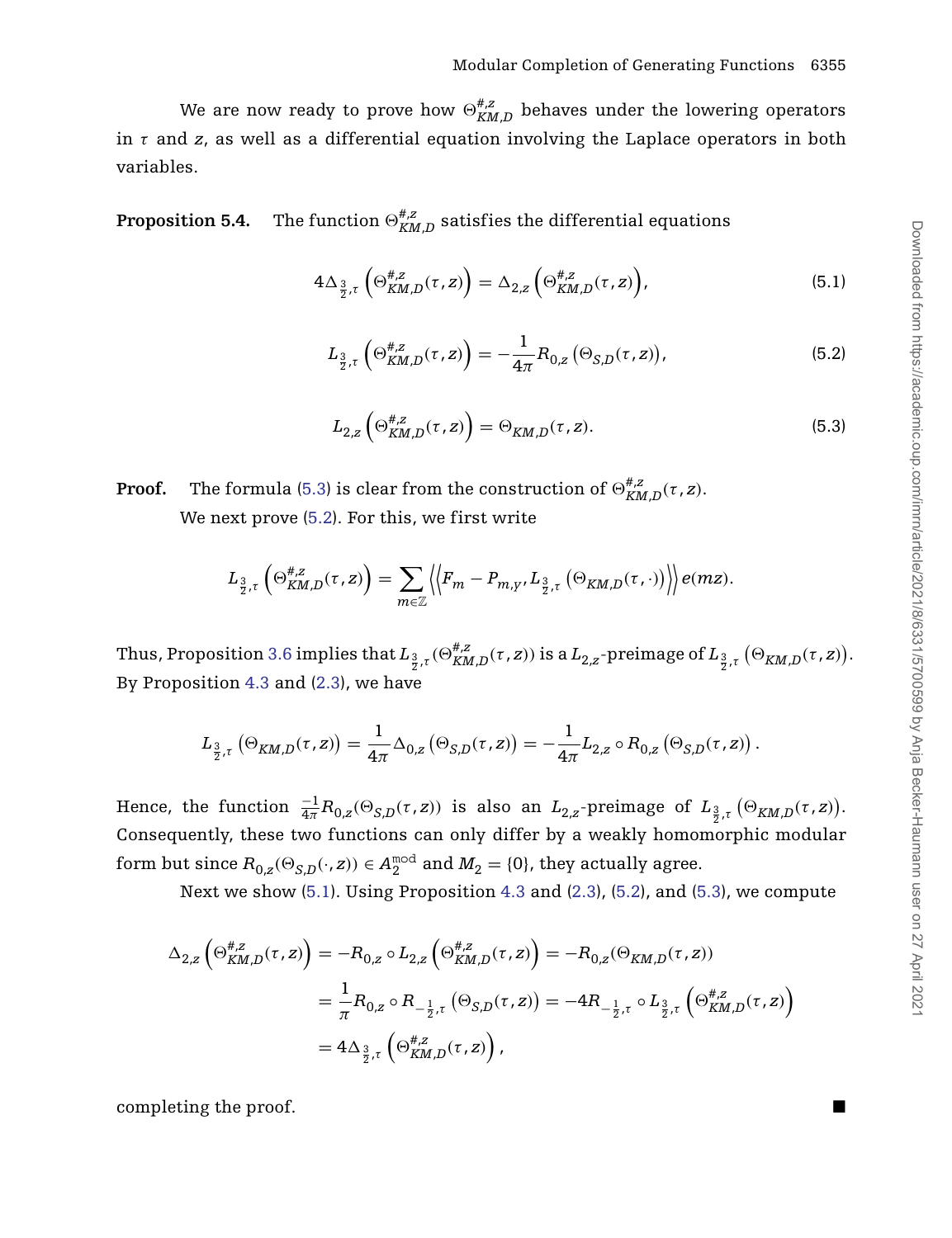We are now ready to prove how $\Theta^{\#,z}_{KM,D}$ behaves under the lowering operators in $\tau$ and $z$, as well as a differential equation involving the Laplace operators in both variables.

**Proposition 5.4.** The function $\Theta^{\#,z}_{KM,D}$ satisfies the differential equations

$$4\Delta_{\frac{3}{2},\tau}\left(\Theta^{\#,z}_{KM,D}(\tau,z)\right) = \Delta_{2,z}\left(\Theta^{\#,z}_{KM,D}(\tau,z)\right), \tag{5.1}$$

$$L_{\frac{3}{2},\tau}\left(\Theta^{\#,z}_{KM,D}(\tau,z)\right) = -\frac{1}{4\pi}R_{0,z}\left(\Theta_{S,D}(\tau,z)\right), \tag{5.2}$$

$$L_{2,z}\left(\Theta^{\#,z}_{KM,D}(\tau,z)\right) = \Theta_{KM,D}(\tau,z). \tag{5.3}$$

**Proof.** The formula (5.3) is clear from the construction of $\Theta^{\#,z}_{KM,D}(\tau,z)$.

We next prove (5.2). For this, we first write

$$L_{\frac{3}{2},\tau}\left(\Theta^{\#,z}_{KM,D}(\tau,z)\right) = \sum_{m\in\mathbb{Z}}\left\langle\!\left\langle F_m - P_{m,y}, L_{\frac{3}{2},\tau}\left(\Theta_{KM,D}(\tau,\cdot)\right)\right\rangle\!\right\rangle e(mz).$$

Thus, Proposition 3.6 implies that $L_{\frac{3}{2},\tau}(\Theta^{\#,z}_{KM,D}(\tau,z))$ is a $L_{2,z}$-preimage of $L_{\frac{3}{2},\tau}\left(\Theta_{KM,D}(\tau,z)\right)$. By Proposition 4.3 and (2.3), we have

$$L_{\frac{3}{2},\tau}\left(\Theta_{KM,D}(\tau,z)\right) = \frac{1}{4\pi}\Delta_{0,z}\left(\Theta_{S,D}(\tau,z)\right) = -\frac{1}{4\pi}L_{2,z}\circ R_{0,z}\left(\Theta_{S,D}(\tau,z)\right).$$

Hence, the function $\frac{-1}{4\pi}R_{0,z}(\Theta_{S,D}(\tau,z))$ is also an $L_{2,z}$-preimage of $L_{\frac{3}{2},\tau}\left(\Theta_{KM,D}(\tau,z)\right)$. Consequently, these two functions can only differ by a weakly homomorphic modular form but since $R_{0,z}(\Theta_{S,D}(\cdot,z)) \in A_2^{\mathrm{mod}}$ and $M_2 = \{0\}$, they actually agree.

Next we show (5.1). Using Proposition 4.3 and (2.3), (5.2), and (5.3), we compute

$$\begin{aligned}
\Delta_{2,z}\left(\Theta^{\#,z}_{KM,D}(\tau,z)\right) &= -R_{0,z}\circ L_{2,z}\left(\Theta^{\#,z}_{KM,D}(\tau,z)\right) = -R_{0,z}(\Theta_{KM,D}(\tau,z))\\
&= \frac{1}{\pi}R_{0,z}\circ R_{-\frac{1}{2},\tau}\left(\Theta_{S,D}(\tau,z)\right) = -4R_{-\frac{1}{2},\tau}\circ L_{\frac{3}{2},\tau}\left(\Theta^{\#,z}_{KM,D}(\tau,z)\right)\\
&= 4\Delta_{\frac{3}{2},\tau}\left(\Theta^{\#,z}_{KM,D}(\tau,z)\right),
\end{aligned}$$

completing the proof. ■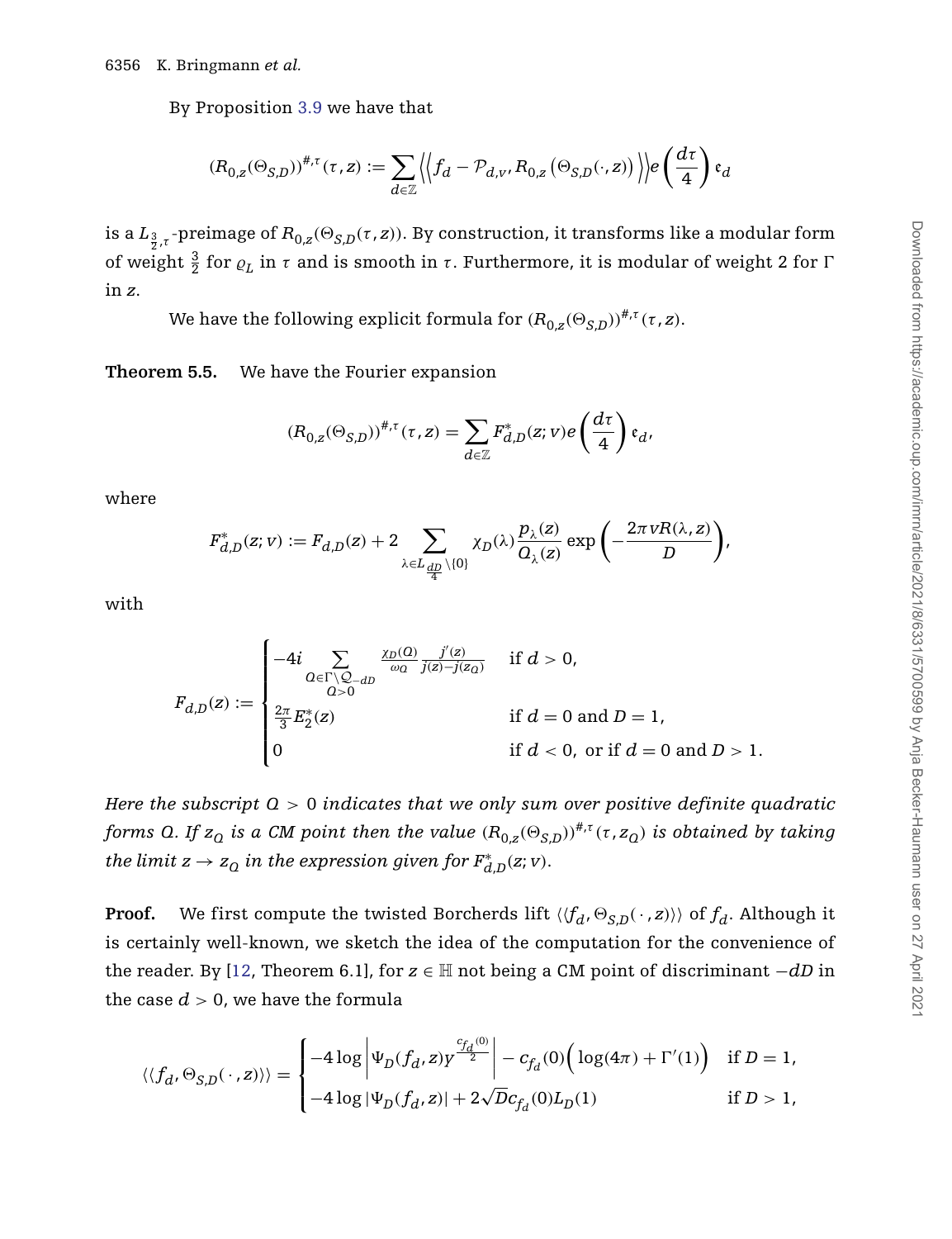By Proposition 3.9 we have that

$$(R_{0,z}(\Theta_{S,D}))^{\#,\tau}(\tau,z) := \sum_{d\in\mathbb{Z}} \left\langle\!\left\langle f_d - \mathcal{P}_{d,v}, R_{0,z}\left(\Theta_{S,D}(\cdot,z)\right)\right\rangle\!\right\rangle e\left(\frac{d\tau}{4}\right)\mathfrak{e}_d$$

is a $L_{\frac{3}{2},\tau}$-preimage of $R_{0,z}(\Theta_{S,D}(\tau,z))$. By construction, it transforms like a modular form of weight $\frac{3}{2}$ for $\varrho_L$ in $\tau$ and is smooth in $\tau$. Furthermore, it is modular of weight 2 for $\Gamma$ in $z$.

We have the following explicit formula for $(R_{0,z}(\Theta_{S,D}))^{\#,\tau}(\tau,z)$.

**Theorem 5.5.** We have the Fourier expansion

$$(R_{0,z}(\Theta_{S,D}))^{\#,\tau}(\tau,z) = \sum_{d\in\mathbb{Z}} F^*_{d,D}(z;v)e\left(\frac{d\tau}{4}\right)\mathfrak{e}_d,$$

where

$$F^*_{d,D}(z;v) := F_{d,D}(z) + 2\sum_{\lambda\in L_{\frac{dD}{4}}\setminus\{0\}} \chi_D(\lambda)\frac{p_\lambda(z)}{Q_\lambda(z)}\exp\left(-\frac{2\pi v R(\lambda,z)}{D}\right),$$

with

$$F_{d,D}(z) := \begin{cases} -4i\displaystyle\sum_{\substack{Q\in\Gamma\backslash\mathcal{Q}_{-dD}\\ Q>0}} \frac{\chi_D(Q)}{\omega_Q}\frac{j'(z)}{j(z)-j(z_Q)} & \text{if } d>0,\\ \frac{2\pi}{3}E_2^*(z) & \text{if } d=0 \text{ and } D=1,\\ 0 & \text{if } d<0, \text{ or if } d=0 \text{ and } D>1. \end{cases}$$

*Here the subscript $Q>0$ indicates that we only sum over positive definite quadratic forms $Q$. If $z_Q$ is a CM point then the value $(R_{0,z}(\Theta_{S,D}))^{\#,\tau}(\tau,z_Q)$ is obtained by taking the limit $z\to z_Q$ in the expression given for $F^*_{d,D}(z;v)$.*

**Proof.** We first compute the twisted Borcherds lift $\langle\langle f_d, \Theta_{S,D}(\,\cdot\,,z)\rangle\rangle$ of $f_d$. Although it is certainly well-known, we sketch the idea of the computation for the convenience of the reader. By [12, Theorem 6.1], for $z\in\mathbb{H}$ not being a CM point of discriminant $-dD$ in the case $d>0$, we have the formula

$$\langle\langle f_d, \Theta_{S,D}(\,\cdot\,,z)\rangle\rangle = \begin{cases} -4\log\left|\Psi_D(f_d,z)y^{\frac{c_{f_d}(0)}{2}}\right| - c_{f_d}(0)\Big(\log(4\pi)+\Gamma'(1)\Big) & \text{if } D=1,\\ -4\log|\Psi_D(f_d,z)| + 2\sqrt{D}c_{f_d}(0)L_D(1) & \text{if } D>1, \end{cases}$$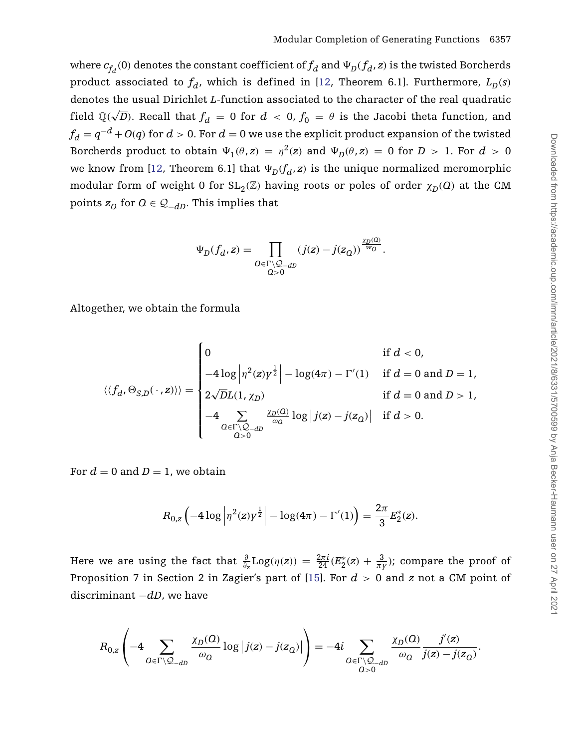where $c_{f_d}(0)$ denotes the constant coefficient of $f_d$ and $\Psi_D(f_d, z)$ is the twisted Borcherds product associated to $f_d$, which is defined in [12, Theorem 6.1]. Furthermore, $L_D(s)$ denotes the usual Dirichlet $L$-function associated to the character of the real quadratic field $\mathbb{Q}(\sqrt{D})$. Recall that $f_d = 0$ for $d < 0$, $f_0 = \theta$ is the Jacobi theta function, and $f_d = q^{-d} + O(q)$ for $d > 0$. For $d = 0$ we use the explicit product expansion of the twisted Borcherds product to obtain $\Psi_1(\theta, z) = \eta^2(z)$ and $\Psi_D(\theta, z) = 0$ for $D > 1$. For $d > 0$ we know from [12, Theorem 6.1] that $\Psi_D(f_d, z)$ is the unique normalized meromorphic modular form of weight 0 for $\mathrm{SL}_2(\mathbb{Z})$ having roots or poles of order $\chi_D(Q)$ at the CM points $z_Q$ for $Q \in \mathcal{Q}_{-dD}$. This implies that

$$\Psi_D(f_d, z) = \prod_{\substack{Q \in \Gamma \backslash \mathcal{Q}_{-dD} \\ Q > 0}} (j(z) - j(z_Q))^{\frac{\chi_D(Q)}{w_Q}}.$$

Altogether, we obtain the formula

$$\langle\langle f_d, \Theta_{S,D}(\,\cdot\,, z)\rangle\rangle = \begin{cases} 0 & \text{if } d < 0, \\ -4 \log\left|\eta^2(z) y^{\frac{1}{2}}\right| - \log(4\pi) - \Gamma'(1) & \text{if } d = 0 \text{ and } D = 1, \\ 2\sqrt{D} L(1, \chi_D) & \text{if } d = 0 \text{ and } D > 1, \\ -4 \sum\limits_{\substack{Q \in \Gamma \backslash \mathcal{Q}_{-dD} \\ Q > 0}} \frac{\chi_D(Q)}{\omega_Q} \log\left|j(z) - j(z_Q)\right| & \text{if } d > 0. \end{cases}$$

For $d = 0$ and $D = 1$, we obtain

$$R_{0,z}\left(-4 \log\left|\eta^2(z) y^{\frac{1}{2}}\right| - \log(4\pi) - \Gamma'(1)\right) = \frac{2\pi}{3} E_2^*(z).$$

Here we are using the fact that $\frac{\partial}{\partial_z} \mathrm{Log}(\eta(z)) = \frac{2\pi i}{24}(E_2^*(z) + \frac{3}{\pi y})$; compare the proof of Proposition 7 in Section 2 in Zagier's part of [15]. For $d > 0$ and $z$ not a CM point of discriminant $-dD$, we have

$$R_{0,z}\left(-4 \sum_{Q \in \Gamma \backslash \mathcal{Q}_{-dD}} \frac{\chi_D(Q)}{\omega_Q} \log\left|j(z) - j(z_Q)\right|\right) = -4i \sum_{\substack{Q \in \Gamma \backslash \mathcal{Q}_{-dD} \\ Q > 0}} \frac{\chi_D(Q)}{\omega_Q} \frac{j'(z)}{j(z) - j(z_Q)}.$$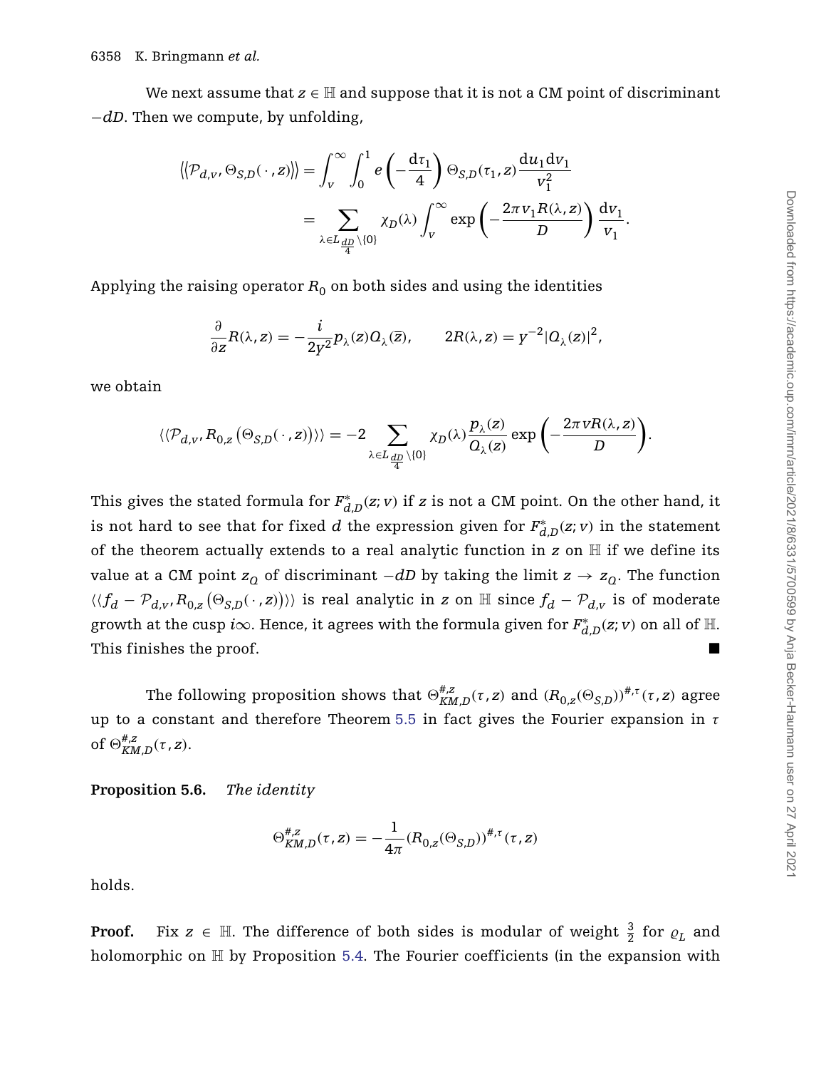We next assume that $z \in \mathbb{H}$ and suppose that it is not a CM point of discriminant $-dD$. Then we compute, by unfolding,

$$\left\langle\!\left\langle \mathcal{P}_{d,v}, \Theta_{S,D}(\,\cdot\,,z)\right\rangle\!\right\rangle = \int_v^\infty \int_0^1 e\left(-\frac{d\tau_1}{4}\right) \Theta_{S,D}(\tau_1, z) \frac{du_1 dv_1}{v_1^2}$$
$$= \sum_{\lambda \in L_{\frac{dD}{4}} \setminus \{0\}} \chi_D(\lambda) \int_v^\infty \exp\left(-\frac{2\pi v_1 R(\lambda, z)}{D}\right) \frac{dv_1}{v_1}.$$

Applying the raising operator $R_0$ on both sides and using the identities

$$\frac{\partial}{\partial z} R(\lambda, z) = -\frac{i}{2y^2} p_\lambda(z) Q_\lambda(\overline{z}), \qquad 2R(\lambda, z) = y^{-2}|Q_\lambda(z)|^2,$$

we obtain

$$\langle\langle \mathcal{P}_{d,v}, R_{0,z}\left(\Theta_{S,D}(\,\cdot\,,z)\right)\rangle\rangle = -2 \sum_{\lambda \in L_{\frac{dD}{4}} \setminus \{0\}} \chi_D(\lambda) \frac{p_\lambda(z)}{Q_\lambda(z)} \exp\left(-\frac{2\pi v R(\lambda, z)}{D}\right).$$

This gives the stated formula for $F^*_{d,D}(z; v)$ if $z$ is not a CM point. On the other hand, it is not hard to see that for fixed $d$ the expression given for $F^*_{d,D}(z; v)$ in the statement of the theorem actually extends to a real analytic function in $z$ on $\mathbb{H}$ if we define its value at a CM point $z_Q$ of discriminant $-dD$ by taking the limit $z \to z_Q$. The function $\langle\langle f_d - \mathcal{P}_{d,v}, R_{0,z}\left(\Theta_{S,D}(\,\cdot\,,z)\right)\rangle\rangle$ is real analytic in $z$ on $\mathbb{H}$ since $f_d - \mathcal{P}_{d,v}$ is of moderate growth at the cusp $i\infty$. Hence, it agrees with the formula given for $F^*_{d,D}(z; v)$ on all of $\mathbb{H}$. This finishes the proof. ■

The following proposition shows that $\Theta^{\#,z}_{KM,D}(\tau, z)$ and $(R_{0,z}(\Theta_{S,D}))^{\#,\tau}(\tau, z)$ agree up to a constant and therefore Theorem 5.5 in fact gives the Fourier expansion in $\tau$ of $\Theta^{\#,z}_{KM,D}(\tau, z)$.

**Proposition 5.6.** *The identity*

$$\Theta^{\#,z}_{KM,D}(\tau, z) = -\frac{1}{4\pi}(R_{0,z}(\Theta_{S,D}))^{\#,\tau}(\tau, z)$$

holds.

**Proof.** Fix $z \in \mathbb{H}$. The difference of both sides is modular of weight $\frac{3}{2}$ for $\varrho_L$ and holomorphic on $\mathbb{H}$ by Proposition 5.4. The Fourier coefficients (in the expansion with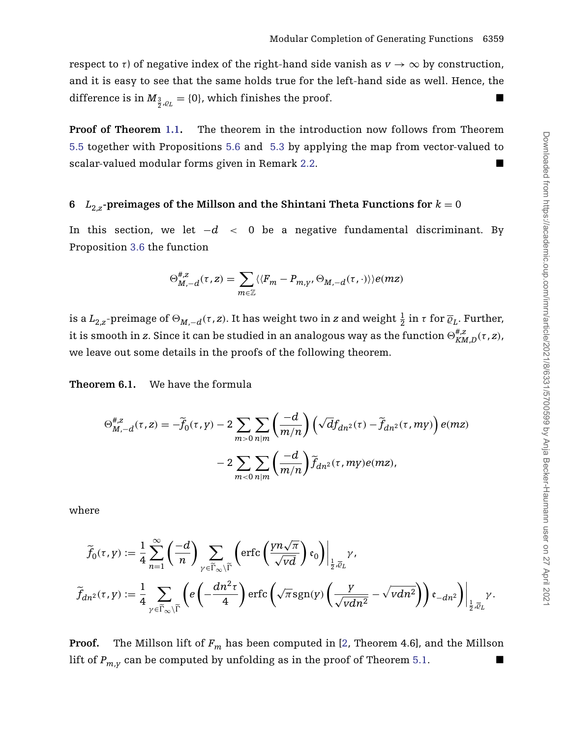respect to $\tau$) of negative index of the right-hand side vanish as $v \to \infty$ by construction, and it is easy to see that the same holds true for the left-hand side as well. Hence, the difference is in $M_{\frac{3}{2},\varrho_L} = \{0\}$, which finishes the proof. ■

**Proof of Theorem 1.1.** The theorem in the introduction now follows from Theorem 5.5 together with Propositions 5.6 and 5.3 by applying the map from vector-valued to scalar-valued modular forms given in Remark 2.2. ■

## 6 $L_{2,z}$-preimages of the Millson and the Shintani Theta Functions for $k = 0$

In this section, we let $-d < 0$ be a negative fundamental discriminant. By Proposition 3.6 the function

$$\Theta^{\#,z}_{M,-d}(\tau, z) = \sum_{m \in \mathbb{Z}} \langle\langle F_m - P_{m,y}, \Theta_{M,-d}(\tau, \cdot)\rangle\rangle e(mz)$$

is a $L_{2,z}$-preimage of $\Theta_{M,-d}(\tau, z)$. It has weight two in $z$ and weight $\frac{1}{2}$ in $\tau$ for $\overline{\varrho}_L$. Further, it is smooth in $z$. Since it can be studied in an analogous way as the function $\Theta^{\#,z}_{KM,D}(\tau, z)$, we leave out some details in the proofs of the following theorem.

**Theorem 6.1.** We have the formula

$$\begin{aligned}\Theta^{\#,z}_{M,-d}(\tau, z) = -\widetilde{f}_0(\tau, y) - 2\sum_{m>0}\sum_{n|m}\left(\frac{-d}{m/n}\right)\left(\sqrt{d} f_{dn^2}(\tau) - \widetilde{f}_{dn^2}(\tau, my)\right)e(mz) \\ - 2\sum_{m<0}\sum_{n|m}\left(\frac{-d}{m/n}\right)\widetilde{f}_{dn^2}(\tau, my)e(mz),\end{aligned}$$

where

$$\widetilde{f}_0(\tau, y) := \frac{1}{4}\sum_{n=1}^{\infty}\left(\frac{-d}{n}\right)\sum_{\gamma \in \widetilde{\Gamma}_\infty\backslash\widetilde{\Gamma}}\left(\operatorname{erfc}\left(\frac{yn\sqrt{\pi}}{\sqrt{vd}}\right)\mathfrak{e}_0\right)\bigg|_{\frac{1}{2},\overline{\varrho}_L}\gamma,$$

$$\widetilde{f}_{dn^2}(\tau, y) := \frac{1}{4}\sum_{\gamma \in \widetilde{\Gamma}_\infty\backslash\widetilde{\Gamma}}\left(e\left(-\frac{dn^2\tau}{4}\right)\operatorname{erfc}\left(\sqrt{\pi}\operatorname{sgn}(y)\left(\frac{y}{\sqrt{vdn^2}} - \sqrt{vdn^2}\right)\right)\mathfrak{e}_{-dn^2}\right)\bigg|_{\frac{1}{2},\overline{\varrho}_L}\gamma.$$

**Proof.** The Millson lift of $F_m$ has been computed in [2, Theorem 4.6], and the Millson lift of $P_{m,y}$ can be computed by unfolding as in the proof of Theorem 5.1. ■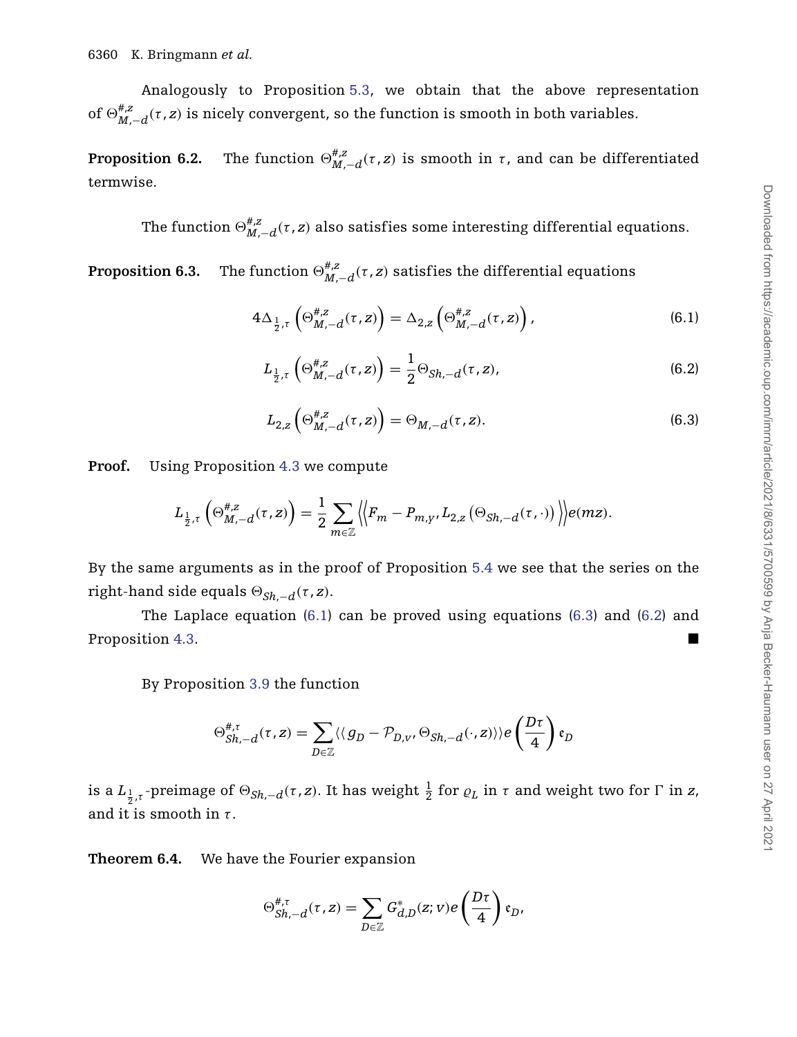Analogously to Proposition 5.3, we obtain that the above representation of $\Theta^{\#,z}_{M,-d}(\tau, z)$ is nicely convergent, so the function is smooth in both variables.

**Proposition 6.2.** The function $\Theta^{\#,z}_{M,-d}(\tau, z)$ is smooth in $\tau$, and can be differentiated termwise.

The function $\Theta^{\#,z}_{M,-d}(\tau, z)$ also satisfies some interesting differential equations.

**Proposition 6.3.** The function $\Theta^{\#,z}_{M,-d}(\tau, z)$ satisfies the differential equations

$$4\Delta_{\frac{1}{2},\tau}\left(\Theta^{\#,z}_{M,-d}(\tau, z)\right) = \Delta_{2,z}\left(\Theta^{\#,z}_{M,-d}(\tau, z)\right), \tag{6.1}$$

$$L_{\frac{1}{2},\tau}\left(\Theta^{\#,z}_{M,-d}(\tau, z)\right) = \frac{1}{2}\Theta_{Sh,-d}(\tau, z), \tag{6.2}$$

$$L_{2,z}\left(\Theta^{\#,z}_{M,-d}(\tau, z)\right) = \Theta_{M,-d}(\tau, z). \tag{6.3}$$

**Proof.** Using Proposition 4.3 we compute

$$L_{\frac{1}{2},\tau}\left(\Theta^{\#,z}_{M,-d}(\tau, z)\right) = \frac{1}{2}\sum_{m\in\mathbb{Z}}\left\langle\left\langle F_m - P_{m,y}, L_{2,z}\left(\Theta_{Sh,-d}(\tau, \cdot)\right)\right\rangle\right\rangle e(mz).$$

By the same arguments as in the proof of Proposition 5.4 we see that the series on the right-hand side equals $\Theta_{Sh,-d}(\tau, z)$.

The Laplace equation (6.1) can be proved using equations (6.3) and (6.2) and Proposition 4.3. ■

By Proposition 3.9 the function

$$\Theta^{\#,\tau}_{Sh,-d}(\tau, z) = \sum_{D\in\mathbb{Z}}\langle\langle g_D - \mathcal{P}_{D,v}, \Theta_{Sh,-d}(\cdot, z)\rangle\rangle e\left(\frac{D\tau}{4}\right)\mathfrak{e}_D$$

is a $L_{\frac{1}{2},\tau}$-preimage of $\Theta_{Sh,-d}(\tau, z)$. It has weight $\frac{1}{2}$ for $\varrho_L$ in $\tau$ and weight two for $\Gamma$ in $z$, and it is smooth in $\tau$.

**Theorem 6.4.** We have the Fourier expansion

$$\Theta^{\#,\tau}_{Sh,-d}(\tau, z) = \sum_{D\in\mathbb{Z}} G^*_{d,D}(z; v)e\left(\frac{D\tau}{4}\right)\mathfrak{e}_D,$$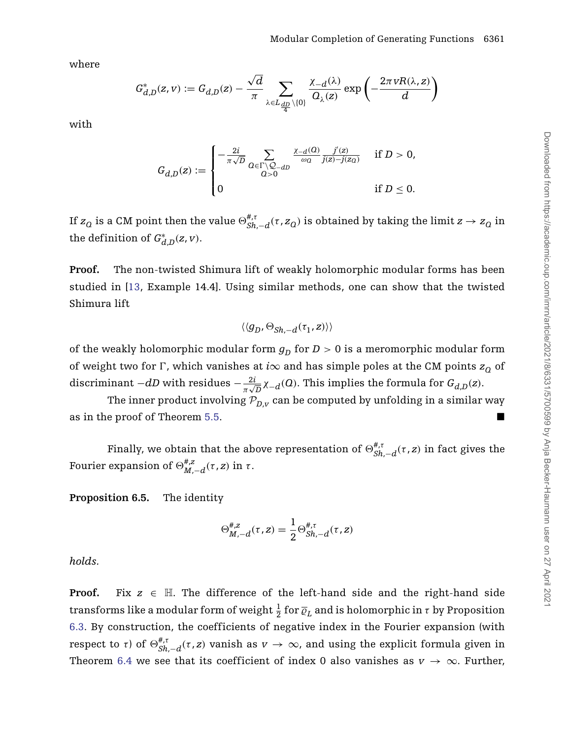where

$$G^*_{d,D}(z,v) := G_{d,D}(z) - \frac{\sqrt{d}}{\pi} \sum_{\lambda \in L_{\frac{dD}{4}} \setminus \{0\}} \frac{\chi_{-d}(\lambda)}{Q_\lambda(z)} \exp\left(-\frac{2\pi v R(\lambda, z)}{d}\right)$$

with

$$G_{d,D}(z) := \begin{cases} -\frac{2i}{\pi\sqrt{D}} \sum_{\substack{Q \in \Gamma \setminus \mathcal{Q}_{-dD} \\ Q > 0}} \frac{\chi_{-d}(Q)}{\omega_Q} \frac{j'(z)}{j(z) - j(z_Q)} & \text{if } D > 0, \\ 0 & \text{if } D \leq 0. \end{cases}$$

If $z_Q$ is a CM point then the value $\Theta^{\#,\tau}_{Sh,-d}(\tau, z_Q)$ is obtained by taking the limit $z \to z_Q$ in the definition of $G^*_{d,D}(z,v)$.

**Proof.** The non-twisted Shimura lift of weakly holomorphic modular forms has been studied in [13, Example 14.4]. Using similar methods, one can show that the twisted Shimura lift

$$\langle\langle g_D, \Theta_{Sh,-d}(\tau_1, z)\rangle\rangle$$

of the weakly holomorphic modular form $g_D$ for $D > 0$ is a meromorphic modular form of weight two for $\Gamma$, which vanishes at $i\infty$ and has simple poles at the CM points $z_Q$ of discriminant $-dD$ with residues $-\frac{2i}{\pi\sqrt{D}}\chi_{-d}(Q)$. This implies the formula for $G_{d,D}(z)$.

The inner product involving $\mathcal{P}_{D,v}$ can be computed by unfolding in a similar way as in the proof of Theorem 5.5. ■

Finally, we obtain that the above representation of $\Theta^{\#,\tau}_{Sh,-d}(\tau, z)$ in fact gives the Fourier expansion of $\Theta^{\#,z}_{M,-d}(\tau, z)$ in $\tau$.

**Proposition 6.5.** The identity

$$\Theta^{\#,z}_{M,-d}(\tau, z) = \frac{1}{2}\Theta^{\#,\tau}_{Sh,-d}(\tau, z)$$

*holds.*

**Proof.** Fix $z \in \mathbb{H}$. The difference of the left-hand side and the right-hand side transforms like a modular form of weight $\frac{1}{2}$ for $\overline{\varrho}_L$ and is holomorphic in $\tau$ by Proposition 6.3. By construction, the coefficients of negative index in the Fourier expansion (with respect to $\tau$) of $\Theta^{\#,\tau}_{Sh,-d}(\tau, z)$ vanish as $v \to \infty$, and using the explicit formula given in Theorem 6.4 we see that its coefficient of index 0 also vanishes as $v \to \infty$. Further,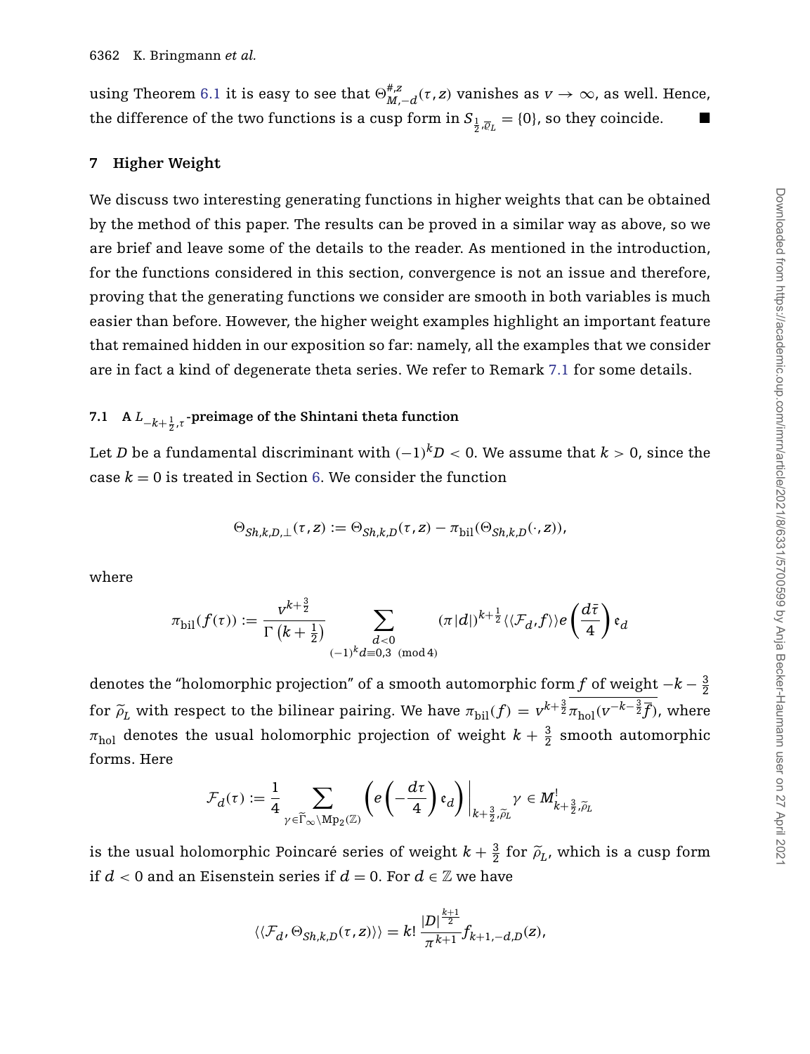using Theorem 6.1 it is easy to see that $\Theta^{\#,z}_{M,-d}(\tau,z)$ vanishes as $v \to \infty$, as well. Hence, the difference of the two functions is a cusp form in $S_{\frac{1}{2},\overline{\varrho}_L} = \{0\}$, so they coincide. ■

## 7 Higher Weight

We discuss two interesting generating functions in higher weights that can be obtained by the method of this paper. The results can be proved in a similar way as above, so we are brief and leave some of the details to the reader. As mentioned in the introduction, for the functions considered in this section, convergence is not an issue and therefore, proving that the generating functions we consider are smooth in both variables is much easier than before. However, the higher weight examples highlight an important feature that remained hidden in our exposition so far: namely, all the examples that we consider are in fact a kind of degenerate theta series. We refer to Remark 7.1 for some details.

### 7.1 A $L_{-k+\frac{1}{2},\tau}$-preimage of the Shintani theta function

Let $D$ be a fundamental discriminant with $(-1)^k D < 0$. We assume that $k > 0$, since the case $k = 0$ is treated in Section 6. We consider the function

$$\Theta_{Sh,k,D,\perp}(\tau,z) := \Theta_{Sh,k,D}(\tau,z) - \pi_{\mathrm{bil}}(\Theta_{Sh,k,D}(\cdot,z)),$$

where

$$\pi_{\mathrm{bil}}(f(\tau)) := \frac{v^{k+\frac{3}{2}}}{\Gamma\left(k+\frac{1}{2}\right)} \sum_{\substack{d<0 \\ (-1)^k d \equiv 0,3 \pmod 4}} (\pi|d|)^{k+\frac{1}{2}} \langle\langle \mathcal{F}_d, f\rangle\rangle e\left(\frac{d\bar{\tau}}{4}\right) \mathfrak{e}_d$$

denotes the "holomorphic projection" of a smooth automorphic form $f$ of weight $-k-\frac{3}{2}$ for $\widetilde{\rho}_L$ with respect to the bilinear pairing. We have $\pi_{\mathrm{bil}}(f) = v^{k+\frac{3}{2}}\overline{\pi_{\mathrm{hol}}(v^{-k-\frac{3}{2}}\overline{f})}$, where $\pi_{\mathrm{hol}}$ denotes the usual holomorphic projection of weight $k+\frac{3}{2}$ smooth automorphic forms. Here

$$\mathcal{F}_d(\tau) := \frac{1}{4} \sum_{\gamma \in \widetilde{\Gamma}_\infty \backslash \mathrm{Mp}_2(\mathbb{Z})} \left( e\left(-\frac{d\tau}{4}\right) \mathfrak{e}_d \right)\Big|_{k+\frac{3}{2},\widetilde{\rho}_L} \gamma \in M^!_{k+\frac{3}{2},\widetilde{\rho}_L}$$

is the usual holomorphic Poincaré series of weight $k+\frac{3}{2}$ for $\widetilde{\rho}_L$, which is a cusp form if $d < 0$ and an Eisenstein series if $d = 0$. For $d \in \mathbb{Z}$ we have

$$\langle\langle \mathcal{F}_d, \Theta_{Sh,k,D}(\tau,z)\rangle\rangle = k! \, \frac{|D|^{\frac{k+1}{2}}}{\pi^{k+1}} f_{k+1,-d,D}(z),$$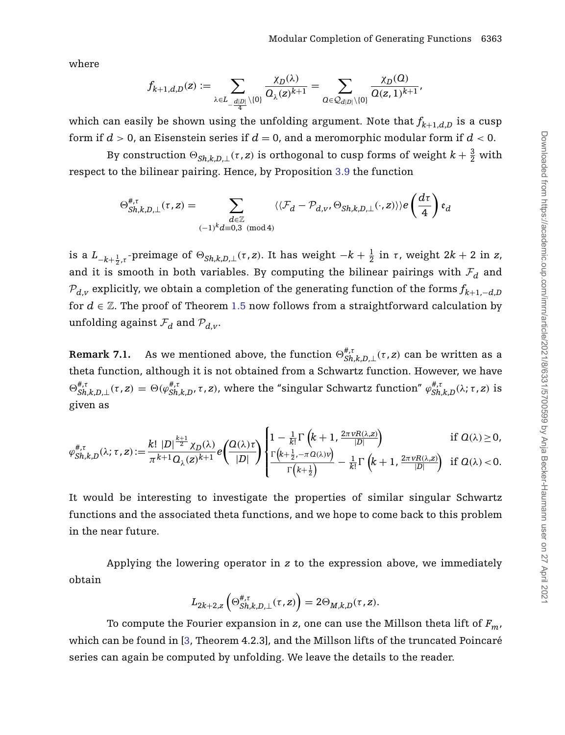where

$$f_{k+1,d,D}(z) := \sum_{\lambda \in L_{-\frac{d|D|}{4}} \setminus \{0\}} \frac{\chi_D(\lambda)}{Q_\lambda(z)^{k+1}} = \sum_{Q \in \mathcal{Q}_{d|D|} \setminus \{0\}} \frac{\chi_D(Q)}{Q(z,1)^{k+1}},$$

which can easily be shown using the unfolding argument. Note that $f_{k+1,d,D}$ is a cusp form if $d > 0$, an Eisenstein series if $d = 0$, and a meromorphic modular form if $d < 0$.

By construction $\Theta_{Sh,k,D,\perp}(\tau, z)$ is orthogonal to cusp forms of weight $k + \frac{3}{2}$ with respect to the bilinear pairing. Hence, by Proposition 3.9 the function

$$\Theta^{\#,\tau}_{Sh,k,D,\perp}(\tau, z) = \sum_{\substack{d \in \mathbb{Z} \\ (-1)^k d \equiv 0,3 \pmod 4}} \langle\langle \mathcal{F}_d - \mathcal{P}_{d,v}, \Theta_{Sh,k,D,\perp}(\cdot, z) \rangle\rangle e\left(\frac{d\tau}{4}\right) \mathfrak{e}_d$$

is a $L_{-k+\frac{1}{2},\tau}$-preimage of $\Theta_{Sh,k,D,\perp}(\tau, z)$. It has weight $-k + \frac{1}{2}$ in $\tau$, weight $2k + 2$ in $z$, and it is smooth in both variables. By computing the bilinear pairings with $\mathcal{F}_d$ and $\mathcal{P}_{d,v}$ explicitly, we obtain a completion of the generating function of the forms $f_{k+1,-d,D}$ for $d \in \mathbb{Z}$. The proof of Theorem 1.5 now follows from a straightforward calculation by unfolding against $\mathcal{F}_d$ and $\mathcal{P}_{d,v}$.

**Remark 7.1.** As we mentioned above, the function $\Theta^{\#,\tau}_{Sh,k,D,\perp}(\tau, z)$ can be written as a theta function, although it is not obtained from a Schwartz function. However, we have $\Theta^{\#,\tau}_{Sh,k,D,\perp}(\tau, z) = \Theta(\varphi^{\#,\tau}_{Sh,k,D}, \tau, z)$, where the "singular Schwartz function" $\varphi^{\#,\tau}_{Sh,k,D}(\lambda; \tau, z)$ is given as

$$\varphi^{\#,\tau}_{Sh,k,D}(\lambda; \tau, z) := \frac{k!\ |D|^{\frac{k+1}{2}} \chi_D(\lambda)}{\pi^{k+1} Q_\lambda(z)^{k+1}} e\left(\frac{Q(\lambda)\tau}{|D|}\right) \begin{cases} 1 - \frac{1}{k!}\Gamma\left(k+1, \frac{2\pi v R(\lambda,z)}{|D|}\right) & \text{if } Q(\lambda) \geq 0, \\ \frac{\Gamma\left(k+\frac{1}{2}, -\pi Q(\lambda) v\right)}{\Gamma\left(k+\frac{1}{2}\right)} - \frac{1}{k!}\Gamma\left(k+1, \frac{2\pi v R(\lambda,z)}{|D|}\right) & \text{if } Q(\lambda) < 0. \end{cases}$$

It would be interesting to investigate the properties of similar singular Schwartz functions and the associated theta functions, and we hope to come back to this problem in the near future.

Applying the lowering operator in $z$ to the expression above, we immediately obtain

$$L_{2k+2,z}\left(\Theta^{\#,\tau}_{Sh,k,D,\perp}(\tau, z)\right) = 2\Theta_{M,k,D}(\tau, z).$$

To compute the Fourier expansion in $z$, one can use the Millson theta lift of $F_m$, which can be found in [3, Theorem 4.2.3], and the Millson lifts of the truncated Poincaré series can again be computed by unfolding. We leave the details to the reader.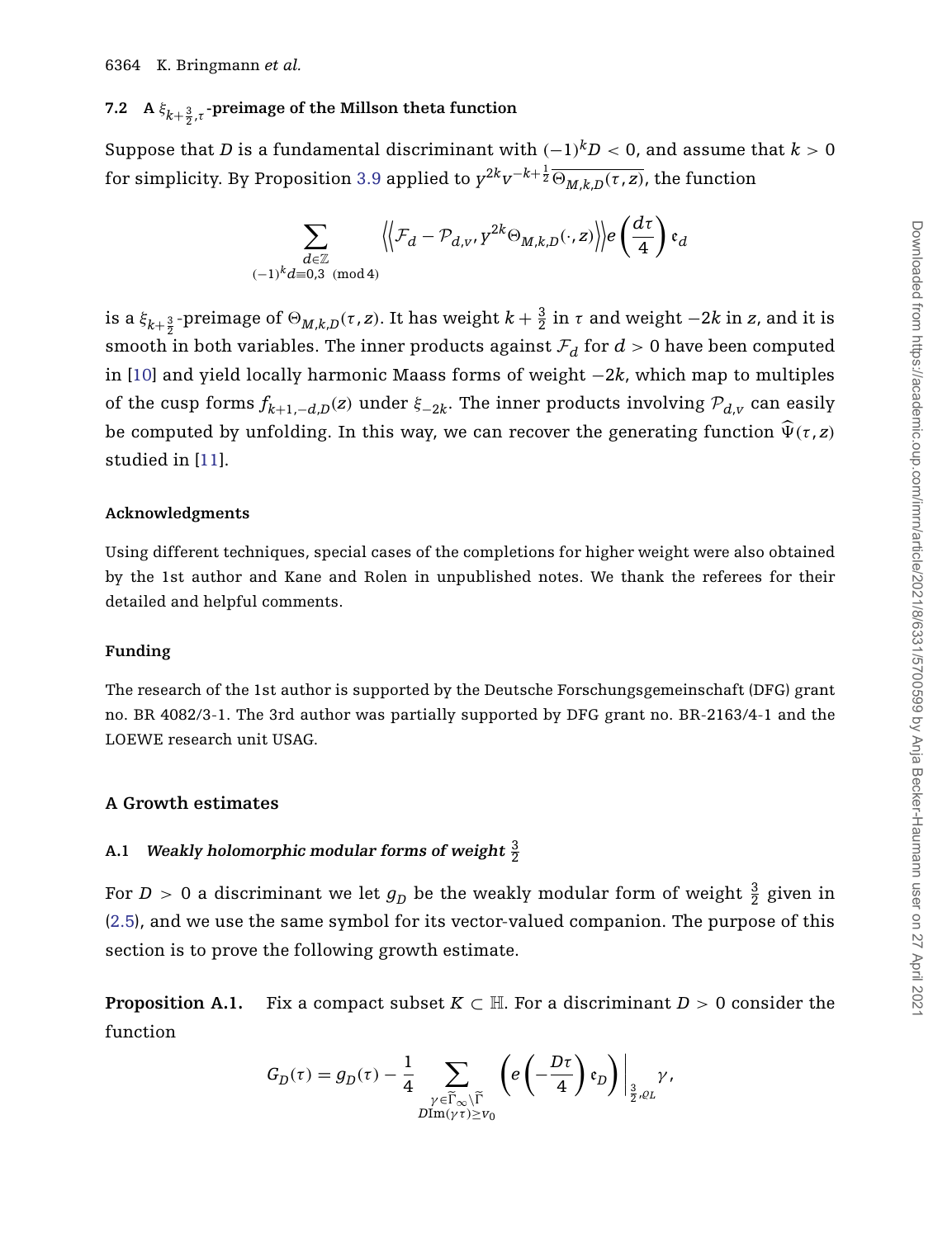### 7.2 A $\xi_{k+\frac{3}{2},\tau}$-preimage of the Millson theta function

Suppose that $D$ is a fundamental discriminant with $(-1)^k D < 0$, and assume that $k > 0$ for simplicity. By Proposition 3.9 applied to $y^{2k} v^{-k+\frac{1}{2}} \overline{\Theta_{M,k,D}(\tau, z)}$, the function

$$\sum_{\substack{d \in \mathbb{Z} \\ (-1)^k d \equiv 0,3 \pmod 4}} \left\langle\!\left\langle \mathcal{F}_d - \mathcal{P}_{d,v}, y^{2k} \Theta_{M,k,D}(\cdot, z) \right\rangle\!\right\rangle e\left(\frac{d\tau}{4}\right) \mathfrak{e}_d$$

is a $\xi_{k+\frac{3}{2}}$-preimage of $\Theta_{M,k,D}(\tau, z)$. It has weight $k + \frac{3}{2}$ in $\tau$ and weight $-2k$ in $z$, and it is smooth in both variables. The inner products against $\mathcal{F}_d$ for $d > 0$ have been computed in [10] and yield locally harmonic Maass forms of weight $-2k$, which map to multiples of the cusp forms $f_{k+1,-d,D}(z)$ under $\xi_{-2k}$. The inner products involving $\mathcal{P}_{d,v}$ can easily be computed by unfolding. In this way, we can recover the generating function $\widehat{\Psi}(\tau, z)$ studied in [11].

#### Acknowledgments

Using different techniques, special cases of the completions for higher weight were also obtained by the 1st author and Kane and Rolen in unpublished notes. We thank the referees for their detailed and helpful comments.

#### Funding

The research of the 1st author is supported by the Deutsche Forschungsgemeinschaft (DFG) grant no. BR 4082/3-1. The 3rd author was partially supported by DFG grant no. BR-2163/4-1 and the LOEWE research unit USAG.

## A Growth estimates

### A.1 *Weakly holomorphic modular forms of weight $\frac{3}{2}$*

For $D > 0$ a discriminant we let $g_D$ be the weakly modular form of weight $\frac{3}{2}$ given in (2.5), and we use the same symbol for its vector-valued companion. The purpose of this section is to prove the following growth estimate.

**Proposition A.1.** Fix a compact subset $K \subset \mathbb{H}$. For a discriminant $D > 0$ consider the function

$$G_D(\tau) = g_D(\tau) - \frac{1}{4} \sum_{\substack{\gamma \in \widetilde{\Gamma}_\infty \backslash \widetilde{\Gamma} \\ D\mathrm{Im}(\gamma\tau) \geq v_0}} \left( e\left(-\frac{D\tau}{4}\right) \mathfrak{e}_D \right) \Big|_{\frac{3}{2}, \varrho_L} \gamma,$$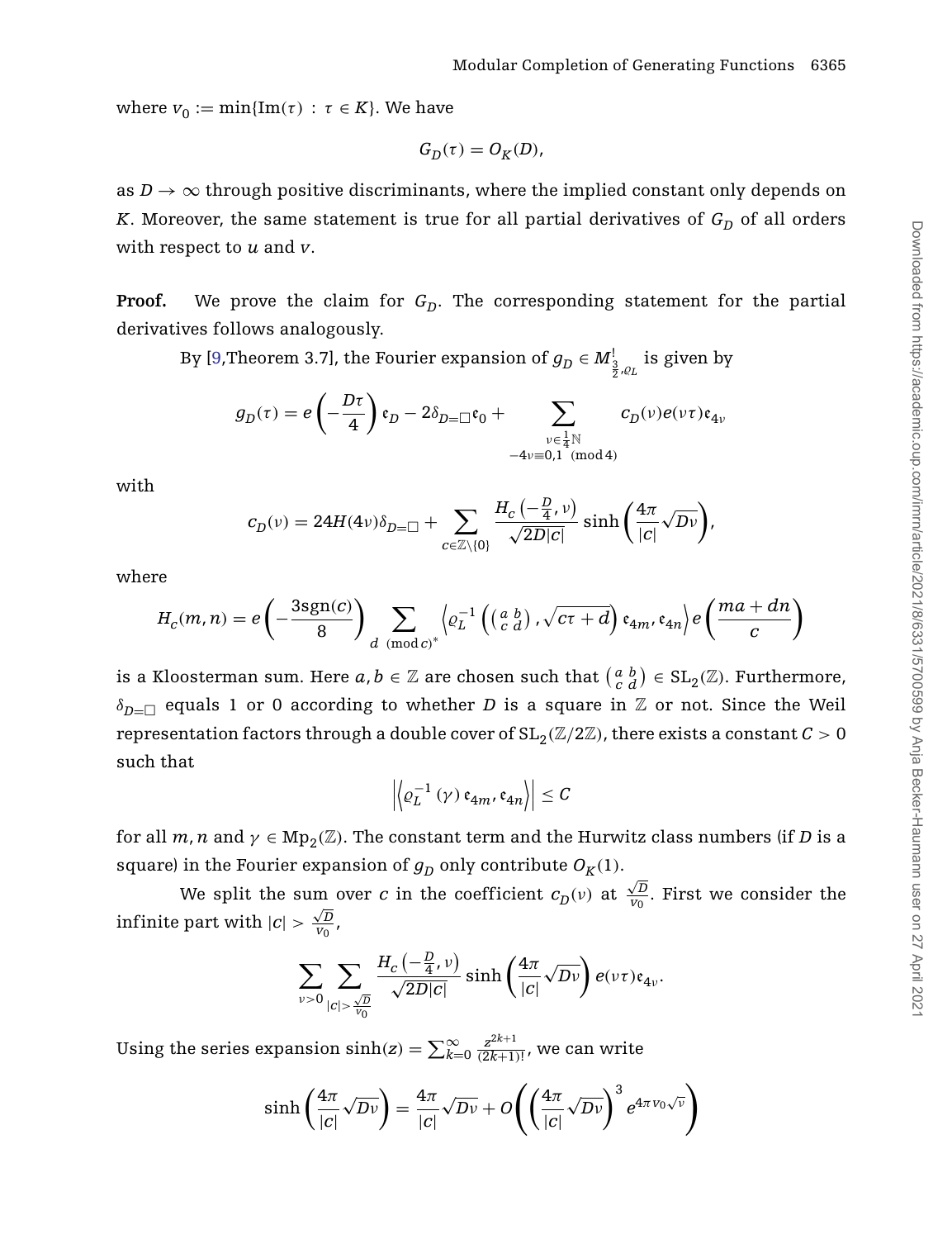where $v_0 := \min\{\mathrm{Im}(\tau) : \tau \in K\}$. We have

$$G_D(\tau) = O_K(D),$$

as $D \to \infty$ through positive discriminants, where the implied constant only depends on $K$. Moreover, the same statement is true for all partial derivatives of $G_D$ of all orders with respect to $u$ and $v$.

**Proof.** We prove the claim for $G_D$. The corresponding statement for the partial derivatives follows analogously.

By [9,Theorem 3.7], the Fourier expansion of $g_D \in M^!_{\frac{3}{2},\varrho_L}$ is given by

$$g_D(\tau) = e\left(-\frac{D\tau}{4}\right)\mathfrak{e}_D - 2\delta_{D=\square}\mathfrak{e}_0 + \sum_{\substack{\nu \in \frac{1}{4}\mathbb{N} \\ -4\nu \equiv 0,1 \pmod 4}} c_D(\nu) e(\nu\tau)\mathfrak{e}_{4\nu}$$

with

$$c_D(\nu) = 24H(4\nu)\delta_{D=\square} + \sum_{c \in \mathbb{Z}\setminus\{0\}} \frac{H_c\left(-\frac{D}{4}, \nu\right)}{\sqrt{2D|c|}} \sinh\left(\frac{4\pi}{|c|}\sqrt{D\nu}\right),$$

where

$$H_c(m,n) = e\left(-\frac{3\,\mathrm{sgn}(c)}{8}\right) \sum_{d \pmod{c}^*} \left\langle \varrho_L^{-1}\left(\left(\begin{smallmatrix} a & b \\ c & d \end{smallmatrix}\right), \sqrt{c\tau + d}\right)\mathfrak{e}_{4m}, \mathfrak{e}_{4n}\right\rangle e\left(\frac{ma + dn}{c}\right)$$

is a Kloosterman sum. Here $a, b \in \mathbb{Z}$ are chosen such that $\left(\begin{smallmatrix} a & b \\ c & d \end{smallmatrix}\right) \in \mathrm{SL}_2(\mathbb{Z})$. Furthermore, $\delta_{D=\square}$ equals 1 or 0 according to whether $D$ is a square in $\mathbb{Z}$ or not. Since the Weil representation factors through a double cover of $\mathrm{SL}_2(\mathbb{Z}/2\mathbb{Z})$, there exists a constant $C > 0$ such that

$$\left|\left\langle \varrho_L^{-1}(\gamma)\,\mathfrak{e}_{4m}, \mathfrak{e}_{4n}\right\rangle\right| \leq C$$

for all $m, n$ and $\gamma \in \mathrm{Mp}_2(\mathbb{Z})$. The constant term and the Hurwitz class numbers (if $D$ is a square) in the Fourier expansion of $g_D$ only contribute $O_K(1)$.

We split the sum over $c$ in the coefficient $c_D(\nu)$ at $\frac{\sqrt{D}}{v_0}$. First we consider the infinite part with $|c| > \frac{\sqrt{D}}{v_0}$,

$$\sum_{\nu > 0} \sum_{|c| > \frac{\sqrt{D}}{v_0}} \frac{H_c\left(-\frac{D}{4}, \nu\right)}{\sqrt{2D|c|}} \sinh\left(\frac{4\pi}{|c|}\sqrt{D\nu}\right) e(\nu\tau)\mathfrak{e}_{4\nu}.$$

Using the series expansion $\sinh(z) = \sum_{k=0}^{\infty} \frac{z^{2k+1}}{(2k+1)!}$, we can write

$$\sinh\left(\frac{4\pi}{|c|}\sqrt{D\nu}\right) = \frac{4\pi}{|c|}\sqrt{D\nu} + O\left(\left(\frac{4\pi}{|c|}\sqrt{D\nu}\right)^3 e^{4\pi v_0\sqrt{\nu}}\right)$$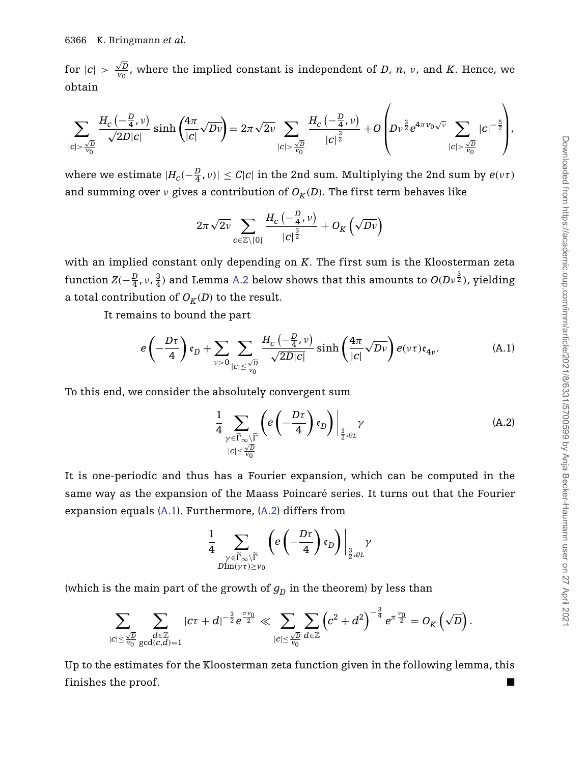for $|c| > \frac{\sqrt{D}}{v_0}$, where the implied constant is independent of $D$, $n$, $\nu$, and $K$. Hence, we obtain

$$\sum_{|c|>\frac{\sqrt{D}}{v_0}} \frac{H_c\left(-\frac{D}{4},\nu\right)}{\sqrt{2D|c|}} \sinh\left(\frac{4\pi}{|c|}\sqrt{D\nu}\right) = 2\pi\sqrt{2\nu} \sum_{|c|>\frac{\sqrt{D}}{v_0}} \frac{H_c\left(-\frac{D}{4},\nu\right)}{|c|^{\frac{3}{2}}} + O\left(D\nu^{\frac{3}{2}} e^{4\pi v_0\sqrt{\nu}} \sum_{|c|>\frac{\sqrt{D}}{v_0}} |c|^{-\frac{5}{2}}\right),$$

where we estimate $|H_c(-\frac{D}{4},\nu)| \leq C|c|$ in the 2nd sum. Multiplying the 2nd sum by $e(\nu\tau)$ and summing over $\nu$ gives a contribution of $O_K(D)$. The first term behaves like

$$2\pi\sqrt{2\nu} \sum_{c\in\mathbb{Z}\setminus\{0\}} \frac{H_c\left(-\frac{D}{4},\nu\right)}{|c|^{\frac{3}{2}}} + O_K\left(\sqrt{D\nu}\right)$$

with an implied constant only depending on $K$. The first sum is the Kloosterman zeta function $Z(-\frac{D}{4},\nu,\frac{3}{4})$ and Lemma A.2 below shows that this amounts to $O(D\nu^{\frac{3}{2}})$, yielding a total contribution of $O_K(D)$ to the result.

It remains to bound the part

$$e\left(-\frac{D\tau}{4}\right)\mathfrak{e}_D + \sum_{\nu>0}\sum_{|c|\leq\frac{\sqrt{D}}{v_0}} \frac{H_c\left(-\frac{D}{4},\nu\right)}{\sqrt{2D|c|}} \sinh\left(\frac{4\pi}{|c|}\sqrt{D\nu}\right) e(\nu\tau)\mathfrak{e}_{4\nu}. \tag{A.1}$$

To this end, we consider the absolutely convergent sum

$$\frac{1}{4}\sum_{\substack{\gamma\in\widetilde{\Gamma}_\infty\backslash\widetilde{\Gamma} \\ |c|\leq\frac{\sqrt{D}}{v_0}}} \left(e\left(-\frac{D\tau}{4}\right)\mathfrak{e}_D\right)\bigg|_{\frac{3}{2},\varrho_L}\gamma \tag{A.2}$$

It is one-periodic and thus has a Fourier expansion, which can be computed in the same way as the expansion of the Maass Poincaré series. It turns out that the Fourier expansion equals (A.1). Furthermore, (A.2) differs from

$$\frac{1}{4}\sum_{\substack{\gamma\in\widetilde{\Gamma}_\infty\backslash\widetilde{\Gamma} \\ D\mathrm{Im}(\gamma\tau)\geq v_0}} \left(e\left(-\frac{D\tau}{4}\right)\mathfrak{e}_D\right)\bigg|_{\frac{3}{2},\varrho_L}\gamma$$

(which is the main part of the growth of $g_D$ in the theorem) by less than

$$\sum_{|c|\leq\frac{\sqrt{D}}{v_0}}\sum_{\substack{d\in\mathbb{Z} \\ \gcd(c,d)=1}} |c\tau+d|^{-\frac{3}{2}} e^{\frac{\pi v_0}{2}} \ll \sum_{|c|\leq\frac{\sqrt{D}}{v_0}}\sum_{d\in\mathbb{Z}} \left(c^2+d^2\right)^{-\frac{3}{4}} e^{\pi\frac{v_0}{2}} = O_K\left(\sqrt{D}\right).$$

Up to the estimates for the Kloosterman zeta function given in the following lemma, this finishes the proof. ∎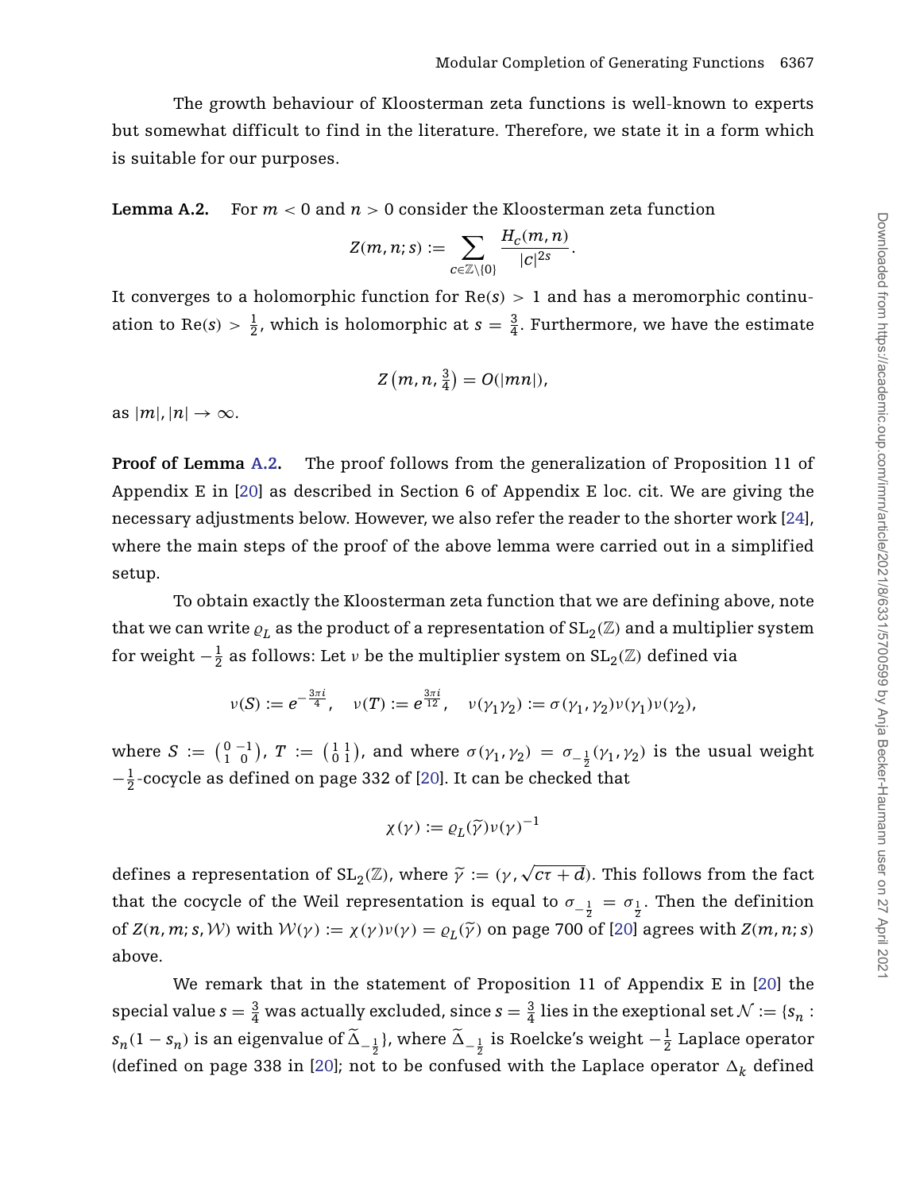The growth behaviour of Kloosterman zeta functions is well-known to experts but somewhat difficult to find in the literature. Therefore, we state it in a form which is suitable for our purposes.

**Lemma A.2.** For $m < 0$ and $n > 0$ consider the Kloosterman zeta function

$$Z(m, n; s) := \sum_{c \in \mathbb{Z} \setminus \{0\}} \frac{H_c(m, n)}{|c|^{2s}}.$$

It converges to a holomorphic function for $\mathrm{Re}(s) > 1$ and has a meromorphic continuation to $\mathrm{Re}(s) > \frac{1}{2}$, which is holomorphic at $s = \frac{3}{4}$. Furthermore, we have the estimate

$$Z\left(m, n, \tfrac{3}{4}\right) = O(|mn|),$$

as $|m|, |n| \to \infty$.

**Proof of Lemma A.2.** The proof follows from the generalization of Proposition 11 of Appendix E in [20] as described in Section 6 of Appendix E loc. cit. We are giving the necessary adjustments below. However, we also refer the reader to the shorter work [24], where the main steps of the proof of the above lemma were carried out in a simplified setup.

To obtain exactly the Kloosterman zeta function that we are defining above, note that we can write $\varrho_L$ as the product of a representation of $\mathrm{SL}_2(\mathbb{Z})$ and a multiplier system for weight $-\frac{1}{2}$ as follows: Let $\nu$ be the multiplier system on $\mathrm{SL}_2(\mathbb{Z})$ defined via

$$\nu(S) := e^{-\frac{3\pi i}{4}}, \quad \nu(T) := e^{\frac{3\pi i}{12}}, \quad \nu(\gamma_1\gamma_2) := \sigma(\gamma_1, \gamma_2)\nu(\gamma_1)\nu(\gamma_2),$$

where $S := \left(\begin{smallmatrix} 0 & -1 \\ 1 & 0 \end{smallmatrix}\right)$, $T := \left(\begin{smallmatrix} 1 & 1 \\ 0 & 1 \end{smallmatrix}\right)$, and where $\sigma(\gamma_1, \gamma_2) = \sigma_{-\frac{1}{2}}(\gamma_1, \gamma_2)$ is the usual weight $-\frac{1}{2}$-cocycle as defined on page 332 of [20]. It can be checked that

$$\chi(\gamma) := \varrho_L(\widetilde{\gamma})\nu(\gamma)^{-1}$$

defines a representation of $\mathrm{SL}_2(\mathbb{Z})$, where $\widetilde{\gamma} := (\gamma, \sqrt{c\tau + d})$. This follows from the fact that the cocycle of the Weil representation is equal to $\sigma_{-\frac{1}{2}} = \sigma_{\frac{1}{2}}$. Then the definition of $Z(n, m; s, \mathcal{W})$ with $\mathcal{W}(\gamma) := \chi(\gamma)\nu(\gamma) = \varrho_L(\widetilde{\gamma})$ on page 700 of [20] agrees with $Z(m, n; s)$ above.

We remark that in the statement of Proposition 11 of Appendix E in [20] the special value $s = \frac{3}{4}$ was actually excluded, since $s = \frac{3}{4}$ lies in the exeptional set $\mathcal{N} := \{s_n : s_n(1 - s_n)$ is an eigenvalue of $\widetilde{\Delta}_{-\frac{1}{2}}\}$, where $\widetilde{\Delta}_{-\frac{1}{2}}$ is Roelcke's weight $-\frac{1}{2}$ Laplace operator (defined on page 338 in [20]; not to be confused with the Laplace operator $\Delta_k$ defined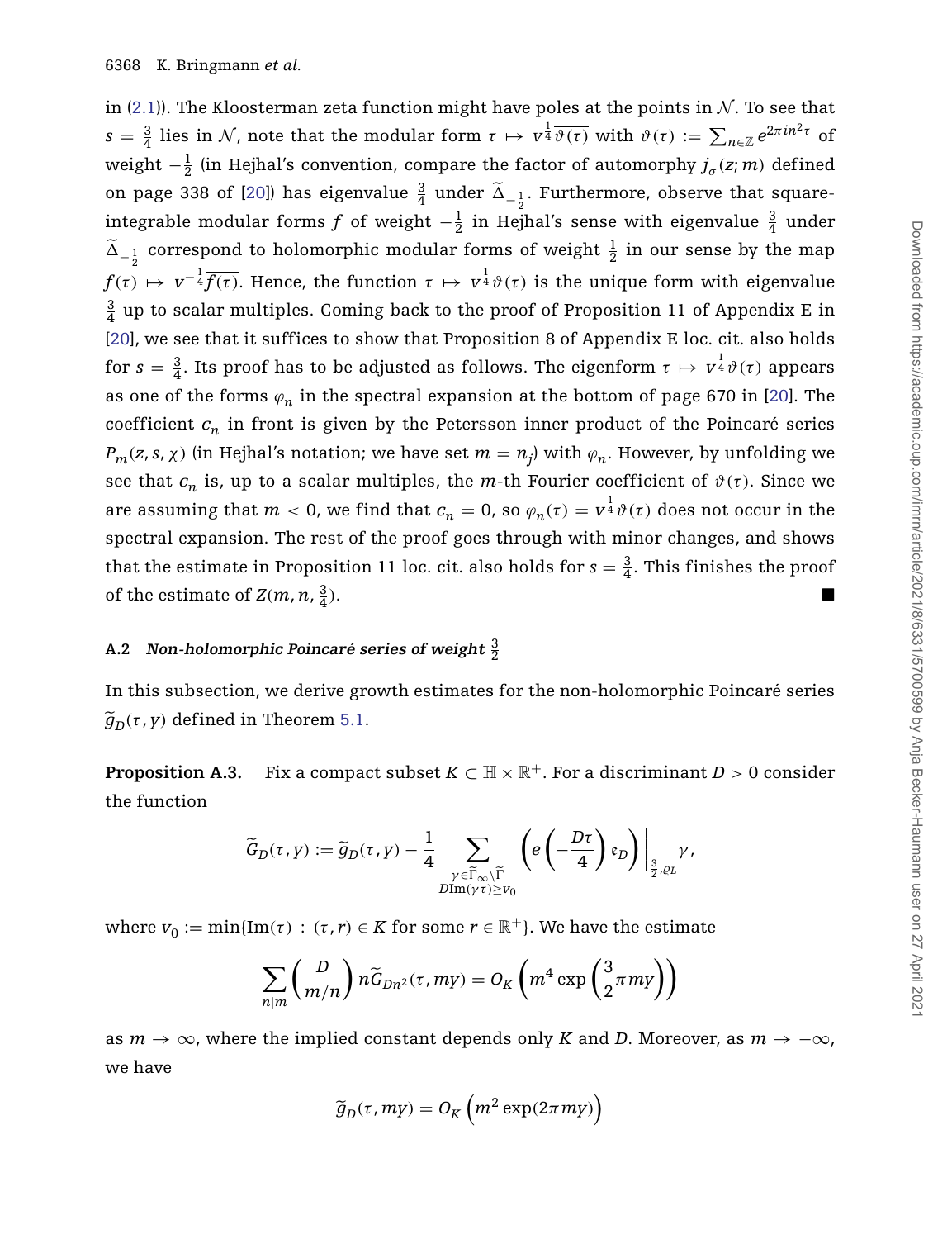in (2.1)). The Kloosterman zeta function might have poles at the points in $\mathcal{N}$. To see that $s = \frac{3}{4}$ lies in $\mathcal{N}$, note that the modular form $\tau \mapsto v^{\frac{1}{4}}\overline{\vartheta(\tau)}$ with $\vartheta(\tau) := \sum_{n\in\mathbb{Z}} e^{2\pi i n^2\tau}$ of weight $-\frac{1}{2}$ (in Hejhal's convention, compare the factor of automorphy $j_\sigma(z;m)$ defined on page 338 of [20]) has eigenvalue $\frac{3}{4}$ under $\widetilde{\Delta}_{-\frac{1}{2}}$. Furthermore, observe that square-integrable modular forms $f$ of weight $-\frac{1}{2}$ in Hejhal's sense with eigenvalue $\frac{3}{4}$ under $\widetilde{\Delta}_{-\frac{1}{2}}$ correspond to holomorphic modular forms of weight $\frac{1}{2}$ in our sense by the map $f(\tau) \mapsto v^{-\frac{1}{4}}\overline{f(\tau)}$. Hence, the function $\tau \mapsto v^{\frac{1}{4}}\overline{\vartheta(\tau)}$ is the unique form with eigenvalue $\frac{3}{4}$ up to scalar multiples. Coming back to the proof of Proposition 11 of Appendix E in [20], we see that it suffices to show that Proposition 8 of Appendix E loc. cit. also holds for $s = \frac{3}{4}$. Its proof has to be adjusted as follows. The eigenform $\tau \mapsto v^{\frac{1}{4}}\overline{\vartheta(\tau)}$ appears as one of the forms $\varphi_n$ in the spectral expansion at the bottom of page 670 in [20]. The coefficient $c_n$ in front is given by the Petersson inner product of the Poincaré series $P_m(z,s,\chi)$ (in Hejhal's notation; we have set $m = n_j$) with $\varphi_n$. However, by unfolding we see that $c_n$ is, up to a scalar multiples, the $m$-th Fourier coefficient of $\vartheta(\tau)$. Since we are assuming that $m < 0$, we find that $c_n = 0$, so $\varphi_n(\tau) = v^{\frac{1}{4}}\overline{\vartheta(\tau)}$ does not occur in the spectral expansion. The rest of the proof goes through with minor changes, and shows that the estimate in Proposition 11 loc. cit. also holds for $s = \frac{3}{4}$. This finishes the proof of the estimate of $Z(m,n,\frac{3}{4})$. ■

### A.2 *Non-holomorphic Poincaré series of weight $\frac{3}{2}$*

In this subsection, we derive growth estimates for the non-holomorphic Poincaré series $\widetilde{g}_D(\tau, y)$ defined in Theorem 5.1.

**Proposition A.3.** Fix a compact subset $K \subset \mathbb{H} \times \mathbb{R}^+$. For a discriminant $D > 0$ consider the function

$$\widetilde{G}_D(\tau, y) := \widetilde{g}_D(\tau, y) - \frac{1}{4} \sum_{\substack{\gamma\in\widetilde{\Gamma}_\infty\backslash\widetilde{\Gamma} \\ D\mathrm{Im}(\gamma\tau)\geq v_0}} \left( e\left(-\frac{D\tau}{4}\right)\mathfrak{e}_D \right)\Big|_{\frac{3}{2},\varrho_L}\gamma,$$

where $v_0 := \min\{\mathrm{Im}(\tau) : (\tau, r) \in K \text{ for some } r \in \mathbb{R}^+\}$. We have the estimate

$$\sum_{n|m} \left(\frac{D}{m/n}\right) n\widetilde{G}_{Dn^2}(\tau, my) = O_K\left(m^4 \exp\left(\frac{3}{2}\pi my\right)\right)$$

as $m \to \infty$, where the implied constant depends only $K$ and $D$. Moreover, as $m \to -\infty$, we have

$$\widetilde{g}_D(\tau, my) = O_K\left(m^2 \exp(2\pi my)\right)$$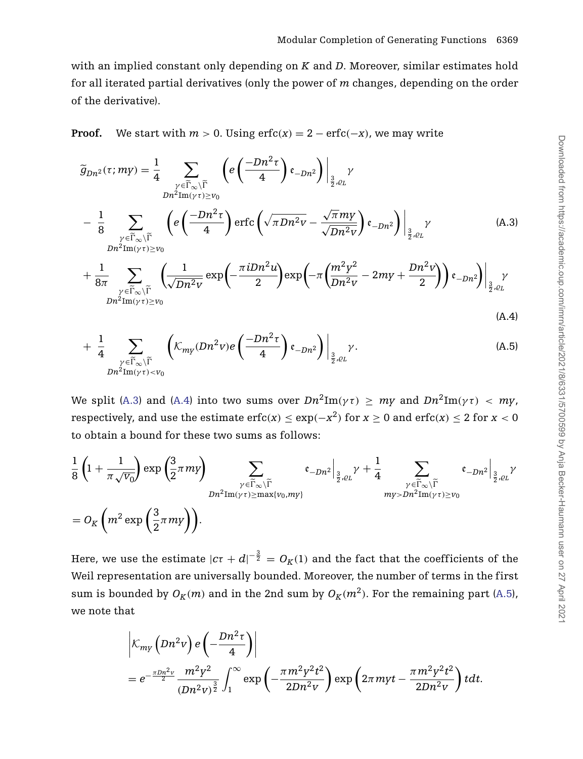with an implied constant only depending on $K$ and $D$. Moreover, similar estimates hold for all iterated partial derivatives (only the power of $m$ changes, depending on the order of the derivative).

**Proof.** We start with $m > 0$. Using $\operatorname{erfc}(x) = 2 - \operatorname{erfc}(-x)$, we may write

$$
\widetilde{g}_{Dn^2}(\tau; my) = \frac{1}{4} \sum_{\substack{\gamma \in \widetilde{\Gamma}_\infty \backslash \widetilde{\Gamma} \\ Dn^2 \operatorname{Im}(\gamma\tau) \geq v_0}} \left( e\left(\frac{-Dn^2\tau}{4}\right) \mathfrak{e}_{-Dn^2} \right)\Big|_{\frac{3}{2}, \varrho_L} \gamma
$$

$$
- \frac{1}{8} \sum_{\substack{\gamma \in \widetilde{\Gamma}_\infty \backslash \widetilde{\Gamma} \\ Dn^2 \operatorname{Im}(\gamma\tau) \geq v_0}} \left( e\left(\frac{-Dn^2\tau}{4}\right) \operatorname{erfc}\left(\sqrt{\pi Dn^2 v} - \frac{\sqrt{\pi}my}{\sqrt{Dn^2 v}}\right) \mathfrak{e}_{-Dn^2} \right)\Big|_{\frac{3}{2}, \varrho_L} \gamma \tag{A.3}
$$

$$
+ \frac{1}{8\pi} \sum_{\substack{\gamma \in \widetilde{\Gamma}_\infty \backslash \widetilde{\Gamma} \\ Dn^2 \operatorname{Im}(\gamma\tau) \geq v_0}} \left( \frac{1}{\sqrt{Dn^2 v}} \exp\left(-\frac{\pi i Dn^2 u}{2}\right) \exp\left(-\pi\left(\frac{m^2y^2}{Dn^2 v} - 2my + \frac{Dn^2 v}{2}\right)\right) \mathfrak{e}_{-Dn^2} \right)\Big|_{\frac{3}{2}, \varrho_L} \gamma \tag{A.4}
$$

$$
+ \frac{1}{4} \sum_{\substack{\gamma \in \widetilde{\Gamma}_\infty \backslash \widetilde{\Gamma} \\ Dn^2 \operatorname{Im}(\gamma\tau) < v_0}} \left( \mathcal{K}_{my}(Dn^2 v) e\left(\frac{-Dn^2\tau}{4}\right) \mathfrak{e}_{-Dn^2} \right)\Big|_{\frac{3}{2}, \varrho_L} \gamma. \tag{A.5}
$$

We split (A.3) and (A.4) into two sums over $Dn^2\operatorname{Im}(\gamma\tau) \geq my$ and $Dn^2\operatorname{Im}(\gamma\tau) < my$, respectively, and use the estimate $\operatorname{erfc}(x) \leq \exp(-x^2)$ for $x \geq 0$ and $\operatorname{erfc}(x) \leq 2$ for $x < 0$ to obtain a bound for these two sums as follows:

$$
\frac{1}{8}\left(1 + \frac{1}{\pi\sqrt{v_0}}\right) \exp\left(\frac{3}{2}\pi my\right) \sum_{\substack{\gamma \in \widetilde{\Gamma}_\infty \backslash \widetilde{\Gamma} \\ Dn^2 \operatorname{Im}(\gamma\tau) \geq \max\{v_0, my\}}} \mathfrak{e}_{-Dn^2}\Big|_{\frac{3}{2}, \varrho_L} \gamma + \frac{1}{4} \sum_{\substack{\gamma \in \widetilde{\Gamma}_\infty \backslash \widetilde{\Gamma} \\ my > Dn^2 \operatorname{Im}(\gamma\tau) \geq v_0}} \mathfrak{e}_{-Dn^2}\Big|_{\frac{3}{2}, \varrho_L} \gamma
$$

$$
= O_K\left(m^2 \exp\left(\frac{3}{2}\pi my\right)\right).
$$

Here, we use the estimate $|c\tau + d|^{-\frac{3}{2}} = O_K(1)$ and the fact that the coefficients of the Weil representation are universally bounded. Moreover, the number of terms in the first sum is bounded by $O_K(m)$ and in the 2nd sum by $O_K(m^2)$. For the remaining part (A.5), we note that

$$
\left| \mathcal{K}_{my}\left(Dn^2 v\right) e\left(-\frac{Dn^2\tau}{4}\right) \right|
$$

$$
= e^{-\frac{\pi Dn^2 v}{2}} \frac{m^2y^2}{(Dn^2 v)^{\frac{3}{2}}} \int_1^\infty \exp\left(-\frac{\pi m^2y^2t^2}{2Dn^2 v}\right) \exp\left(2\pi myt - \frac{\pi m^2y^2t^2}{2Dn^2 v}\right) t dt.
$$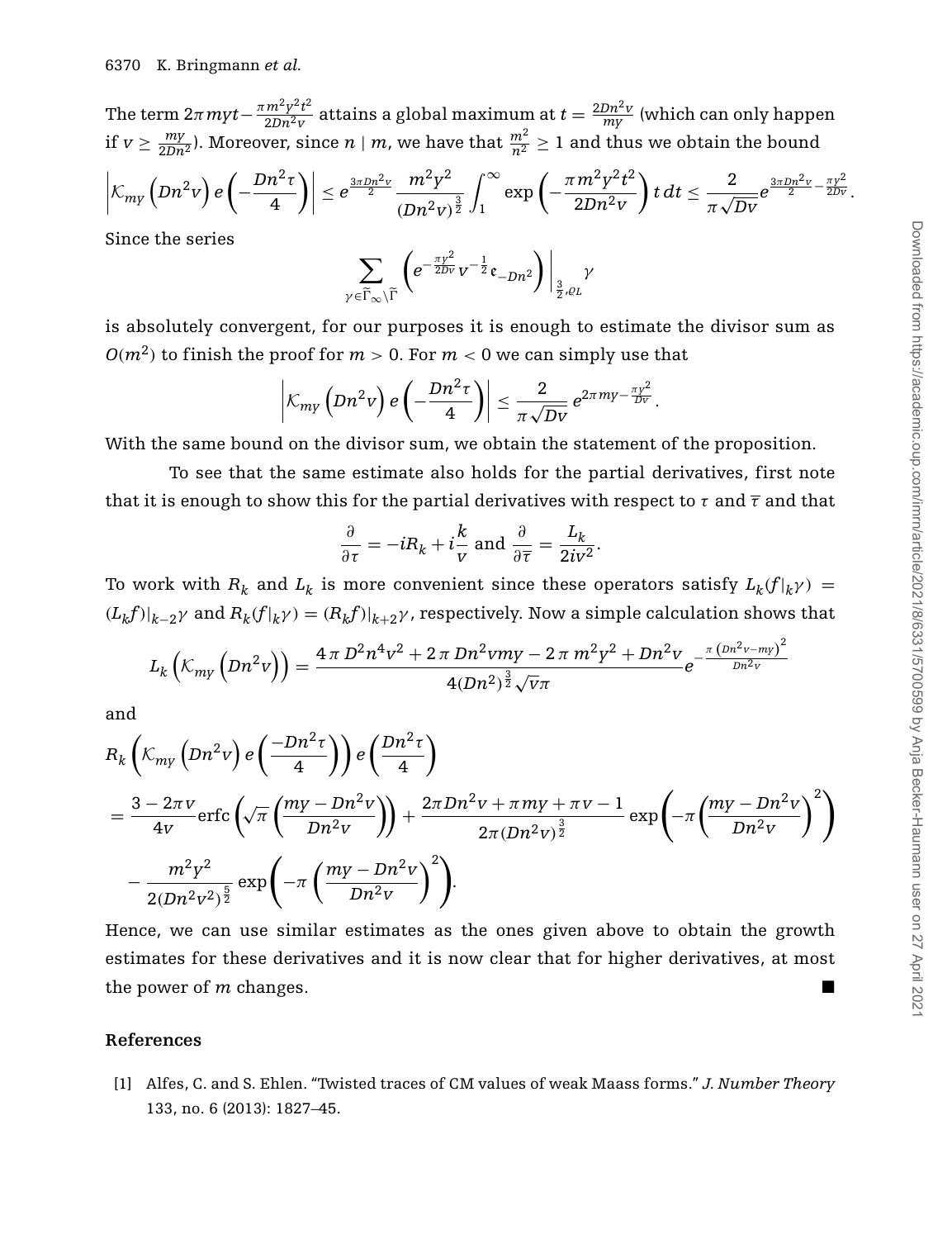The term $2\pi myt - \frac{\pi m^2 y^2 t^2}{2Dn^2 v}$ attains a global maximum at $t = \frac{2Dn^2 v}{my}$ (which can only happen if $v \geq \frac{my}{2Dn^2}$). Moreover, since $n \mid m$, we have that $\frac{m^2}{n^2} \geq 1$ and thus we obtain the bound

$$\left| \mathcal{K}_{my}\left(Dn^2 v\right) e\left(-\frac{Dn^2\tau}{4}\right) \right| \leq e^{\frac{3\pi Dn^2 v}{2}} \frac{m^2 y^2}{(Dn^2 v)^{\frac{3}{2}}} \int_1^\infty \exp\left(-\frac{\pi m^2 y^2 t^2}{2Dn^2 v}\right) t\, dt \leq \frac{2}{\pi\sqrt{Dv}} e^{\frac{3\pi Dn^2 v}{2} - \frac{\pi y^2}{2Dv}}.$$

Since the series

$$\sum_{\gamma \in \widetilde{\Gamma}_\infty \backslash \widetilde{\Gamma}} \left( e^{-\frac{\pi y^2}{2Dv}} v^{-\frac{1}{2}} \mathfrak{e}_{-Dn^2} \right) \Big|_{\frac{3}{2}, \varrho_L} \gamma$$

is absolutely convergent, for our purposes it is enough to estimate the divisor sum as $O(m^2)$ to finish the proof for $m > 0$. For $m < 0$ we can simply use that

$$\left| \mathcal{K}_{my}\left(Dn^2 v\right) e\left(-\frac{Dn^2\tau}{4}\right) \right| \leq \frac{2}{\pi\sqrt{Dv}} e^{2\pi my - \frac{\pi y^2}{Dv}}.$$

With the same bound on the divisor sum, we obtain the statement of the proposition.

To see that the same estimate also holds for the partial derivatives, first note that it is enough to show this for the partial derivatives with respect to $\tau$ and $\overline{\tau}$ and that

$$\frac{\partial}{\partial \tau} = -iR_k + i\frac{k}{v} \text{ and } \frac{\partial}{\partial \overline{\tau}} = \frac{L_k}{2iv^2}.$$

To work with $R_k$ and $L_k$ is more convenient since these operators satisfy $L_k(f|_k\gamma) = (L_k f)|_{k-2}\gamma$ and $R_k(f|_k\gamma) = (R_k f)|_{k+2}\gamma$, respectively. Now a simple calculation shows that

$$L_k\left(\mathcal{K}_{my}\left(Dn^2 v\right)\right) = \frac{4\pi D^2 n^4 v^2 + 2\pi Dn^2 vmy - 2\pi m^2 y^2 + Dn^2 v}{4(Dn^2)^{\frac{3}{2}}\sqrt{v}\pi} e^{-\frac{\pi\left(Dn^2 v - my\right)^2}{Dn^2 v}}$$

and

$$\begin{aligned}
&R_k\left(\mathcal{K}_{my}\left(Dn^2 v\right) e\left(\frac{-Dn^2\tau}{4}\right)\right) e\left(\frac{Dn^2\tau}{4}\right) \\
&= \frac{3 - 2\pi v}{4v} \operatorname{erfc}\left(\sqrt{\pi}\left(\frac{my - Dn^2 v}{Dn^2 v}\right)\right) + \frac{2\pi Dn^2 v + \pi my + \pi v - 1}{2\pi(Dn^2 v)^{\frac{3}{2}}} \exp\left(-\pi\left(\frac{my - Dn^2 v}{Dn^2 v}\right)^2\right) \\
&\quad - \frac{m^2 y^2}{2(Dn^2 v^2)^{\frac{5}{2}}} \exp\left(-\pi\left(\frac{my - Dn^2 v}{Dn^2 v}\right)^2\right).
\end{aligned}$$

Hence, we can use similar estimates as the ones given above to obtain the growth estimates for these derivatives and it is now clear that for higher derivatives, at most the power of $m$ changes. ■

## References

[1] Alfes, C. and S. Ehlen. "Twisted traces of CM values of weak Maass forms." *J. Number Theory* 133, no. 6 (2013): 1827–45.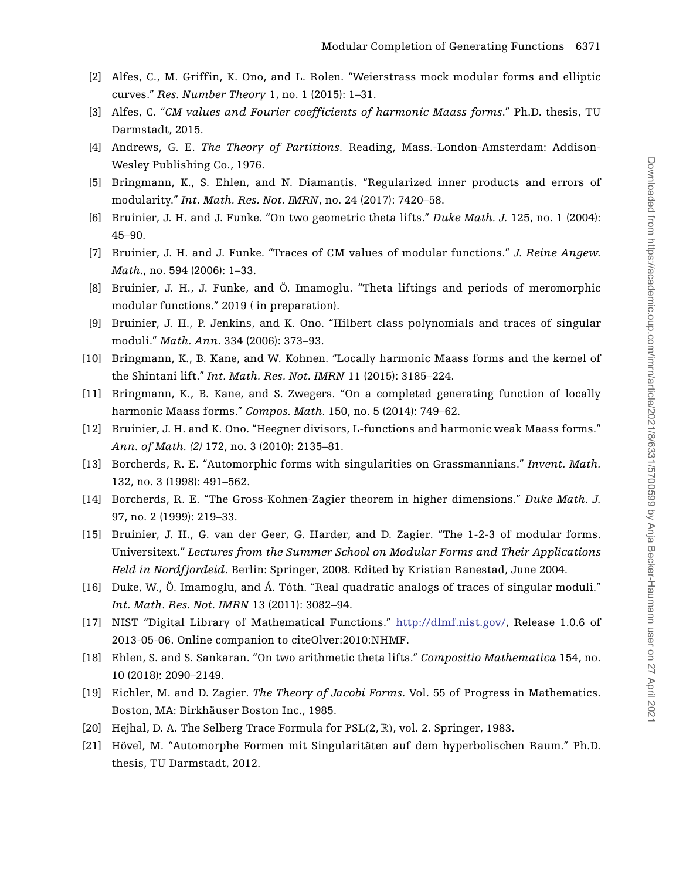[2] Alfes, C., M. Griffin, K. Ono, and L. Rolen. “Weierstrass mock modular forms and elliptic curves.” *Res. Number Theory* 1, no. 1 (2015): 1–31.

[3] Alfes, C. “*CM values and Fourier coefficients of harmonic Maass forms*.” Ph.D. thesis, TU Darmstadt, 2015.

[4] Andrews, G. E. *The Theory of Partitions*. Reading, Mass.-London-Amsterdam: Addison-Wesley Publishing Co., 1976.

[5] Bringmann, K., S. Ehlen, and N. Diamantis. “Regularized inner products and errors of modularity.” *Int. Math. Res. Not. IMRN*, no. 24 (2017): 7420–58.

[6] Bruinier, J. H. and J. Funke. “On two geometric theta lifts.” *Duke Math. J.* 125, no. 1 (2004): 45–90.

[7] Bruinier, J. H. and J. Funke. “Traces of CM values of modular functions.” *J. Reine Angew. Math.*, no. 594 (2006): 1–33.

[8] Bruinier, J. H., J. Funke, and Ö. Imamoglu. “Theta liftings and periods of meromorphic modular functions.” 2019 ( in preparation).

[9] Bruinier, J. H., P. Jenkins, and K. Ono. “Hilbert class polynomials and traces of singular moduli.” *Math. Ann.* 334 (2006): 373–93.

[10] Bringmann, K., B. Kane, and W. Kohnen. “Locally harmonic Maass forms and the kernel of the Shintani lift.” *Int. Math. Res. Not. IMRN* 11 (2015): 3185–224.

[11] Bringmann, K., B. Kane, and S. Zwegers. “On a completed generating function of locally harmonic Maass forms.” *Compos. Math.* 150, no. 5 (2014): 749–62.

[12] Bruinier, J. H. and K. Ono. “Heegner divisors, L-functions and harmonic weak Maass forms.” *Ann. of Math. (2)* 172, no. 3 (2010): 2135–81.

[13] Borcherds, R. E. “Automorphic forms with singularities on Grassmannians.” *Invent. Math.* 132, no. 3 (1998): 491–562.

[14] Borcherds, R. E. “The Gross-Kohnen-Zagier theorem in higher dimensions.” *Duke Math. J.* 97, no. 2 (1999): 219–33.

[15] Bruinier, J. H., G. van der Geer, G. Harder, and D. Zagier. “The 1-2-3 of modular forms. Universitext.” *Lectures from the Summer School on Modular Forms and Their Applications Held in Nordfjordeid*. Berlin: Springer, 2008. Edited by Kristian Ranestad, June 2004.

[16] Duke, W., Ö. Imamoglu, and Á. Tóth. “Real quadratic analogs of traces of singular moduli.” *Int. Math. Res. Not. IMRN* 13 (2011): 3082–94.

[17] NIST “Digital Library of Mathematical Functions.” http://dlmf.nist.gov/, Release 1.0.6 of 2013-05-06. Online companion to citeOlver:2010:NHMF.

[18] Ehlen, S. and S. Sankaran. “On two arithmetic theta lifts.” *Compositio Mathematica* 154, no. 10 (2018): 2090–2149.

[19] Eichler, M. and D. Zagier. *The Theory of Jacobi Forms.* Vol. 55 of Progress in Mathematics. Boston, MA: Birkhäuser Boston Inc., 1985.

[20] Hejhal, D. A. The Selberg Trace Formula for $\mathrm{PSL}(2, \mathbb{R})$, vol. 2. Springer, 1983.

[21] Hövel, M. “Automorphe Formen mit Singularitäten auf dem hyperbolischen Raum.” Ph.D. thesis, TU Darmstadt, 2012.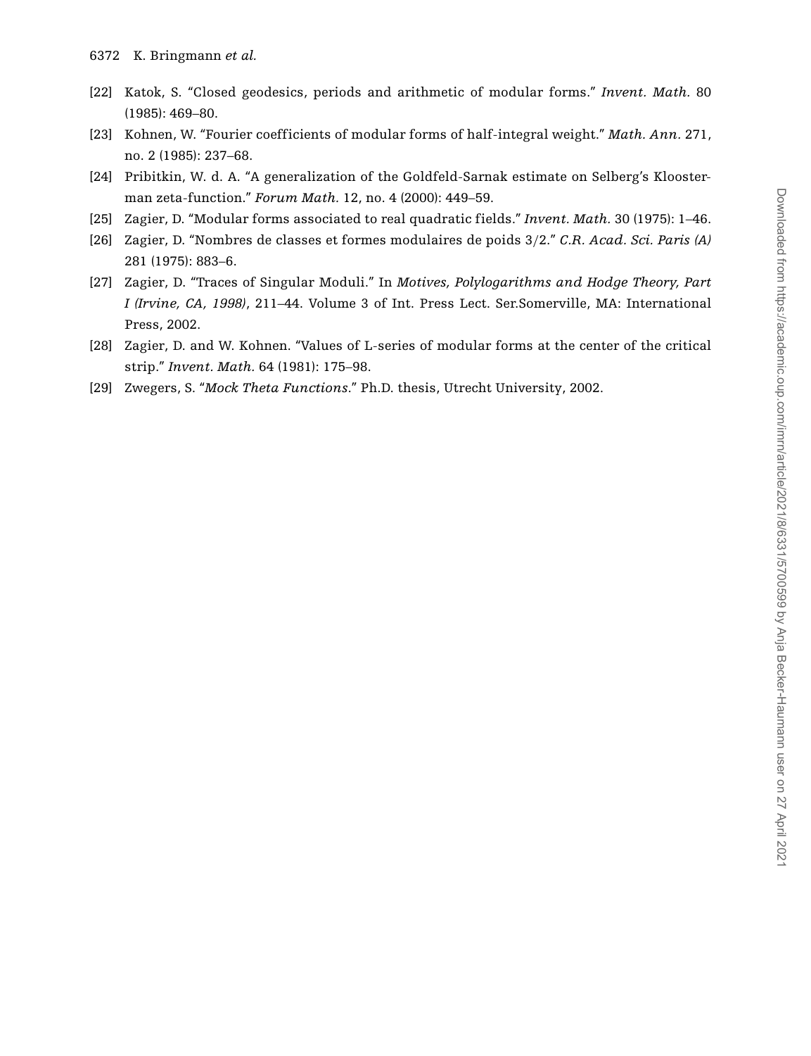[22] Katok, S. "Closed geodesics, periods and arithmetic of modular forms." *Invent. Math.* 80 (1985): 469–80.

[23] Kohnen, W. "Fourier coefficients of modular forms of half-integral weight." *Math. Ann.* 271, no. 2 (1985): 237–68.

[24] Pribitkin, W. d. A. "A generalization of the Goldfeld-Sarnak estimate on Selberg's Kloosterman zeta-function." *Forum Math.* 12, no. 4 (2000): 449–59.

[25] Zagier, D. "Modular forms associated to real quadratic fields." *Invent. Math.* 30 (1975): 1–46.

[26] Zagier, D. "Nombres de classes et formes modulaires de poids 3/2." *C.R. Acad. Sci. Paris (A)* 281 (1975): 883–6.

[27] Zagier, D. "Traces of Singular Moduli." In *Motives, Polylogarithms and Hodge Theory, Part I (Irvine, CA, 1998)*, 211–44. Volume 3 of Int. Press Lect. Ser.Somerville, MA: International Press, 2002.

[28] Zagier, D. and W. Kohnen. "Values of L-series of modular forms at the center of the critical strip." *Invent. Math.* 64 (1981): 175–98.

[29] Zwegers, S. "*Mock Theta Functions*." Ph.D. thesis, Utrecht University, 2002.